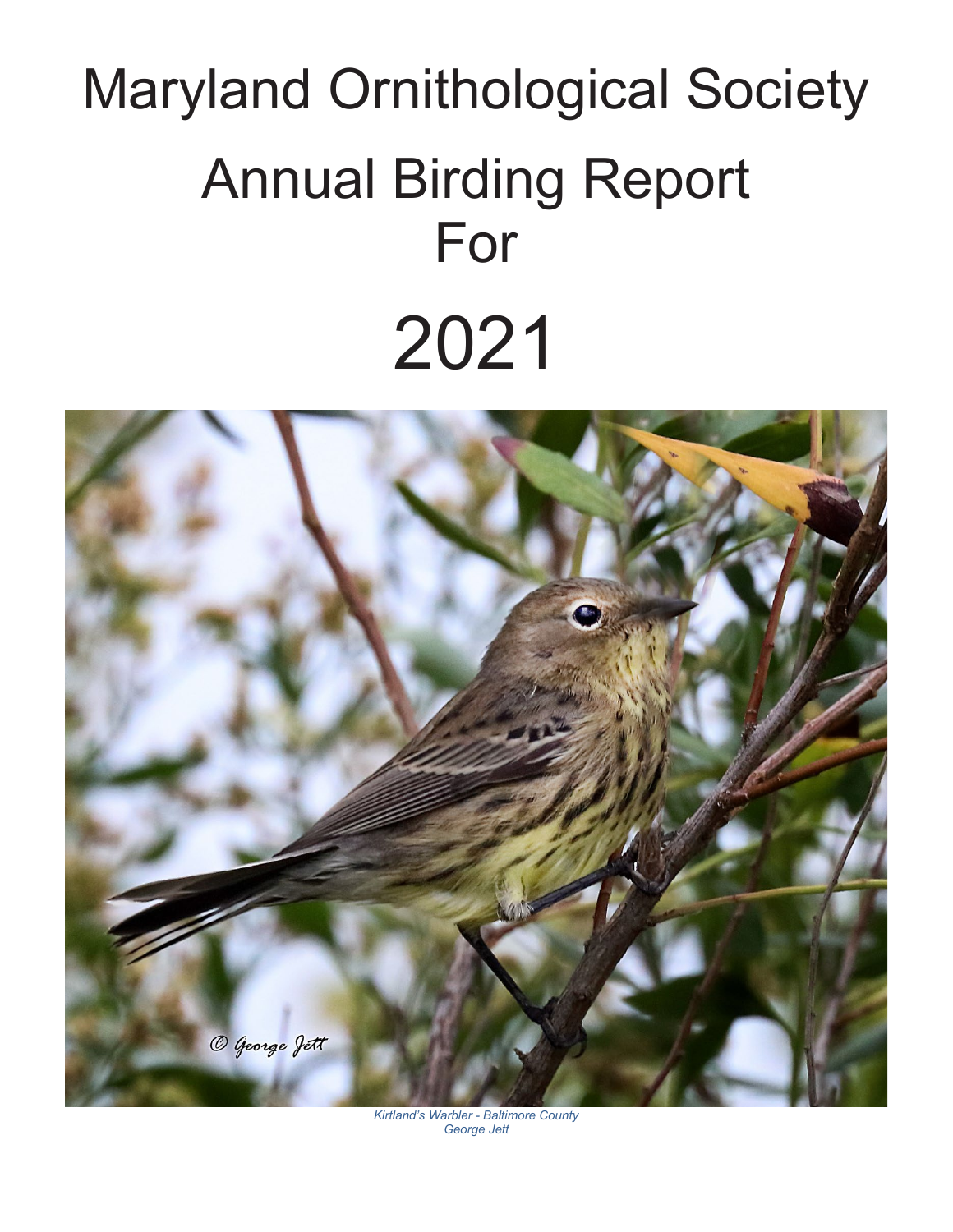# Maryland Ornithological Society

# Annual Birding Report For

# 2021

*Kirtland's Warbler - Baltimore County*
*George Jett*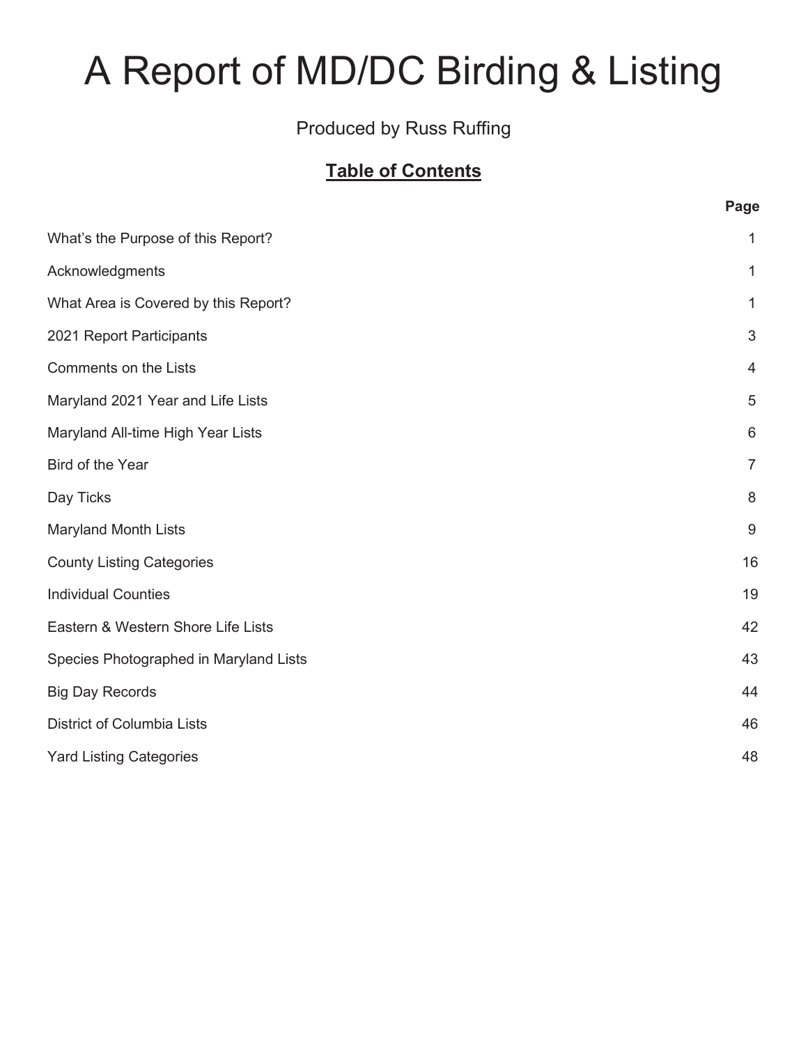# A Report of MD/DC Birding & Listing

Produced by Russ Ruffing

## **Table of Contents**

| | Page |
|---|---|
| What's the Purpose of this Report? | 1 |
| Acknowledgments | 1 |
| What Area is Covered by this Report? | 1 |
| 2021 Report Participants | 3 |
| Comments on the Lists | 4 |
| Maryland 2021 Year and Life Lists | 5 |
| Maryland All-time High Year Lists | 6 |
| Bird of the Year | 7 |
| Day Ticks | 8 |
| Maryland Month Lists | 9 |
| County Listing Categories | 16 |
| Individual Counties | 19 |
| Eastern & Western Shore Life Lists | 42 |
| Species Photographed in Maryland Lists | 43 |
| Big Day Records | 44 |
| District of Columbia Lists | 46 |
| Yard Listing Categories | 48 |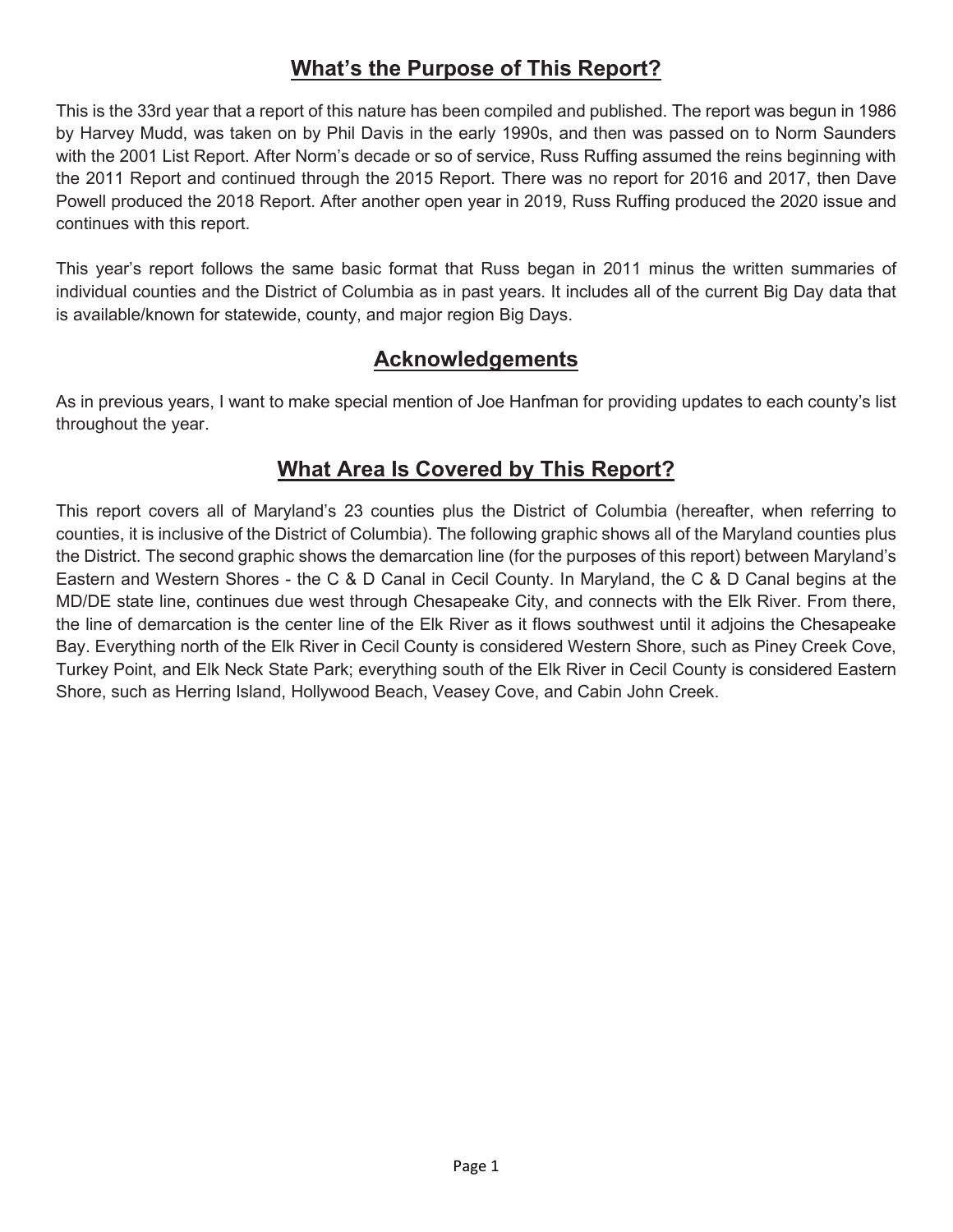## What's the Purpose of This Report?

This is the 33rd year that a report of this nature has been compiled and published. The report was begun in 1986 by Harvey Mudd, was taken on by Phil Davis in the early 1990s, and then was passed on to Norm Saunders with the 2001 List Report. After Norm's decade or so of service, Russ Ruffing assumed the reins beginning with the 2011 Report and continued through the 2015 Report. There was no report for 2016 and 2017, then Dave Powell produced the 2018 Report. After another open year in 2019, Russ Ruffing produced the 2020 issue and continues with this report.

This year's report follows the same basic format that Russ began in 2011 minus the written summaries of individual counties and the District of Columbia as in past years. It includes all of the current Big Day data that is available/known for statewide, county, and major region Big Days.

## Acknowledgements

As in previous years, I want to make special mention of Joe Hanfman for providing updates to each county's list throughout the year.

## What Area Is Covered by This Report?

This report covers all of Maryland's 23 counties plus the District of Columbia (hereafter, when referring to counties, it is inclusive of the District of Columbia). The following graphic shows all of the Maryland counties plus the District. The second graphic shows the demarcation line (for the purposes of this report) between Maryland's Eastern and Western Shores - the C & D Canal in Cecil County. In Maryland, the C & D Canal begins at the MD/DE state line, continues due west through Chesapeake City, and connects with the Elk River. From there, the line of demarcation is the center line of the Elk River as it flows southwest until it adjoins the Chesapeake Bay. Everything north of the Elk River in Cecil County is considered Western Shore, such as Piney Creek Cove, Turkey Point, and Elk Neck State Park; everything south of the Elk River in Cecil County is considered Eastern Shore, such as Herring Island, Hollywood Beach, Veasey Cove, and Cabin John Creek.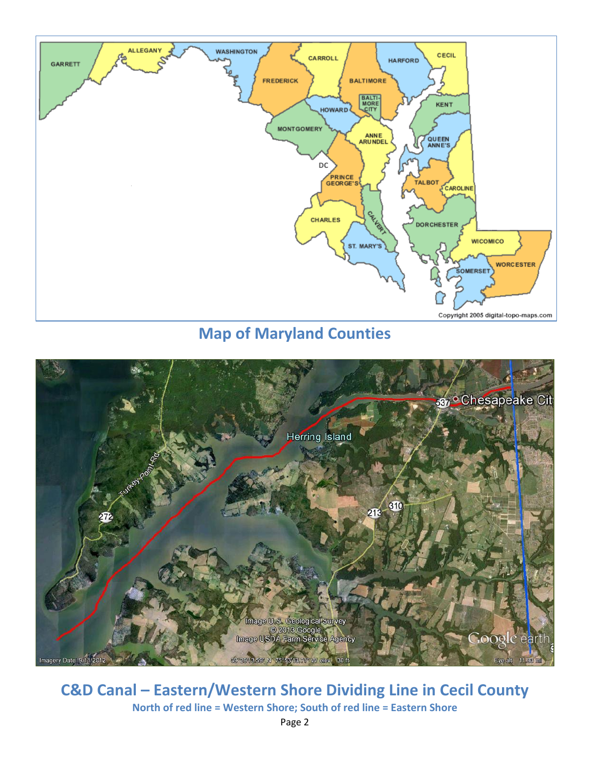**Map of Maryland Counties**

**C&D Canal – Eastern/Western Shore Dividing Line in Cecil County**

**North of red line = Western Shore; South of red line = Eastern Shore**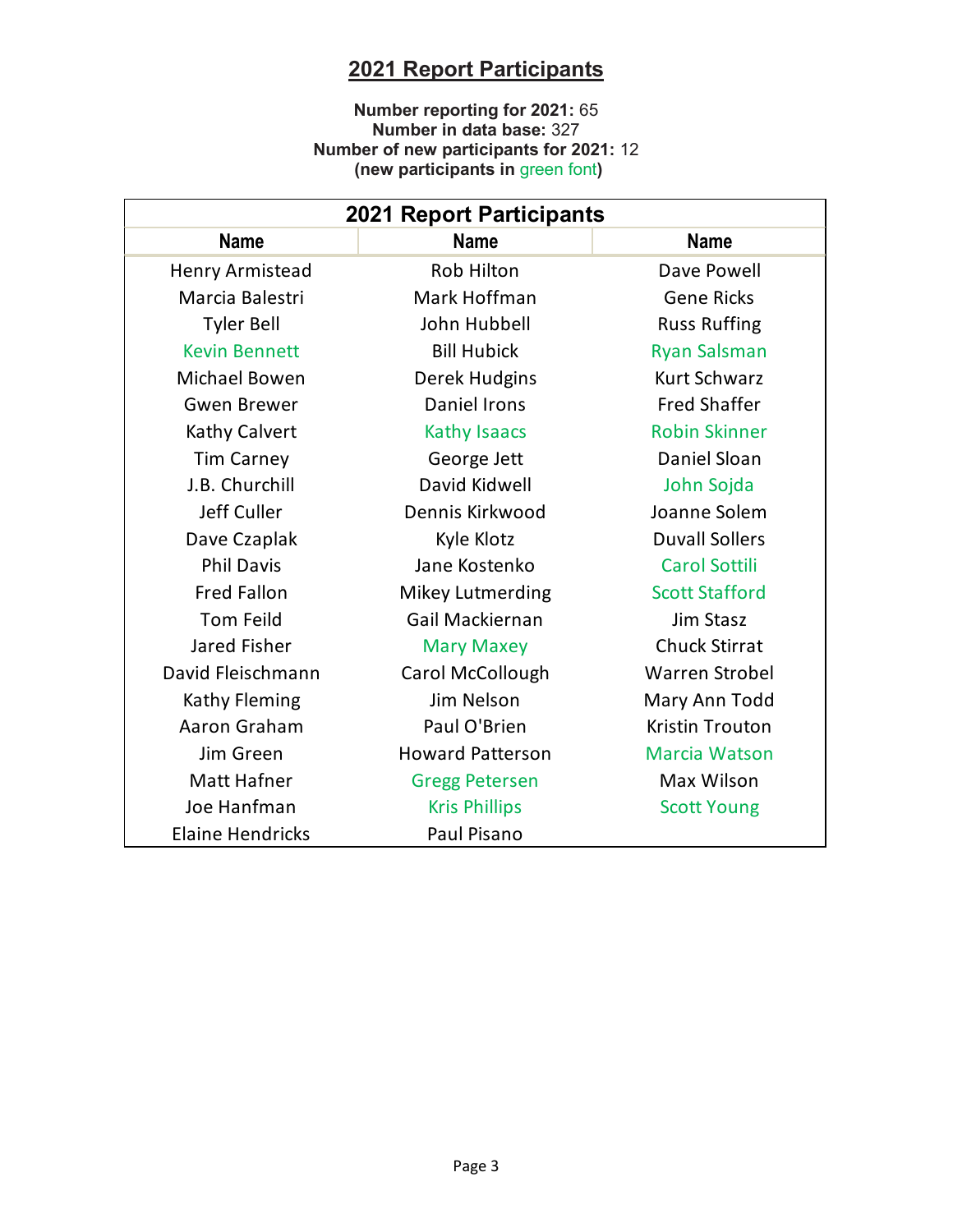## 2021 Report Participants

**Number reporting for 2021:** 65
**Number in data base:** 327
**Number of new participants for 2021:** 12
**(new participants in green font)**

| 2021 Report Participants | | |
|---|---|---|
| **Name** | **Name** | **Name** |
| Henry Armistead | Rob Hilton | Dave Powell |
| Marcia Balestri | Mark Hoffman | Gene Ricks |
| Tyler Bell | John Hubbell | Russ Ruffing |
| Kevin Bennett | Bill Hubick | Ryan Salsman |
| Michael Bowen | Derek Hudgins | Kurt Schwarz |
| Gwen Brewer | Daniel Irons | Fred Shaffer |
| Kathy Calvert | Kathy Isaacs | Robin Skinner |
| Tim Carney | George Jett | Daniel Sloan |
| J.B. Churchill | David Kidwell | John Sojda |
| Jeff Culler | Dennis Kirkwood | Joanne Solem |
| Dave Czaplak | Kyle Klotz | Duvall Sollers |
| Phil Davis | Jane Kostenko | Carol Sottili |
| Fred Fallon | Mikey Lutmerding | Scott Stafford |
| Tom Feild | Gail Mackiernan | Jim Stasz |
| Jared Fisher | Mary Maxey | Chuck Stirrat |
| David Fleischmann | Carol McCollough | Warren Strobel |
| Kathy Fleming | Jim Nelson | Mary Ann Todd |
| Aaron Graham | Paul O'Brien | Kristin Trouton |
| Jim Green | Howard Patterson | Marcia Watson |
| Matt Hafner | Gregg Petersen | Max Wilson |
| Joe Hanfman | Kris Phillips | Scott Young |
| Elaine Hendricks | Paul Pisano | |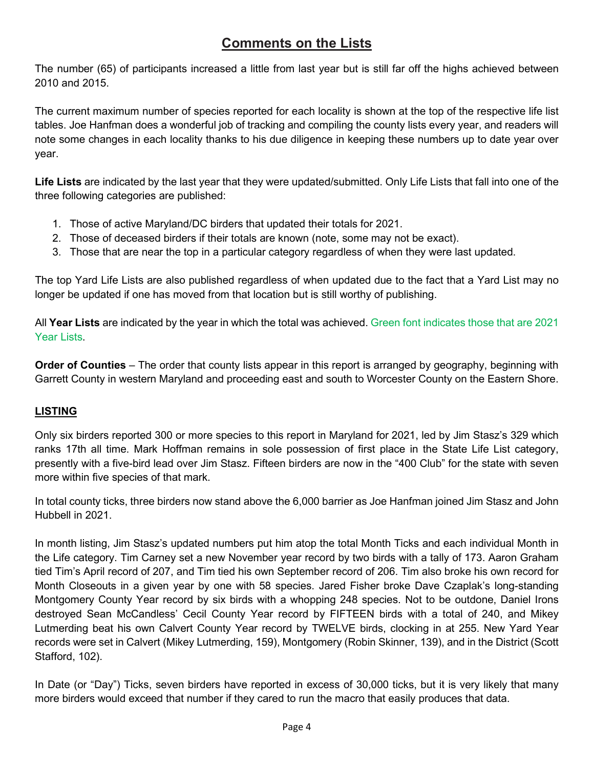# Comments on the Lists

The number (65) of participants increased a little from last year but is still far off the highs achieved between 2010 and 2015.

The current maximum number of species reported for each locality is shown at the top of the respective life list tables. Joe Hanfman does a wonderful job of tracking and compiling the county lists every year, and readers will note some changes in each locality thanks to his due diligence in keeping these numbers up to date year over year.

**Life Lists** are indicated by the last year that they were updated/submitted. Only Life Lists that fall into one of the three following categories are published:

1. Those of active Maryland/DC birders that updated their totals for 2021.
2. Those of deceased birders if their totals are known (note, some may not be exact).
3. Those that are near the top in a particular category regardless of when they were last updated.

The top Yard Life Lists are also published regardless of when updated due to the fact that a Yard List may no longer be updated if one has moved from that location but is still worthy of publishing.

All **Year Lists** are indicated by the year in which the total was achieved. Green font indicates those that are 2021 Year Lists.

**Order of Counties** – The order that county lists appear in this report is arranged by geography, beginning with Garrett County in western Maryland and proceeding east and south to Worcester County on the Eastern Shore.

## LISTING

Only six birders reported 300 or more species to this report in Maryland for 2021, led by Jim Stasz's 329 which ranks 17th all time. Mark Hoffman remains in sole possession of first place in the State Life List category, presently with a five-bird lead over Jim Stasz. Fifteen birders are now in the "400 Club" for the state with seven more within five species of that mark.

In total county ticks, three birders now stand above the 6,000 barrier as Joe Hanfman joined Jim Stasz and John Hubbell in 2021.

In month listing, Jim Stasz's updated numbers put him atop the total Month Ticks and each individual Month in the Life category. Tim Carney set a new November year record by two birds with a tally of 173. Aaron Graham tied Tim's April record of 207, and Tim tied his own September record of 206. Tim also broke his own record for Month Closeouts in a given year by one with 58 species. Jared Fisher broke Dave Czaplak's long-standing Montgomery County Year record by six birds with a whopping 248 species. Not to be outdone, Daniel Irons destroyed Sean McCandless' Cecil County Year record by FIFTEEN birds with a total of 240, and Mikey Lutmerding beat his own Calvert County Year record by TWELVE birds, clocking in at 255. New Yard Year records were set in Calvert (Mikey Lutmerding, 159), Montgomery (Robin Skinner, 139), and in the District (Scott Stafford, 102).

In Date (or "Day") Ticks, seven birders have reported in excess of 30,000 ticks, but it is very likely that many more birders would exceed that number if they cared to run the macro that easily produces that data.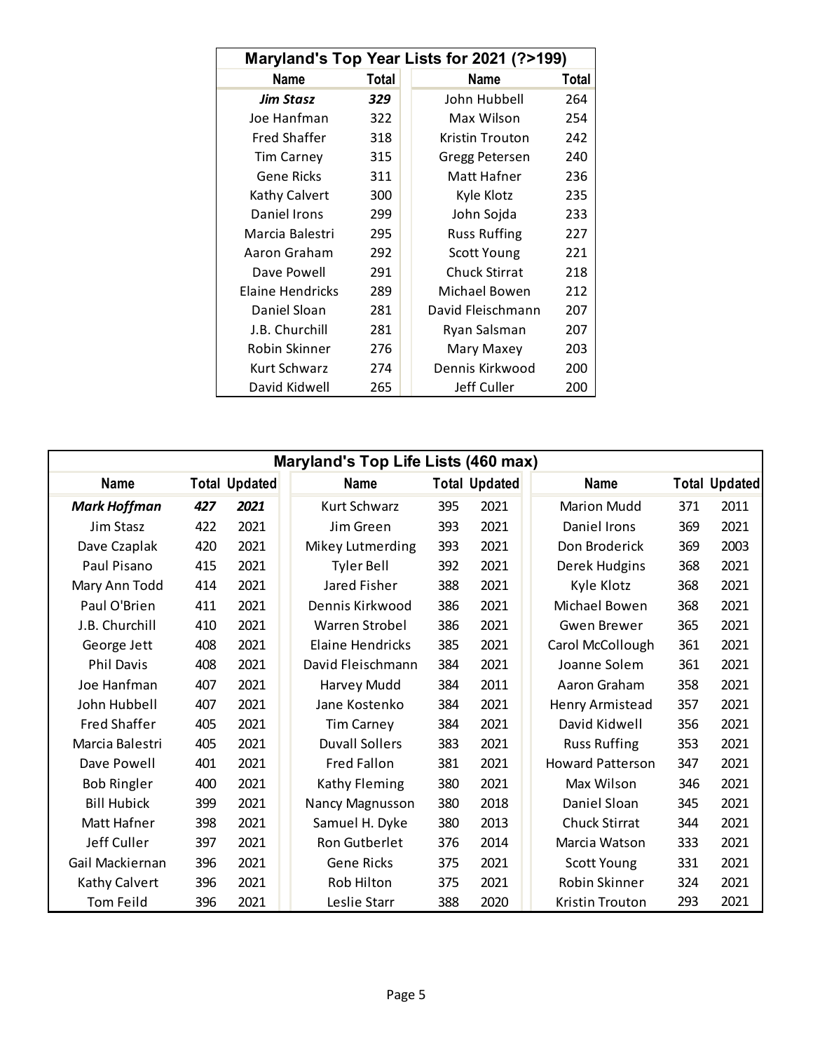## Maryland's Top Year Lists for 2021 (?>199)

| Name | Total | Name | Total |
|---|---|---|---|
| ***Jim Stasz*** | ***329*** | John Hubbell | 264 |
| Joe Hanfman | 322 | Max Wilson | 254 |
| Fred Shaffer | 318 | Kristin Trouton | 242 |
| Tim Carney | 315 | Gregg Petersen | 240 |
| Gene Ricks | 311 | Matt Hafner | 236 |
| Kathy Calvert | 300 | Kyle Klotz | 235 |
| Daniel Irons | 299 | John Sojda | 233 |
| Marcia Balestri | 295 | Russ Ruffing | 227 |
| Aaron Graham | 292 | Scott Young | 221 |
| Dave Powell | 291 | Chuck Stirrat | 218 |
| Elaine Hendricks | 289 | Michael Bowen | 212 |
| Daniel Sloan | 281 | David Fleischmann | 207 |
| J.B. Churchill | 281 | Ryan Salsman | 207 |
| Robin Skinner | 276 | Mary Maxey | 203 |
| Kurt Schwarz | 274 | Dennis Kirkwood | 200 |
| David Kidwell | 265 | Jeff Culler | 200 |

## Maryland's Top Life Lists (460 max)

| Name | Total | Updated | Name | Total | Updated | Name | Total | Updated |
|---|---|---|---|---|---|---|---|---|
| ***Mark Hoffman*** | ***427*** | ***2021*** | Kurt Schwarz | 395 | 2021 | Marion Mudd | 371 | 2011 |
| Jim Stasz | 422 | 2021 | Jim Green | 393 | 2021 | Daniel Irons | 369 | 2021 |
| Dave Czaplak | 420 | 2021 | Mikey Lutmerding | 393 | 2021 | Don Broderick | 369 | 2003 |
| Paul Pisano | 415 | 2021 | Tyler Bell | 392 | 2021 | Derek Hudgins | 368 | 2021 |
| Mary Ann Todd | 414 | 2021 | Jared Fisher | 388 | 2021 | Kyle Klotz | 368 | 2021 |
| Paul O'Brien | 411 | 2021 | Dennis Kirkwood | 386 | 2021 | Michael Bowen | 368 | 2021 |
| J.B. Churchill | 410 | 2021 | Warren Strobel | 386 | 2021 | Gwen Brewer | 365 | 2021 |
| George Jett | 408 | 2021 | Elaine Hendricks | 385 | 2021 | Carol McCollough | 361 | 2021 |
| Phil Davis | 408 | 2021 | David Fleischmann | 384 | 2021 | Joanne Solem | 361 | 2021 |
| Joe Hanfman | 407 | 2021 | Harvey Mudd | 384 | 2011 | Aaron Graham | 358 | 2021 |
| John Hubbell | 407 | 2021 | Jane Kostenko | 384 | 2021 | Henry Armistead | 357 | 2021 |
| Fred Shaffer | 405 | 2021 | Tim Carney | 384 | 2021 | David Kidwell | 356 | 2021 |
| Marcia Balestri | 405 | 2021 | Duvall Sollers | 383 | 2021 | Russ Ruffing | 353 | 2021 |
| Dave Powell | 401 | 2021 | Fred Fallon | 381 | 2021 | Howard Patterson | 347 | 2021 |
| Bob Ringler | 400 | 2021 | Kathy Fleming | 380 | 2021 | Max Wilson | 346 | 2021 |
| Bill Hubick | 399 | 2021 | Nancy Magnusson | 380 | 2018 | Daniel Sloan | 345 | 2021 |
| Matt Hafner | 398 | 2021 | Samuel H. Dyke | 380 | 2013 | Chuck Stirrat | 344 | 2021 |
| Jeff Culler | 397 | 2021 | Ron Gutberlet | 376 | 2014 | Marcia Watson | 333 | 2021 |
| Gail Mackiernan | 396 | 2021 | Gene Ricks | 375 | 2021 | Scott Young | 331 | 2021 |
| Kathy Calvert | 396 | 2021 | Rob Hilton | 375 | 2021 | Robin Skinner | 324 | 2021 |
| Tom Feild | 396 | 2021 | Leslie Starr | 388 | 2020 | Kristin Trouton | 293 | 2021 |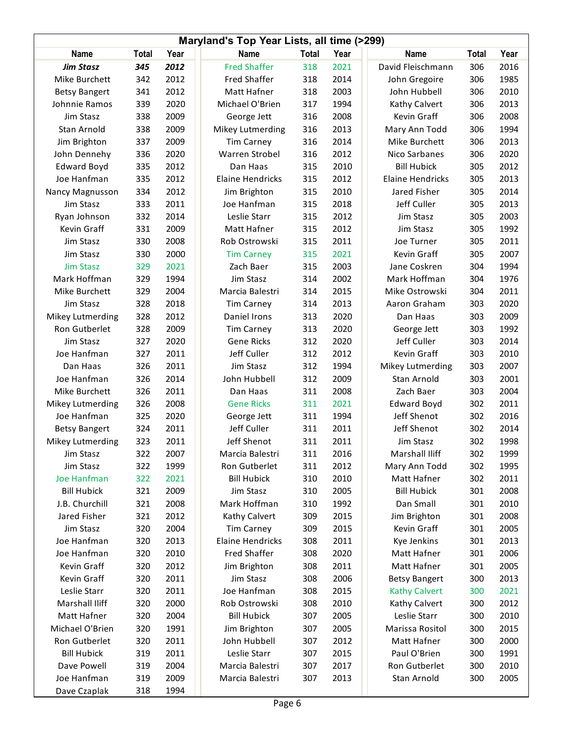# Maryland's Top Year Lists, all time (>299)

| Name | Total | Year | Name | Total | Year | Name | Total | Year |
|---|---|---|---|---|---|---|---|---|
| ***Jim Stasz*** | ***345*** | ***2012*** | Fred Shaffer | 318 | 2021 | David Fleischmann | 306 | 2016 |
| Mike Burchett | 342 | 2012 | Fred Shaffer | 318 | 2014 | John Gregoire | 306 | 1985 |
| Betsy Bangert | 341 | 2012 | Matt Hafner | 318 | 2003 | John Hubbell | 306 | 2010 |
| Johnnie Ramos | 339 | 2020 | Michael O'Brien | 317 | 1994 | Kathy Calvert | 306 | 2013 |
| Jim Stasz | 338 | 2009 | George Jett | 316 | 2008 | Kevin Graff | 306 | 2008 |
| Stan Arnold | 338 | 2009 | Mikey Lutmerding | 316 | 2013 | Mary Ann Todd | 306 | 1994 |
| Jim Brighton | 337 | 2009 | Tim Carney | 316 | 2014 | Mike Burchett | 306 | 2013 |
| John Dennehy | 336 | 2020 | Warren Strobel | 316 | 2012 | Nico Sarbanes | 306 | 2020 |
| Edward Boyd | 335 | 2012 | Dan Haas | 315 | 2010 | Bill Hubick | 305 | 2012 |
| Joe Hanfman | 335 | 2012 | Elaine Hendricks | 315 | 2012 | Elaine Hendricks | 305 | 2013 |
| Nancy Magnusson | 334 | 2012 | Jim Brighton | 315 | 2010 | Jared Fisher | 305 | 2014 |
| Jim Stasz | 333 | 2011 | Joe Hanfman | 315 | 2018 | Jeff Culler | 305 | 2013 |
| Ryan Johnson | 332 | 2014 | Leslie Starr | 315 | 2012 | Jim Stasz | 305 | 2003 |
| Kevin Graff | 331 | 2009 | Matt Hafner | 315 | 2012 | Jim Stasz | 305 | 1992 |
| Jim Stasz | 330 | 2008 | Rob Ostrowski | 315 | 2011 | Joe Turner | 305 | 2011 |
| Jim Stasz | 330 | 2000 | Tim Carney | 315 | 2021 | Kevin Graff | 305 | 2007 |
| Jim Stasz | 329 | 2021 | Zach Baer | 315 | 2003 | Jane Coskren | 304 | 1994 |
| Mark Hoffman | 329 | 1994 | Jim Stasz | 314 | 2002 | Mark Hoffman | 304 | 1976 |
| Mike Burchett | 329 | 2004 | Marcia Balestri | 314 | 2015 | Mike Ostrowski | 304 | 2011 |
| Jim Stasz | 328 | 2018 | Tim Carney | 314 | 2013 | Aaron Graham | 303 | 2020 |
| Mikey Lutmerding | 328 | 2012 | Daniel Irons | 313 | 2020 | Dan Haas | 303 | 2009 |
| Ron Gutberlet | 328 | 2009 | Tim Carney | 313 | 2020 | George Jett | 303 | 1992 |
| Jim Stasz | 327 | 2020 | Gene Ricks | 312 | 2020 | Jeff Culler | 303 | 2014 |
| Joe Hanfman | 327 | 2011 | Jeff Culler | 312 | 2012 | Kevin Graff | 303 | 2010 |
| Dan Haas | 326 | 2011 | Jim Stasz | 312 | 1994 | Mikey Lutmerding | 303 | 2007 |
| Joe Hanfman | 326 | 2014 | John Hubbell | 312 | 2009 | Stan Arnold | 303 | 2001 |
| Mike Burchett | 326 | 2011 | Dan Haas | 311 | 2008 | Zach Baer | 303 | 2004 |
| Mikey Lutmerding | 326 | 2008 | Gene Ricks | 311 | 2021 | Edward Boyd | 302 | 2011 |
| Joe Hanfman | 325 | 2020 | George Jett | 311 | 1994 | Jeff Shenot | 302 | 2016 |
| Betsy Bangert | 324 | 2011 | Jeff Culler | 311 | 2011 | Jeff Shenot | 302 | 2014 |
| Mikey Lutmerding | 323 | 2011 | Jeff Shenot | 311 | 2011 | Jim Stasz | 302 | 1998 |
| Jim Stasz | 322 | 2007 | Marcia Balestri | 311 | 2016 | Marshall Iliff | 302 | 1999 |
| Jim Stasz | 322 | 1999 | Ron Gutberlet | 311 | 2012 | Mary Ann Todd | 302 | 1995 |
| Joe Hanfman | 322 | 2021 | Bill Hubick | 310 | 2010 | Matt Hafner | 302 | 2011 |
| Bill Hubick | 321 | 2009 | Jim Stasz | 310 | 2005 | Bill Hubick | 301 | 2008 |
| J.B. Churchill | 321 | 2008 | Mark Hoffman | 310 | 1992 | Dan Small | 301 | 2010 |
| Jared Fisher | 321 | 2012 | Kathy Calvert | 309 | 2015 | Jim Brighton | 301 | 2008 |
| Jim Stasz | 320 | 2004 | Tim Carney | 309 | 2015 | Kevin Graff | 301 | 2005 |
| Joe Hanfman | 320 | 2013 | Elaine Hendricks | 308 | 2011 | Kye Jenkins | 301 | 2013 |
| Joe Hanfman | 320 | 2010 | Fred Shaffer | 308 | 2020 | Matt Hafner | 301 | 2006 |
| Kevin Graff | 320 | 2012 | Jim Brighton | 308 | 2011 | Matt Hafner | 301 | 2005 |
| Kevin Graff | 320 | 2011 | Jim Stasz | 308 | 2006 | Betsy Bangert | 300 | 2013 |
| Leslie Starr | 320 | 2011 | Joe Hanfman | 308 | 2015 | Kathy Calvert | 300 | 2021 |
| Marshall Iliff | 320 | 2000 | Rob Ostrowski | 308 | 2010 | Kathy Calvert | 300 | 2012 |
| Matt Hafner | 320 | 2004 | Bill Hubick | 307 | 2005 | Leslie Starr | 300 | 2010 |
| Michael O'Brien | 320 | 1991 | Jim Brighton | 307 | 2005 | Marissa Rositol | 300 | 2015 |
| Ron Gutberlet | 320 | 2011 | John Hubbell | 307 | 2012 | Matt Hafner | 300 | 2000 |
| Bill Hubick | 319 | 2011 | Leslie Starr | 307 | 2015 | Paul O'Brien | 300 | 1991 |
| Dave Powell | 319 | 2004 | Marcia Balestri | 307 | 2017 | Ron Gutberlet | 300 | 2010 |
| Joe Hanfman | 319 | 2009 | Marcia Balestri | 307 | 2013 | Stan Arnold | 300 | 2005 |
| Dave Czaplak | 318 | 1994 | | | | | | |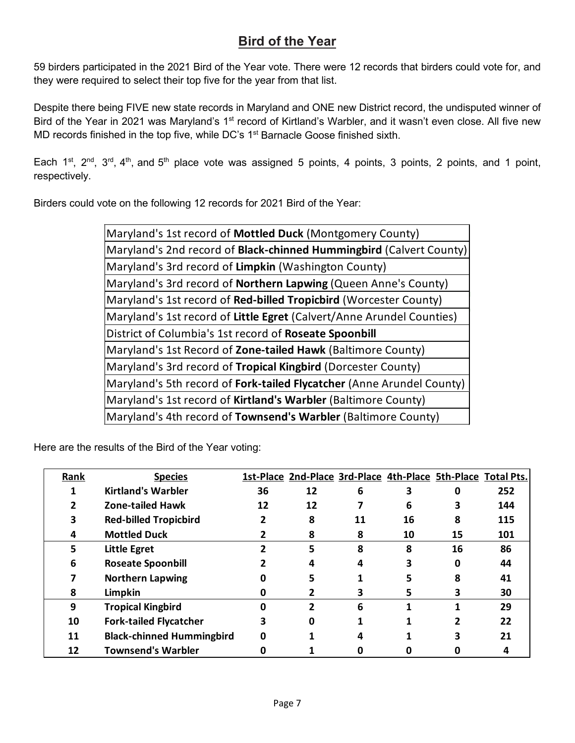## Bird of the Year

59 birders participated in the 2021 Bird of the Year vote. There were 12 records that birders could vote for, and they were required to select their top five for the year from that list.

Despite there being FIVE new state records in Maryland and ONE new District record, the undisputed winner of Bird of the Year in 2021 was Maryland's 1st record of Kirtland's Warbler, and it wasn't even close. All five new MD records finished in the top five, while DC's 1st Barnacle Goose finished sixth.

Each 1st, 2nd, 3rd, 4th, and 5th place vote was assigned 5 points, 4 points, 3 points, 2 points, and 1 point, respectively.

Birders could vote on the following 12 records for 2021 Bird of the Year:

| |
|---|
| Maryland's 1st record of **Mottled Duck** (Montgomery County) |
| Maryland's 2nd record of **Black-chinned Hummingbird** (Calvert County) |
| Maryland's 3rd record of **Limpkin** (Washington County) |
| Maryland's 3rd record of **Northern Lapwing** (Queen Anne's County) |
| Maryland's 1st record of **Red-billed Tropicbird** (Worcester County) |
| Maryland's 1st record of **Little Egret** (Calvert/Anne Arundel Counties) |
| District of Columbia's 1st record of **Roseate Spoonbill** |
| Maryland's 1st Record of **Zone-tailed Hawk** (Baltimore County) |
| Maryland's 3rd record of **Tropical Kingbird** (Dorcester County) |
| Maryland's 5th record of **Fork-tailed Flycatcher** (Anne Arundel County) |
| Maryland's 1st record of **Kirtland's Warbler** (Baltimore County) |
| Maryland's 4th record of **Townsend's Warbler** (Baltimore County) |

Here are the results of the Bird of the Year voting:

| Rank | Species | 1st-Place | 2nd-Place | 3rd-Place | 4th-Place | 5th-Place | Total Pts. |
|---|---|---|---|---|---|---|---|
| 1 | Kirtland's Warbler | 36 | 12 | 6 | 3 | 0 | 252 |
| 2 | Zone-tailed Hawk | 12 | 12 | 7 | 6 | 3 | 144 |
| 3 | Red-billed Tropicbird | 2 | 8 | 11 | 16 | 8 | 115 |
| 4 | Mottled Duck | 2 | 8 | 8 | 10 | 15 | 101 |
| 5 | Little Egret | 2 | 5 | 8 | 8 | 16 | 86 |
| 6 | Roseate Spoonbill | 2 | 4 | 4 | 3 | 0 | 44 |
| 7 | Northern Lapwing | 0 | 5 | 1 | 5 | 8 | 41 |
| 8 | Limpkin | 0 | 2 | 3 | 5 | 3 | 30 |
| 9 | Tropical Kingbird | 0 | 2 | 6 | 1 | 1 | 29 |
| 10 | Fork-tailed Flycatcher | 3 | 0 | 1 | 1 | 2 | 22 |
| 11 | Black-chinned Hummingbird | 0 | 1 | 4 | 1 | 3 | 21 |
| 12 | Townsend's Warbler | 0 | 1 | 0 | 0 | 0 | 4 |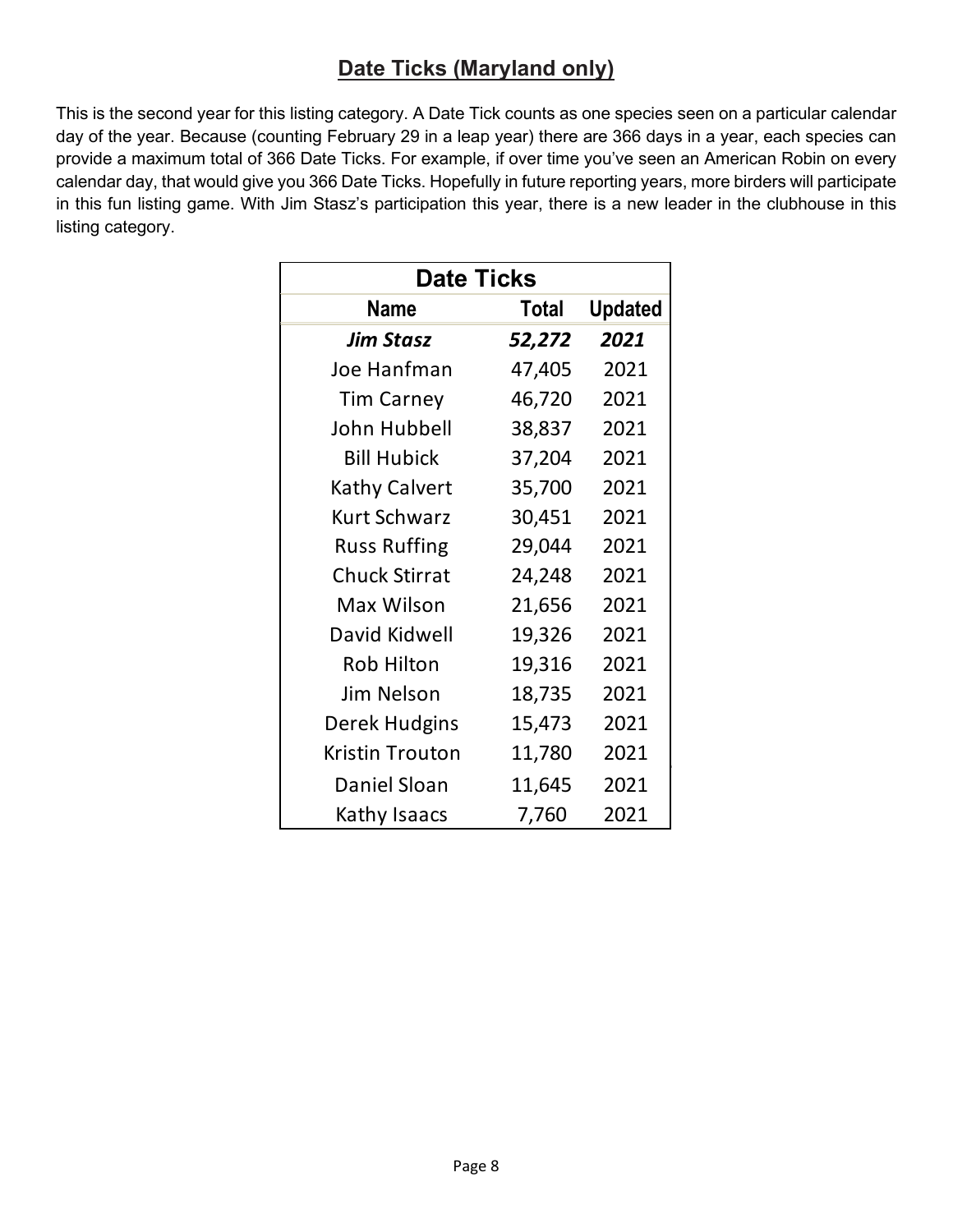## Date Ticks (Maryland only)

This is the second year for this listing category. A Date Tick counts as one species seen on a particular calendar day of the year. Because (counting February 29 in a leap year) there are 366 days in a year, each species can provide a maximum total of 366 Date Ticks. For example, if over time you've seen an American Robin on every calendar day, that would give you 366 Date Ticks. Hopefully in future reporting years, more birders will participate in this fun listing game. With Jim Stasz's participation this year, there is a new leader in the clubhouse in this listing category.

| Date Ticks | | |
|---|---|---|
| **Name** | **Total** | **Updated** |
| ***Jim Stasz*** | ***52,272*** | ***2021*** |
| Joe Hanfman | 47,405 | 2021 |
| Tim Carney | 46,720 | 2021 |
| John Hubbell | 38,837 | 2021 |
| Bill Hubick | 37,204 | 2021 |
| Kathy Calvert | 35,700 | 2021 |
| Kurt Schwarz | 30,451 | 2021 |
| Russ Ruffing | 29,044 | 2021 |
| Chuck Stirrat | 24,248 | 2021 |
| Max Wilson | 21,656 | 2021 |
| David Kidwell | 19,326 | 2021 |
| Rob Hilton | 19,316 | 2021 |
| Jim Nelson | 18,735 | 2021 |
| Derek Hudgins | 15,473 | 2021 |
| Kristin Trouton | 11,780 | 2021 |
| Daniel Sloan | 11,645 | 2021 |
| Kathy Isaacs | 7,760 | 2021 |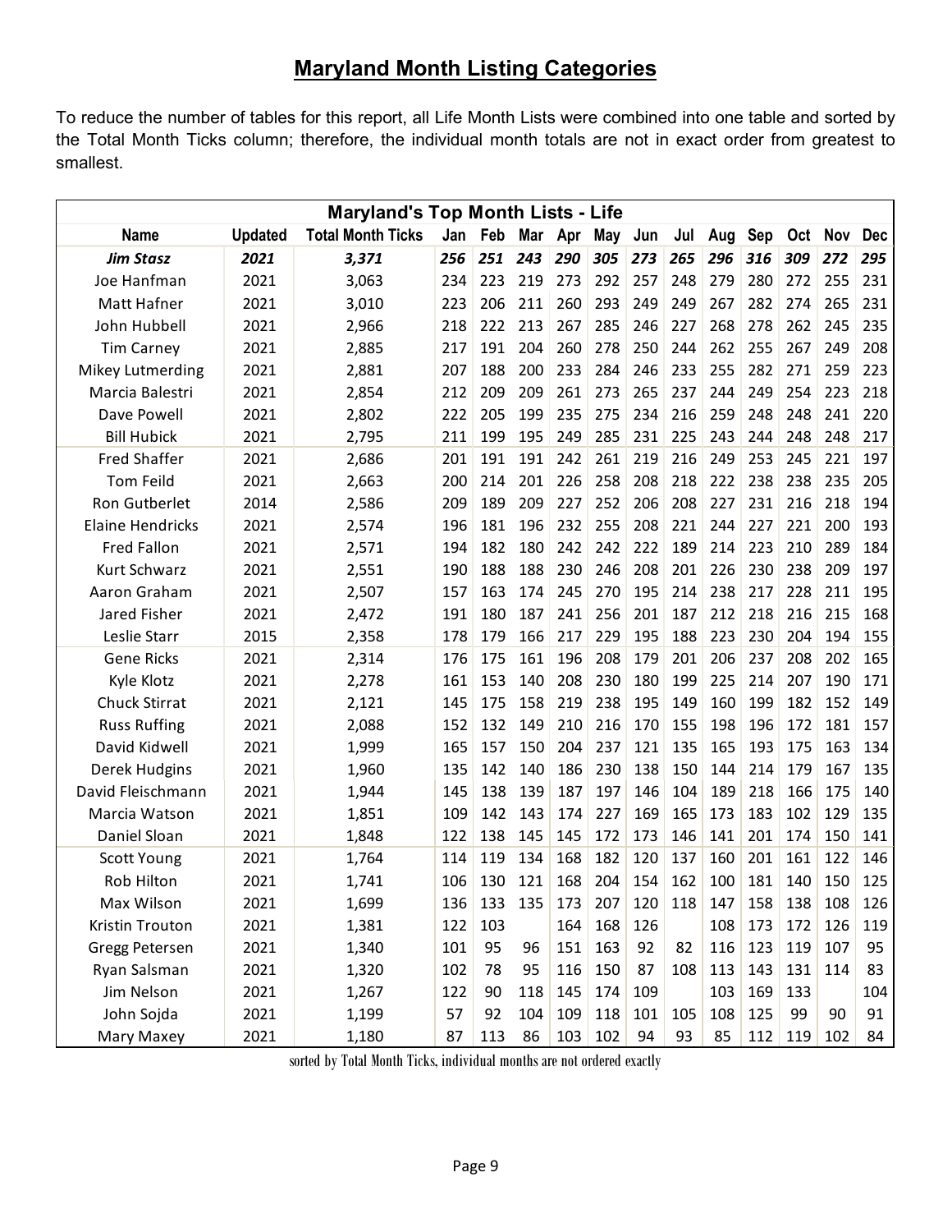# Maryland Month Listing Categories

To reduce the number of tables for this report, all Life Month Lists were combined into one table and sorted by the Total Month Ticks column; therefore, the individual month totals are not in exact order from greatest to smallest.

| Maryland's Top Month Lists - Life | | | | | | | | | | | | | | |
|---|---|---|---|---|---|---|---|---|---|---|---|---|---|---|
| **Name** | **Updated** | **Total Month Ticks** | **Jan** | **Feb** | **Mar** | **Apr** | **May** | **Jun** | **Jul** | **Aug** | **Sep** | **Oct** | **Nov** | **Dec** |
| ***Jim Stasz*** | ***2021*** | ***3,371*** | ***256*** | ***251*** | ***243*** | ***290*** | ***305*** | ***273*** | ***265*** | ***296*** | ***316*** | ***309*** | ***272*** | ***295*** |
| Joe Hanfman | 2021 | 3,063 | 234 | 223 | 219 | 273 | 292 | 257 | 248 | 279 | 280 | 272 | 255 | 231 |
| Matt Hafner | 2021 | 3,010 | 223 | 206 | 211 | 260 | 293 | 249 | 249 | 267 | 282 | 274 | 265 | 231 |
| John Hubbell | 2021 | 2,966 | 218 | 222 | 213 | 267 | 285 | 246 | 227 | 268 | 278 | 262 | 245 | 235 |
| Tim Carney | 2021 | 2,885 | 217 | 191 | 204 | 260 | 278 | 250 | 244 | 262 | 255 | 267 | 249 | 208 |
| Mikey Lutmerding | 2021 | 2,881 | 207 | 188 | 200 | 233 | 284 | 246 | 233 | 255 | 282 | 271 | 259 | 223 |
| Marcia Balestri | 2021 | 2,854 | 212 | 209 | 209 | 261 | 273 | 265 | 237 | 244 | 249 | 254 | 223 | 218 |
| Dave Powell | 2021 | 2,802 | 222 | 205 | 199 | 235 | 275 | 234 | 216 | 259 | 248 | 248 | 241 | 220 |
| Bill Hubick | 2021 | 2,795 | 211 | 199 | 195 | 249 | 285 | 231 | 225 | 243 | 244 | 248 | 248 | 217 |
| Fred Shaffer | 2021 | 2,686 | 201 | 191 | 191 | 242 | 261 | 219 | 216 | 249 | 253 | 245 | 221 | 197 |
| Tom Feild | 2021 | 2,663 | 200 | 214 | 201 | 226 | 258 | 208 | 218 | 222 | 238 | 238 | 235 | 205 |
| Ron Gutberlet | 2014 | 2,586 | 209 | 189 | 209 | 227 | 252 | 206 | 208 | 227 | 231 | 216 | 218 | 194 |
| Elaine Hendricks | 2021 | 2,574 | 196 | 181 | 196 | 232 | 255 | 208 | 221 | 244 | 227 | 221 | 200 | 193 |
| Fred Fallon | 2021 | 2,571 | 194 | 182 | 180 | 242 | 242 | 222 | 189 | 214 | 223 | 210 | 289 | 184 |
| Kurt Schwarz | 2021 | 2,551 | 190 | 188 | 188 | 230 | 246 | 208 | 201 | 226 | 230 | 238 | 209 | 197 |
| Aaron Graham | 2021 | 2,507 | 157 | 163 | 174 | 245 | 270 | 195 | 214 | 238 | 217 | 228 | 211 | 195 |
| Jared Fisher | 2021 | 2,472 | 191 | 180 | 187 | 241 | 256 | 201 | 187 | 212 | 218 | 216 | 215 | 168 |
| Leslie Starr | 2015 | 2,358 | 178 | 179 | 166 | 217 | 229 | 195 | 188 | 223 | 230 | 204 | 194 | 155 |
| Gene Ricks | 2021 | 2,314 | 176 | 175 | 161 | 196 | 208 | 179 | 201 | 206 | 237 | 208 | 202 | 165 |
| Kyle Klotz | 2021 | 2,278 | 161 | 153 | 140 | 208 | 230 | 180 | 199 | 225 | 214 | 207 | 190 | 171 |
| Chuck Stirrat | 2021 | 2,121 | 145 | 175 | 158 | 219 | 238 | 195 | 149 | 160 | 199 | 182 | 152 | 149 |
| Russ Ruffing | 2021 | 2,088 | 152 | 132 | 149 | 210 | 216 | 170 | 155 | 198 | 196 | 172 | 181 | 157 |
| David Kidwell | 2021 | 1,999 | 165 | 157 | 150 | 204 | 237 | 121 | 135 | 165 | 193 | 175 | 163 | 134 |
| Derek Hudgins | 2021 | 1,960 | 135 | 142 | 140 | 186 | 230 | 138 | 150 | 144 | 214 | 179 | 167 | 135 |
| David Fleischmann | 2021 | 1,944 | 145 | 138 | 139 | 187 | 197 | 146 | 104 | 189 | 218 | 166 | 175 | 140 |
| Marcia Watson | 2021 | 1,851 | 109 | 142 | 143 | 174 | 227 | 169 | 165 | 173 | 183 | 102 | 129 | 135 |
| Daniel Sloan | 2021 | 1,848 | 122 | 138 | 145 | 145 | 172 | 173 | 146 | 141 | 201 | 174 | 150 | 141 |
| Scott Young | 2021 | 1,764 | 114 | 119 | 134 | 168 | 182 | 120 | 137 | 160 | 201 | 161 | 122 | 146 |
| Rob Hilton | 2021 | 1,741 | 106 | 130 | 121 | 168 | 204 | 154 | 162 | 100 | 181 | 140 | 150 | 125 |
| Max Wilson | 2021 | 1,699 | 136 | 133 | 135 | 173 | 207 | 120 | 118 | 147 | 158 | 138 | 108 | 126 |
| Kristin Trouton | 2021 | 1,381 | 122 | 103 | | 164 | 168 | 126 | | 108 | 173 | 172 | 126 | 119 |
| Gregg Petersen | 2021 | 1,340 | 101 | 95 | 96 | 151 | 163 | 92 | 82 | 116 | 123 | 119 | 107 | 95 |
| Ryan Salsman | 2021 | 1,320 | 102 | 78 | 95 | 116 | 150 | 87 | 108 | 113 | 143 | 131 | 114 | 83 |
| Jim Nelson | 2021 | 1,267 | 122 | 90 | 118 | 145 | 174 | 109 | | 103 | 169 | 133 | | 104 |
| John Sojda | 2021 | 1,199 | 57 | 92 | 104 | 109 | 118 | 101 | 105 | 108 | 125 | 99 | 90 | 91 |
| Mary Maxey | 2021 | 1,180 | 87 | 113 | 86 | 103 | 102 | 94 | 93 | 85 | 112 | 119 | 102 | 84 |

sorted by Total Month Ticks, individual months are not ordered exactly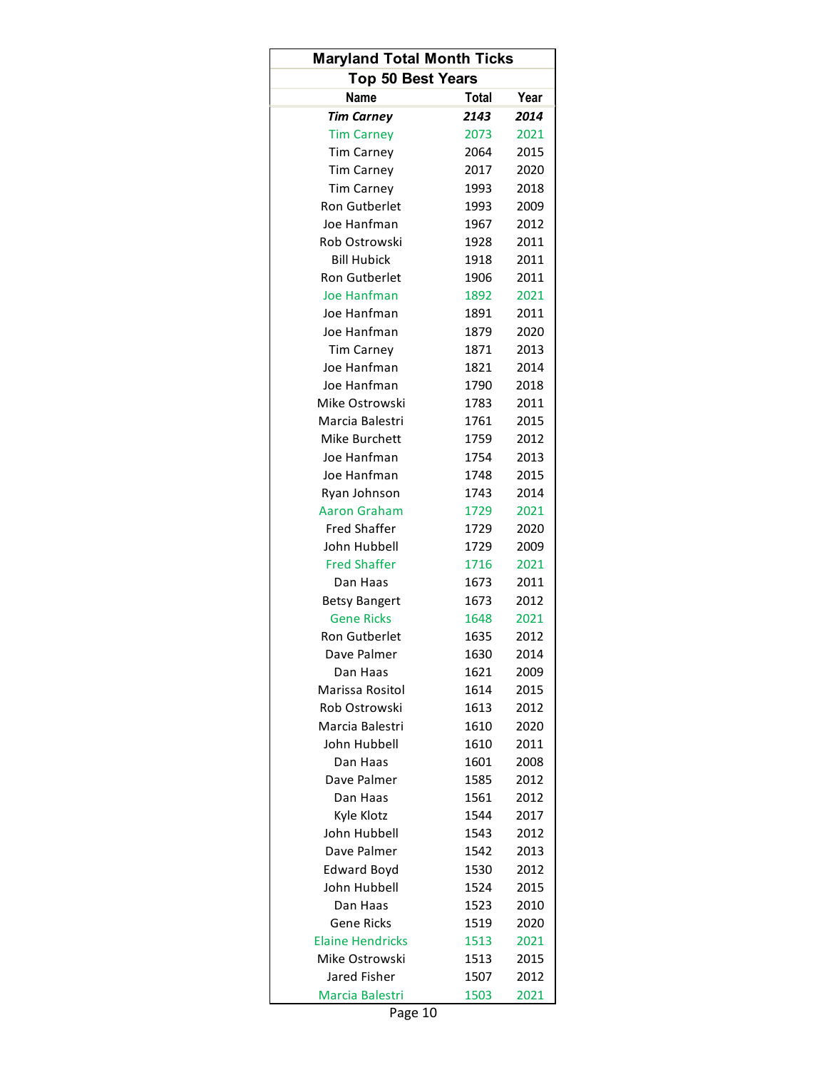## Maryland Total Month Ticks

### Top 50 Best Years

| Name | Total | Year |
|---|---|---|
| ***Tim Carney*** | ***2143*** | ***2014*** |
| Tim Carney | 2073 | 2021 |
| Tim Carney | 2064 | 2015 |
| Tim Carney | 2017 | 2020 |
| Tim Carney | 1993 | 2018 |
| Ron Gutberlet | 1993 | 2009 |
| Joe Hanfman | 1967 | 2012 |
| Rob Ostrowski | 1928 | 2011 |
| Bill Hubick | 1918 | 2011 |
| Ron Gutberlet | 1906 | 2011 |
| Joe Hanfman | 1892 | 2021 |
| Joe Hanfman | 1891 | 2011 |
| Joe Hanfman | 1879 | 2020 |
| Tim Carney | 1871 | 2013 |
| Joe Hanfman | 1821 | 2014 |
| Joe Hanfman | 1790 | 2018 |
| Mike Ostrowski | 1783 | 2011 |
| Marcia Balestri | 1761 | 2015 |
| Mike Burchett | 1759 | 2012 |
| Joe Hanfman | 1754 | 2013 |
| Joe Hanfman | 1748 | 2015 |
| Ryan Johnson | 1743 | 2014 |
| Aaron Graham | 1729 | 2021 |
| Fred Shaffer | 1729 | 2020 |
| John Hubbell | 1729 | 2009 |
| Fred Shaffer | 1716 | 2021 |
| Dan Haas | 1673 | 2011 |
| Betsy Bangert | 1673 | 2012 |
| Gene Ricks | 1648 | 2021 |
| Ron Gutberlet | 1635 | 2012 |
| Dave Palmer | 1630 | 2014 |
| Dan Haas | 1621 | 2009 |
| Marissa Rositol | 1614 | 2015 |
| Rob Ostrowski | 1613 | 2012 |
| Marcia Balestri | 1610 | 2020 |
| John Hubbell | 1610 | 2011 |
| Dan Haas | 1601 | 2008 |
| Dave Palmer | 1585 | 2012 |
| Dan Haas | 1561 | 2012 |
| Kyle Klotz | 1544 | 2017 |
| John Hubbell | 1543 | 2012 |
| Dave Palmer | 1542 | 2013 |
| Edward Boyd | 1530 | 2012 |
| John Hubbell | 1524 | 2015 |
| Dan Haas | 1523 | 2010 |
| Gene Ricks | 1519 | 2020 |
| Elaine Hendricks | 1513 | 2021 |
| Mike Ostrowski | 1513 | 2015 |
| Jared Fisher | 1507 | 2012 |
| Marcia Balestri | 1503 | 2021 |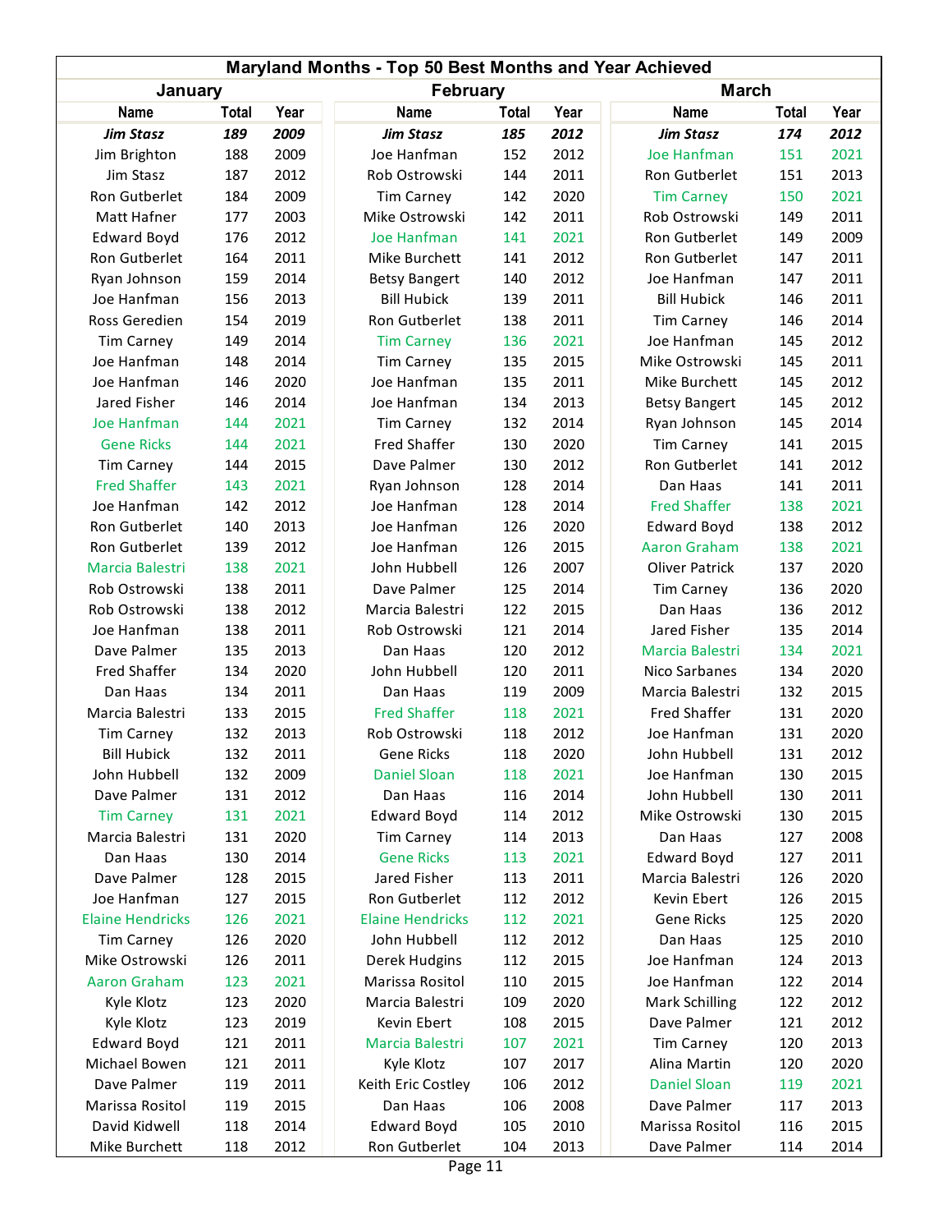# Maryland Months - Top 50 Best Months and Year Achieved

| January | | | February | | | March | | |
|---|---|---|---|---|---|---|---|---|
| Name | Total | Year | Name | Total | Year | Name | Total | Year |
| ***Jim Stasz*** | ***189*** | ***2009*** | ***Jim Stasz*** | ***185*** | ***2012*** | ***Jim Stasz*** | ***174*** | ***2012*** |
| Jim Brighton | 188 | 2009 | Joe Hanfman | 152 | 2012 | Joe Hanfman | 151 | 2021 |
| Jim Stasz | 187 | 2012 | Rob Ostrowski | 144 | 2011 | Ron Gutberlet | 151 | 2013 |
| Ron Gutberlet | 184 | 2009 | Tim Carney | 142 | 2020 | Tim Carney | 150 | 2021 |
| Matt Hafner | 177 | 2003 | Mike Ostrowski | 142 | 2011 | Rob Ostrowski | 149 | 2011 |
| Edward Boyd | 176 | 2012 | Joe Hanfman | 141 | 2021 | Ron Gutberlet | 149 | 2009 |
| Ron Gutberlet | 164 | 2011 | Mike Burchett | 141 | 2012 | Ron Gutberlet | 147 | 2011 |
| Ryan Johnson | 159 | 2014 | Betsy Bangert | 140 | 2012 | Joe Hanfman | 147 | 2011 |
| Joe Hanfman | 156 | 2013 | Bill Hubick | 139 | 2011 | Bill Hubick | 146 | 2011 |
| Ross Geredien | 154 | 2019 | Ron Gutberlet | 138 | 2011 | Tim Carney | 146 | 2014 |
| Tim Carney | 149 | 2014 | Tim Carney | 136 | 2021 | Joe Hanfman | 145 | 2012 |
| Joe Hanfman | 148 | 2014 | Tim Carney | 135 | 2015 | Mike Ostrowski | 145 | 2011 |
| Joe Hanfman | 146 | 2020 | Joe Hanfman | 135 | 2011 | Mike Burchett | 145 | 2012 |
| Jared Fisher | 146 | 2014 | Joe Hanfman | 134 | 2013 | Betsy Bangert | 145 | 2012 |
| Joe Hanfman | 144 | 2021 | Tim Carney | 132 | 2014 | Ryan Johnson | 145 | 2014 |
| Gene Ricks | 144 | 2021 | Fred Shaffer | 130 | 2020 | Tim Carney | 141 | 2015 |
| Tim Carney | 144 | 2015 | Dave Palmer | 130 | 2012 | Ron Gutberlet | 141 | 2012 |
| Fred Shaffer | 143 | 2021 | Ryan Johnson | 128 | 2014 | Dan Haas | 141 | 2011 |
| Joe Hanfman | 142 | 2012 | Joe Hanfman | 128 | 2014 | Fred Shaffer | 138 | 2021 |
| Ron Gutberlet | 140 | 2013 | Joe Hanfman | 126 | 2020 | Edward Boyd | 138 | 2012 |
| Ron Gutberlet | 139 | 2012 | Joe Hanfman | 126 | 2015 | Aaron Graham | 138 | 2021 |
| Marcia Balestri | 138 | 2021 | John Hubbell | 126 | 2007 | Oliver Patrick | 137 | 2020 |
| Rob Ostrowski | 138 | 2011 | Dave Palmer | 125 | 2014 | Tim Carney | 136 | 2020 |
| Rob Ostrowski | 138 | 2012 | Marcia Balestri | 122 | 2015 | Dan Haas | 136 | 2012 |
| Joe Hanfman | 138 | 2011 | Rob Ostrowski | 121 | 2014 | Jared Fisher | 135 | 2014 |
| Dave Palmer | 135 | 2013 | Dan Haas | 120 | 2012 | Marcia Balestri | 134 | 2021 |
| Fred Shaffer | 134 | 2020 | John Hubbell | 120 | 2011 | Nico Sarbanes | 134 | 2020 |
| Dan Haas | 134 | 2011 | Dan Haas | 119 | 2009 | Marcia Balestri | 132 | 2015 |
| Marcia Balestri | 133 | 2015 | Fred Shaffer | 118 | 2021 | Fred Shaffer | 131 | 2020 |
| Tim Carney | 132 | 2013 | Rob Ostrowski | 118 | 2012 | Joe Hanfman | 131 | 2020 |
| Bill Hubick | 132 | 2011 | Gene Ricks | 118 | 2020 | John Hubbell | 131 | 2012 |
| John Hubbell | 132 | 2009 | Daniel Sloan | 118 | 2021 | Joe Hanfman | 130 | 2015 |
| Dave Palmer | 131 | 2012 | Dan Haas | 116 | 2014 | John Hubbell | 130 | 2011 |
| Tim Carney | 131 | 2021 | Edward Boyd | 114 | 2012 | Mike Ostrowski | 130 | 2015 |
| Marcia Balestri | 131 | 2020 | Tim Carney | 114 | 2013 | Dan Haas | 127 | 2008 |
| Dan Haas | 130 | 2014 | Gene Ricks | 113 | 2021 | Edward Boyd | 127 | 2011 |
| Dave Palmer | 128 | 2015 | Jared Fisher | 113 | 2011 | Marcia Balestri | 126 | 2020 |
| Joe Hanfman | 127 | 2015 | Ron Gutberlet | 112 | 2012 | Kevin Ebert | 126 | 2015 |
| Elaine Hendricks | 126 | 2021 | Elaine Hendricks | 112 | 2021 | Gene Ricks | 125 | 2020 |
| Tim Carney | 126 | 2020 | John Hubbell | 112 | 2012 | Dan Haas | 125 | 2010 |
| Mike Ostrowski | 126 | 2011 | Derek Hudgins | 112 | 2015 | Joe Hanfman | 124 | 2013 |
| Aaron Graham | 123 | 2021 | Marissa Rositol | 110 | 2015 | Joe Hanfman | 122 | 2014 |
| Kyle Klotz | 123 | 2020 | Marcia Balestri | 109 | 2020 | Mark Schilling | 122 | 2012 |
| Kyle Klotz | 123 | 2019 | Kevin Ebert | 108 | 2015 | Dave Palmer | 121 | 2012 |
| Edward Boyd | 121 | 2011 | Marcia Balestri | 107 | 2021 | Tim Carney | 120 | 2013 |
| Michael Bowen | 121 | 2011 | Kyle Klotz | 107 | 2017 | Alina Martin | 120 | 2020 |
| Dave Palmer | 119 | 2011 | Keith Eric Costley | 106 | 2012 | Daniel Sloan | 119 | 2021 |
| Marissa Rositol | 119 | 2015 | Dan Haas | 106 | 2008 | Dave Palmer | 117 | 2013 |
| David Kidwell | 118 | 2014 | Edward Boyd | 105 | 2010 | Marissa Rositol | 116 | 2015 |
| Mike Burchett | 118 | 2012 | Ron Gutberlet | 104 | 2013 | Dave Palmer | 114 | 2014 |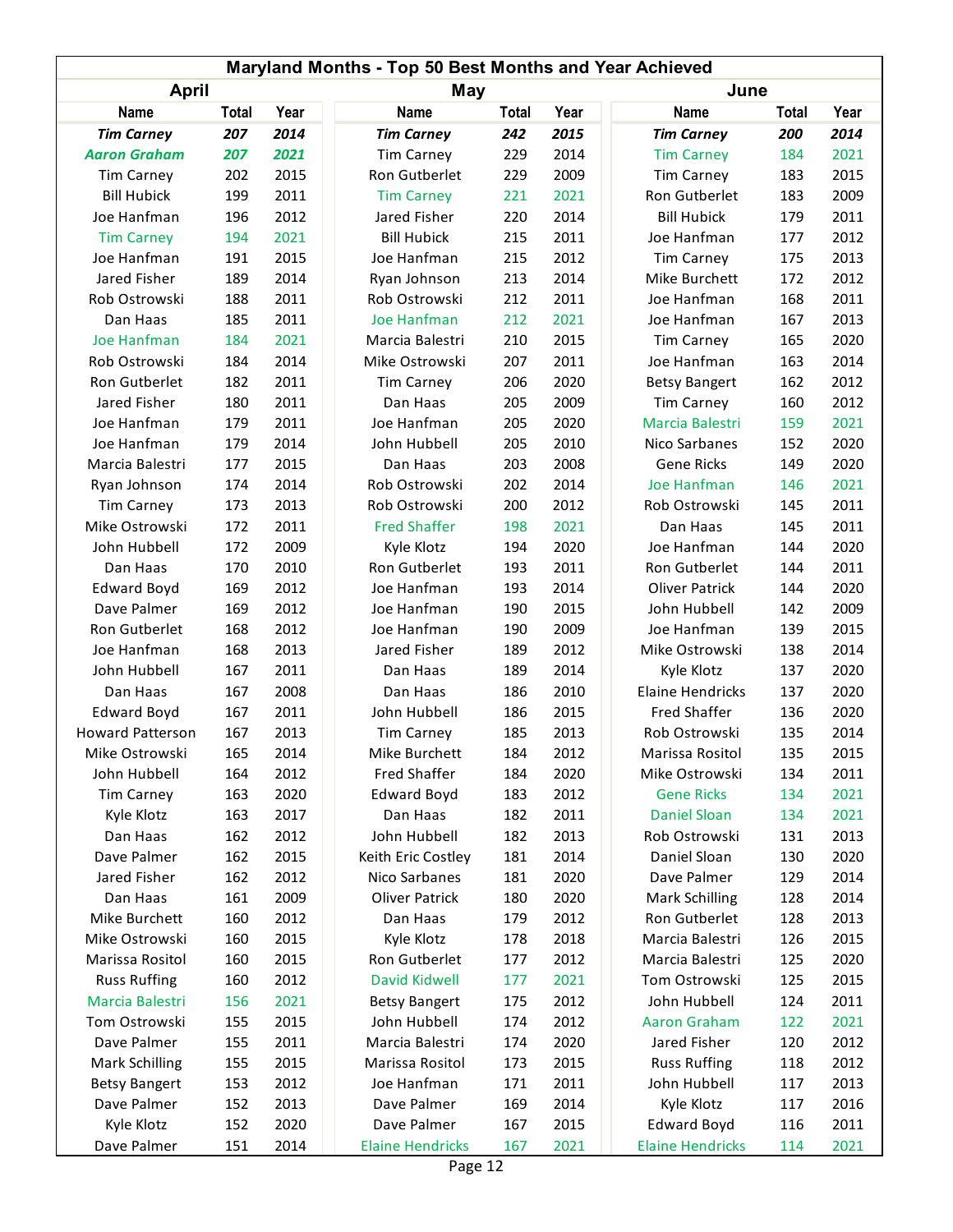# Maryland Months - Top 50 Best Months and Year Achieved

| April | | | May | | | June | | |
|---|---|---|---|---|---|---|---|---|
| Name | Total | Year | Name | Total | Year | Name | Total | Year |
| ***Tim Carney*** | ***207*** | ***2014*** | ***Tim Carney*** | ***242*** | ***2015*** | ***Tim Carney*** | ***200*** | ***2014*** |
| ***Aaron Graham*** | ***207*** | ***2021*** | Tim Carney | 229 | 2014 | Tim Carney | 184 | 2021 |
| Tim Carney | 202 | 2015 | Ron Gutberlet | 229 | 2009 | Tim Carney | 183 | 2015 |
| Bill Hubick | 199 | 2011 | Tim Carney | 221 | 2021 | Ron Gutberlet | 183 | 2009 |
| Joe Hanfman | 196 | 2012 | Jared Fisher | 220 | 2014 | Bill Hubick | 179 | 2011 |
| Tim Carney | 194 | 2021 | Bill Hubick | 215 | 2011 | Joe Hanfman | 177 | 2012 |
| Joe Hanfman | 191 | 2015 | Joe Hanfman | 215 | 2012 | Tim Carney | 175 | 2013 |
| Jared Fisher | 189 | 2014 | Ryan Johnson | 213 | 2014 | Mike Burchett | 172 | 2012 |
| Rob Ostrowski | 188 | 2011 | Rob Ostrowski | 212 | 2011 | Joe Hanfman | 168 | 2011 |
| Dan Haas | 185 | 2011 | Joe Hanfman | 212 | 2021 | Joe Hanfman | 167 | 2013 |
| Joe Hanfman | 184 | 2021 | Marcia Balestri | 210 | 2015 | Tim Carney | 165 | 2020 |
| Rob Ostrowski | 184 | 2014 | Mike Ostrowski | 207 | 2011 | Joe Hanfman | 163 | 2014 |
| Ron Gutberlet | 182 | 2011 | Tim Carney | 206 | 2020 | Betsy Bangert | 162 | 2012 |
| Jared Fisher | 180 | 2011 | Dan Haas | 205 | 2009 | Tim Carney | 160 | 2012 |
| Joe Hanfman | 179 | 2011 | Joe Hanfman | 205 | 2020 | Marcia Balestri | 159 | 2021 |
| Joe Hanfman | 179 | 2014 | John Hubbell | 205 | 2010 | Nico Sarbanes | 152 | 2020 |
| Marcia Balestri | 177 | 2015 | Dan Haas | 203 | 2008 | Gene Ricks | 149 | 2020 |
| Ryan Johnson | 174 | 2014 | Rob Ostrowski | 202 | 2014 | Joe Hanfman | 146 | 2021 |
| Tim Carney | 173 | 2013 | Rob Ostrowski | 200 | 2012 | Rob Ostrowski | 145 | 2011 |
| Mike Ostrowski | 172 | 2011 | Fred Shaffer | 198 | 2021 | Dan Haas | 145 | 2011 |
| John Hubbell | 172 | 2009 | Kyle Klotz | 194 | 2020 | Joe Hanfman | 144 | 2020 |
| Dan Haas | 170 | 2010 | Ron Gutberlet | 193 | 2011 | Ron Gutberlet | 144 | 2011 |
| Edward Boyd | 169 | 2012 | Joe Hanfman | 193 | 2014 | Oliver Patrick | 144 | 2020 |
| Dave Palmer | 169 | 2012 | Joe Hanfman | 190 | 2015 | John Hubbell | 142 | 2009 |
| Ron Gutberlet | 168 | 2012 | Joe Hanfman | 190 | 2009 | Joe Hanfman | 139 | 2015 |
| Joe Hanfman | 168 | 2013 | Jared Fisher | 189 | 2012 | Mike Ostrowski | 138 | 2014 |
| John Hubbell | 167 | 2011 | Dan Haas | 189 | 2014 | Kyle Klotz | 137 | 2020 |
| Dan Haas | 167 | 2008 | Dan Haas | 186 | 2010 | Elaine Hendricks | 137 | 2020 |
| Edward Boyd | 167 | 2011 | John Hubbell | 186 | 2015 | Fred Shaffer | 136 | 2020 |
| Howard Patterson | 167 | 2013 | Tim Carney | 185 | 2013 | Rob Ostrowski | 135 | 2014 |
| Mike Ostrowski | 165 | 2014 | Mike Burchett | 184 | 2012 | Marissa Rositol | 135 | 2015 |
| John Hubbell | 164 | 2012 | Fred Shaffer | 184 | 2020 | Mike Ostrowski | 134 | 2011 |
| Tim Carney | 163 | 2020 | Edward Boyd | 183 | 2012 | Gene Ricks | 134 | 2021 |
| Kyle Klotz | 163 | 2017 | Dan Haas | 182 | 2011 | Daniel Sloan | 134 | 2021 |
| Dan Haas | 162 | 2012 | John Hubbell | 182 | 2013 | Rob Ostrowski | 131 | 2013 |
| Dave Palmer | 162 | 2015 | Keith Eric Costley | 181 | 2014 | Daniel Sloan | 130 | 2020 |
| Jared Fisher | 162 | 2012 | Nico Sarbanes | 181 | 2020 | Dave Palmer | 129 | 2014 |
| Dan Haas | 161 | 2009 | Oliver Patrick | 180 | 2020 | Mark Schilling | 128 | 2014 |
| Mike Burchett | 160 | 2012 | Dan Haas | 179 | 2012 | Ron Gutberlet | 128 | 2013 |
| Mike Ostrowski | 160 | 2015 | Kyle Klotz | 178 | 2018 | Marcia Balestri | 126 | 2015 |
| Marissa Rositol | 160 | 2015 | Ron Gutberlet | 177 | 2012 | Marcia Balestri | 125 | 2020 |
| Russ Ruffing | 160 | 2012 | David Kidwell | 177 | 2021 | Tom Ostrowski | 125 | 2015 |
| Marcia Balestri | 156 | 2021 | Betsy Bangert | 175 | 2012 | John Hubbell | 124 | 2011 |
| Tom Ostrowski | 155 | 2015 | John Hubbell | 174 | 2012 | Aaron Graham | 122 | 2021 |
| Dave Palmer | 155 | 2011 | Marcia Balestri | 174 | 2020 | Jared Fisher | 120 | 2012 |
| Mark Schilling | 155 | 2015 | Marissa Rositol | 173 | 2015 | Russ Ruffing | 118 | 2012 |
| Betsy Bangert | 153 | 2012 | Joe Hanfman | 171 | 2011 | John Hubbell | 117 | 2013 |
| Dave Palmer | 152 | 2013 | Dave Palmer | 169 | 2014 | Kyle Klotz | 117 | 2016 |
| Kyle Klotz | 152 | 2020 | Dave Palmer | 167 | 2015 | Edward Boyd | 116 | 2011 |
| Dave Palmer | 151 | 2014 | Elaine Hendricks | 167 | 2021 | Elaine Hendricks | 114 | 2021 |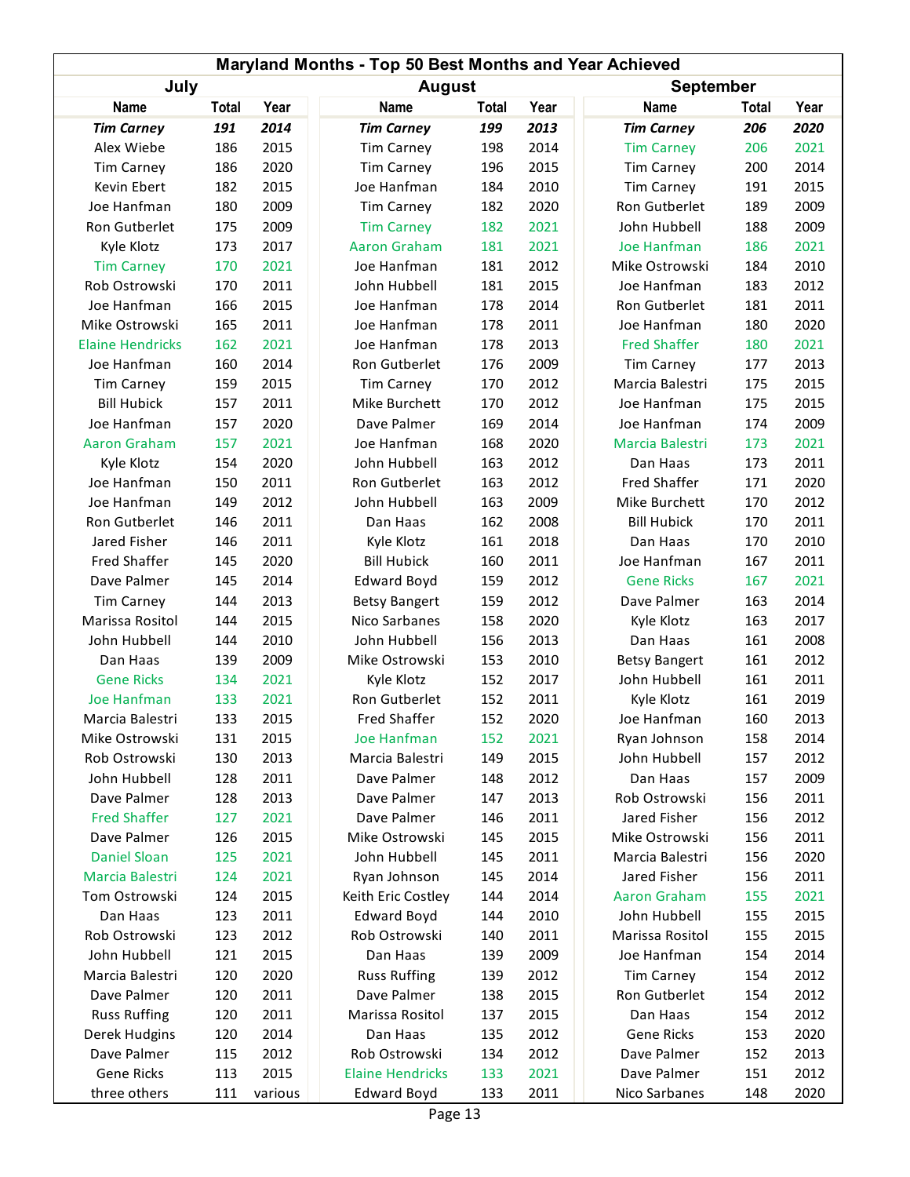# Maryland Months - Top 50 Best Months and Year Achieved

| July | | | August | | | September | | |
|---|---|---|---|---|---|---|---|---|
| Name | Total | Year | Name | Total | Year | Name | Total | Year |
| ***Tim Carney*** | ***191*** | ***2014*** | ***Tim Carney*** | ***199*** | ***2013*** | ***Tim Carney*** | ***206*** | ***2020*** |
| Alex Wiebe | 186 | 2015 | Tim Carney | 198 | 2014 | Tim Carney | 206 | 2021 |
| Tim Carney | 186 | 2020 | Tim Carney | 196 | 2015 | Tim Carney | 200 | 2014 |
| Kevin Ebert | 182 | 2015 | Joe Hanfman | 184 | 2010 | Tim Carney | 191 | 2015 |
| Joe Hanfman | 180 | 2009 | Tim Carney | 182 | 2020 | Ron Gutberlet | 189 | 2009 |
| Ron Gutberlet | 175 | 2009 | Tim Carney | 182 | 2021 | John Hubbell | 188 | 2009 |
| Kyle Klotz | 173 | 2017 | Aaron Graham | 181 | 2021 | Joe Hanfman | 186 | 2021 |
| Tim Carney | 170 | 2021 | Joe Hanfman | 181 | 2012 | Mike Ostrowski | 184 | 2010 |
| Rob Ostrowski | 170 | 2011 | John Hubbell | 181 | 2015 | Joe Hanfman | 183 | 2012 |
| Joe Hanfman | 166 | 2015 | Joe Hanfman | 178 | 2014 | Ron Gutberlet | 181 | 2011 |
| Mike Ostrowski | 165 | 2011 | Joe Hanfman | 178 | 2011 | Joe Hanfman | 180 | 2020 |
| Elaine Hendricks | 162 | 2021 | Joe Hanfman | 178 | 2013 | Fred Shaffer | 180 | 2021 |
| Joe Hanfman | 160 | 2014 | Ron Gutberlet | 176 | 2009 | Tim Carney | 177 | 2013 |
| Tim Carney | 159 | 2015 | Tim Carney | 170 | 2012 | Marcia Balestri | 175 | 2015 |
| Bill Hubick | 157 | 2011 | Mike Burchett | 170 | 2012 | Joe Hanfman | 175 | 2015 |
| Joe Hanfman | 157 | 2020 | Dave Palmer | 169 | 2014 | Joe Hanfman | 174 | 2009 |
| Aaron Graham | 157 | 2021 | Joe Hanfman | 168 | 2020 | Marcia Balestri | 173 | 2021 |
| Kyle Klotz | 154 | 2020 | John Hubbell | 163 | 2012 | Dan Haas | 173 | 2011 |
| Joe Hanfman | 150 | 2011 | Ron Gutberlet | 163 | 2012 | Fred Shaffer | 171 | 2020 |
| Joe Hanfman | 149 | 2012 | John Hubbell | 163 | 2009 | Mike Burchett | 170 | 2012 |
| Ron Gutberlet | 146 | 2011 | Dan Haas | 162 | 2008 | Bill Hubick | 170 | 2011 |
| Jared Fisher | 146 | 2011 | Kyle Klotz | 161 | 2018 | Dan Haas | 170 | 2010 |
| Fred Shaffer | 145 | 2020 | Bill Hubick | 160 | 2011 | Joe Hanfman | 167 | 2011 |
| Dave Palmer | 145 | 2014 | Edward Boyd | 159 | 2012 | Gene Ricks | 167 | 2021 |
| Tim Carney | 144 | 2013 | Betsy Bangert | 159 | 2012 | Dave Palmer | 163 | 2014 |
| Marissa Rositol | 144 | 2015 | Nico Sarbanes | 158 | 2020 | Kyle Klotz | 163 | 2017 |
| John Hubbell | 144 | 2010 | John Hubbell | 156 | 2013 | Dan Haas | 161 | 2008 |
| Dan Haas | 139 | 2009 | Mike Ostrowski | 153 | 2010 | Betsy Bangert | 161 | 2012 |
| Gene Ricks | 134 | 2021 | Kyle Klotz | 152 | 2017 | John Hubbell | 161 | 2011 |
| Joe Hanfman | 133 | 2021 | Ron Gutberlet | 152 | 2011 | Kyle Klotz | 161 | 2019 |
| Marcia Balestri | 133 | 2015 | Fred Shaffer | 152 | 2020 | Joe Hanfman | 160 | 2013 |
| Mike Ostrowski | 131 | 2015 | Joe Hanfman | 152 | 2021 | Ryan Johnson | 158 | 2014 |
| Rob Ostrowski | 130 | 2013 | Marcia Balestri | 149 | 2015 | John Hubbell | 157 | 2012 |
| John Hubbell | 128 | 2011 | Dave Palmer | 148 | 2012 | Dan Haas | 157 | 2009 |
| Dave Palmer | 128 | 2013 | Dave Palmer | 147 | 2013 | Rob Ostrowski | 156 | 2011 |
| Fred Shaffer | 127 | 2021 | Dave Palmer | 146 | 2011 | Jared Fisher | 156 | 2012 |
| Dave Palmer | 126 | 2015 | Mike Ostrowski | 145 | 2015 | Mike Ostrowski | 156 | 2011 |
| Daniel Sloan | 125 | 2021 | John Hubbell | 145 | 2011 | Marcia Balestri | 156 | 2020 |
| Marcia Balestri | 124 | 2021 | Ryan Johnson | 145 | 2014 | Jared Fisher | 156 | 2011 |
| Tom Ostrowski | 124 | 2015 | Keith Eric Costley | 144 | 2014 | Aaron Graham | 155 | 2021 |
| Dan Haas | 123 | 2011 | Edward Boyd | 144 | 2010 | John Hubbell | 155 | 2015 |
| Rob Ostrowski | 123 | 2012 | Rob Ostrowski | 140 | 2011 | Marissa Rositol | 155 | 2015 |
| John Hubbell | 121 | 2015 | Dan Haas | 139 | 2009 | Joe Hanfman | 154 | 2014 |
| Marcia Balestri | 120 | 2020 | Russ Ruffing | 139 | 2012 | Tim Carney | 154 | 2012 |
| Dave Palmer | 120 | 2011 | Dave Palmer | 138 | 2015 | Ron Gutberlet | 154 | 2012 |
| Russ Ruffing | 120 | 2011 | Marissa Rositol | 137 | 2015 | Dan Haas | 154 | 2012 |
| Derek Hudgins | 120 | 2014 | Dan Haas | 135 | 2012 | Gene Ricks | 153 | 2020 |
| Dave Palmer | 115 | 2012 | Rob Ostrowski | 134 | 2012 | Dave Palmer | 152 | 2013 |
| Gene Ricks | 113 | 2015 | Elaine Hendricks | 133 | 2021 | Dave Palmer | 151 | 2012 |
| three others | 111 | various | Edward Boyd | 133 | 2011 | Nico Sarbanes | 148 | 2020 |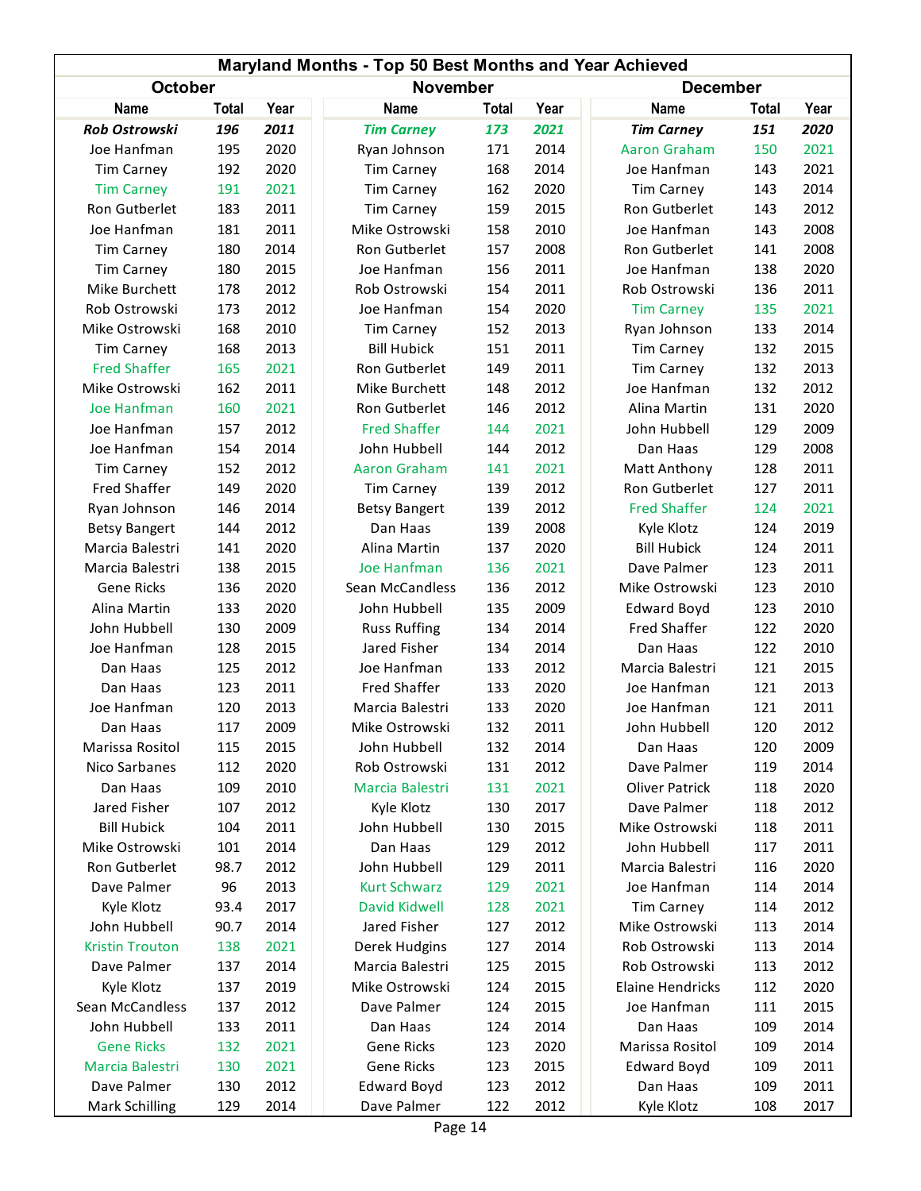# Maryland Months - Top 50 Best Months and Year Achieved

| October | | | November | | | December | | |
|---|---|---|---|---|---|---|---|---|
| Name | Total | Year | Name | Total | Year | Name | Total | Year |
| ***Rob Ostrowski*** | ***196*** | ***2011*** | ***Tim Carney*** | ***173*** | ***2021*** | ***Tim Carney*** | ***151*** | ***2020*** |
| Joe Hanfman | 195 | 2020 | Ryan Johnson | 171 | 2014 | Aaron Graham | 150 | 2021 |
| Tim Carney | 192 | 2020 | Tim Carney | 168 | 2014 | Joe Hanfman | 143 | 2021 |
| Tim Carney | 191 | 2021 | Tim Carney | 162 | 2020 | Tim Carney | 143 | 2014 |
| Ron Gutberlet | 183 | 2011 | Tim Carney | 159 | 2015 | Ron Gutberlet | 143 | 2012 |
| Joe Hanfman | 181 | 2011 | Mike Ostrowski | 158 | 2010 | Joe Hanfman | 143 | 2008 |
| Tim Carney | 180 | 2014 | Ron Gutberlet | 157 | 2008 | Ron Gutberlet | 141 | 2008 |
| Tim Carney | 180 | 2015 | Joe Hanfman | 156 | 2011 | Joe Hanfman | 138 | 2020 |
| Mike Burchett | 178 | 2012 | Rob Ostrowski | 154 | 2011 | Rob Ostrowski | 136 | 2011 |
| Rob Ostrowski | 173 | 2012 | Joe Hanfman | 154 | 2020 | Tim Carney | 135 | 2021 |
| Mike Ostrowski | 168 | 2010 | Tim Carney | 152 | 2013 | Ryan Johnson | 133 | 2014 |
| Tim Carney | 168 | 2013 | Bill Hubick | 151 | 2011 | Tim Carney | 132 | 2015 |
| Fred Shaffer | 165 | 2021 | Ron Gutberlet | 149 | 2011 | Tim Carney | 132 | 2013 |
| Mike Ostrowski | 162 | 2011 | Mike Burchett | 148 | 2012 | Joe Hanfman | 132 | 2012 |
| Joe Hanfman | 160 | 2021 | Ron Gutberlet | 146 | 2012 | Alina Martin | 131 | 2020 |
| Joe Hanfman | 157 | 2012 | Fred Shaffer | 144 | 2021 | John Hubbell | 129 | 2009 |
| Joe Hanfman | 154 | 2014 | John Hubbell | 144 | 2012 | Dan Haas | 129 | 2008 |
| Tim Carney | 152 | 2012 | Aaron Graham | 141 | 2021 | Matt Anthony | 128 | 2011 |
| Fred Shaffer | 149 | 2020 | Tim Carney | 139 | 2012 | Ron Gutberlet | 127 | 2011 |
| Ryan Johnson | 146 | 2014 | Betsy Bangert | 139 | 2012 | Fred Shaffer | 124 | 2021 |
| Betsy Bangert | 144 | 2012 | Dan Haas | 139 | 2008 | Kyle Klotz | 124 | 2019 |
| Marcia Balestri | 141 | 2020 | Alina Martin | 137 | 2020 | Bill Hubick | 124 | 2011 |
| Marcia Balestri | 138 | 2015 | Joe Hanfman | 136 | 2021 | Dave Palmer | 123 | 2011 |
| Gene Ricks | 136 | 2020 | Sean McCandless | 136 | 2012 | Mike Ostrowski | 123 | 2010 |
| Alina Martin | 133 | 2020 | John Hubbell | 135 | 2009 | Edward Boyd | 123 | 2010 |
| John Hubbell | 130 | 2009 | Russ Ruffing | 134 | 2014 | Fred Shaffer | 122 | 2020 |
| Joe Hanfman | 128 | 2015 | Jared Fisher | 134 | 2014 | Dan Haas | 122 | 2010 |
| Dan Haas | 125 | 2012 | Joe Hanfman | 133 | 2012 | Marcia Balestri | 121 | 2015 |
| Dan Haas | 123 | 2011 | Fred Shaffer | 133 | 2020 | Joe Hanfman | 121 | 2013 |
| Joe Hanfman | 120 | 2013 | Marcia Balestri | 133 | 2020 | Joe Hanfman | 121 | 2011 |
| Dan Haas | 117 | 2009 | Mike Ostrowski | 132 | 2011 | John Hubbell | 120 | 2012 |
| Marissa Rositol | 115 | 2015 | John Hubbell | 132 | 2014 | Dan Haas | 120 | 2009 |
| Nico Sarbanes | 112 | 2020 | Rob Ostrowski | 131 | 2012 | Dave Palmer | 119 | 2014 |
| Dan Haas | 109 | 2010 | Marcia Balestri | 131 | 2021 | Oliver Patrick | 118 | 2020 |
| Jared Fisher | 107 | 2012 | Kyle Klotz | 130 | 2017 | Dave Palmer | 118 | 2012 |
| Bill Hubick | 104 | 2011 | John Hubbell | 130 | 2015 | Mike Ostrowski | 118 | 2011 |
| Mike Ostrowski | 101 | 2014 | Dan Haas | 129 | 2012 | John Hubbell | 117 | 2011 |
| Ron Gutberlet | 98.7 | 2012 | John Hubbell | 129 | 2011 | Marcia Balestri | 116 | 2020 |
| Dave Palmer | 96 | 2013 | Kurt Schwarz | 129 | 2021 | Joe Hanfman | 114 | 2014 |
| Kyle Klotz | 93.4 | 2017 | David Kidwell | 128 | 2021 | Tim Carney | 114 | 2012 |
| John Hubbell | 90.7 | 2014 | Jared Fisher | 127 | 2012 | Mike Ostrowski | 113 | 2014 |
| Kristin Trouton | 138 | 2021 | Derek Hudgins | 127 | 2014 | Rob Ostrowski | 113 | 2014 |
| Dave Palmer | 137 | 2014 | Marcia Balestri | 125 | 2015 | Rob Ostrowski | 113 | 2012 |
| Kyle Klotz | 137 | 2019 | Mike Ostrowski | 124 | 2015 | Elaine Hendricks | 112 | 2020 |
| Sean McCandless | 137 | 2012 | Dave Palmer | 124 | 2015 | Joe Hanfman | 111 | 2015 |
| John Hubbell | 133 | 2011 | Dan Haas | 124 | 2014 | Dan Haas | 109 | 2014 |
| Gene Ricks | 132 | 2021 | Gene Ricks | 123 | 2020 | Marissa Rositol | 109 | 2014 |
| Marcia Balestri | 130 | 2021 | Gene Ricks | 123 | 2015 | Edward Boyd | 109 | 2011 |
| Dave Palmer | 130 | 2012 | Edward Boyd | 123 | 2012 | Dan Haas | 109 | 2011 |
| Mark Schilling | 129 | 2014 | Dave Palmer | 122 | 2012 | Kyle Klotz | 108 | 2017 |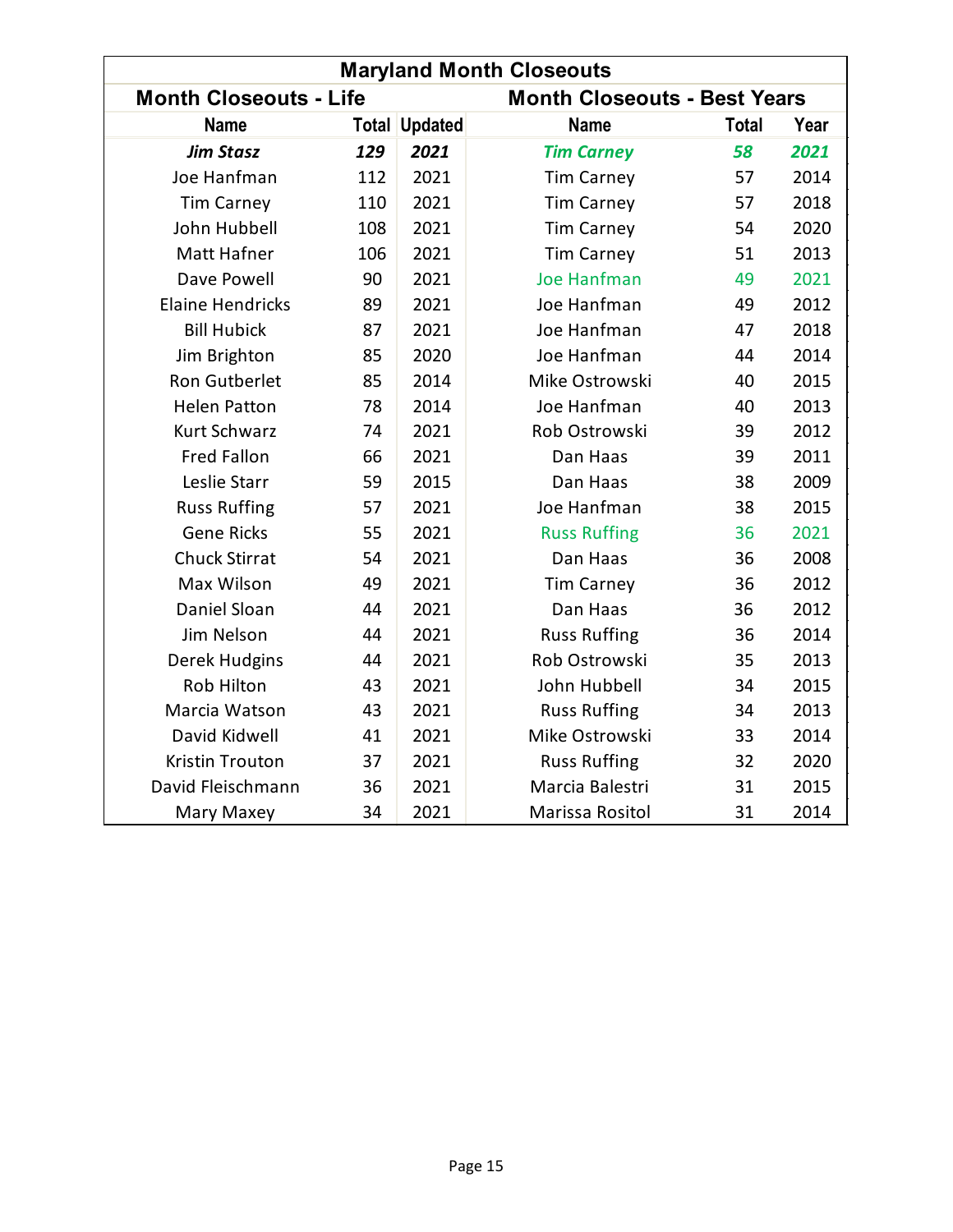# Maryland Month Closeouts

| Month Closeouts - Life | | | Month Closeouts - Best Years | | |
|---|---|---|---|---|---|
| **Name** | **Total** | **Updated** | **Name** | **Total** | **Year** |
| ***Jim Stasz*** | ***129*** | ***2021*** | ***Tim Carney*** | ***58*** | ***2021*** |
| Joe Hanfman | 112 | 2021 | Tim Carney | 57 | 2014 |
| Tim Carney | 110 | 2021 | Tim Carney | 57 | 2018 |
| John Hubbell | 108 | 2021 | Tim Carney | 54 | 2020 |
| Matt Hafner | 106 | 2021 | Tim Carney | 51 | 2013 |
| Dave Powell | 90 | 2021 | Joe Hanfman | 49 | 2021 |
| Elaine Hendricks | 89 | 2021 | Joe Hanfman | 49 | 2012 |
| Bill Hubick | 87 | 2021 | Joe Hanfman | 47 | 2018 |
| Jim Brighton | 85 | 2020 | Joe Hanfman | 44 | 2014 |
| Ron Gutberlet | 85 | 2014 | Mike Ostrowski | 40 | 2015 |
| Helen Patton | 78 | 2014 | Joe Hanfman | 40 | 2013 |
| Kurt Schwarz | 74 | 2021 | Rob Ostrowski | 39 | 2012 |
| Fred Fallon | 66 | 2021 | Dan Haas | 39 | 2011 |
| Leslie Starr | 59 | 2015 | Dan Haas | 38 | 2009 |
| Russ Ruffing | 57 | 2021 | Joe Hanfman | 38 | 2015 |
| Gene Ricks | 55 | 2021 | Russ Ruffing | 36 | 2021 |
| Chuck Stirrat | 54 | 2021 | Dan Haas | 36 | 2008 |
| Max Wilson | 49 | 2021 | Tim Carney | 36 | 2012 |
| Daniel Sloan | 44 | 2021 | Dan Haas | 36 | 2012 |
| Jim Nelson | 44 | 2021 | Russ Ruffing | 36 | 2014 |
| Derek Hudgins | 44 | 2021 | Rob Ostrowski | 35 | 2013 |
| Rob Hilton | 43 | 2021 | John Hubbell | 34 | 2015 |
| Marcia Watson | 43 | 2021 | Russ Ruffing | 34 | 2013 |
| David Kidwell | 41 | 2021 | Mike Ostrowski | 33 | 2014 |
| Kristin Trouton | 37 | 2021 | Russ Ruffing | 32 | 2020 |
| David Fleischmann | 36 | 2021 | Marcia Balestri | 31 | 2015 |
| Mary Maxey | 34 | 2021 | Marissa Rositol | 31 | 2014 |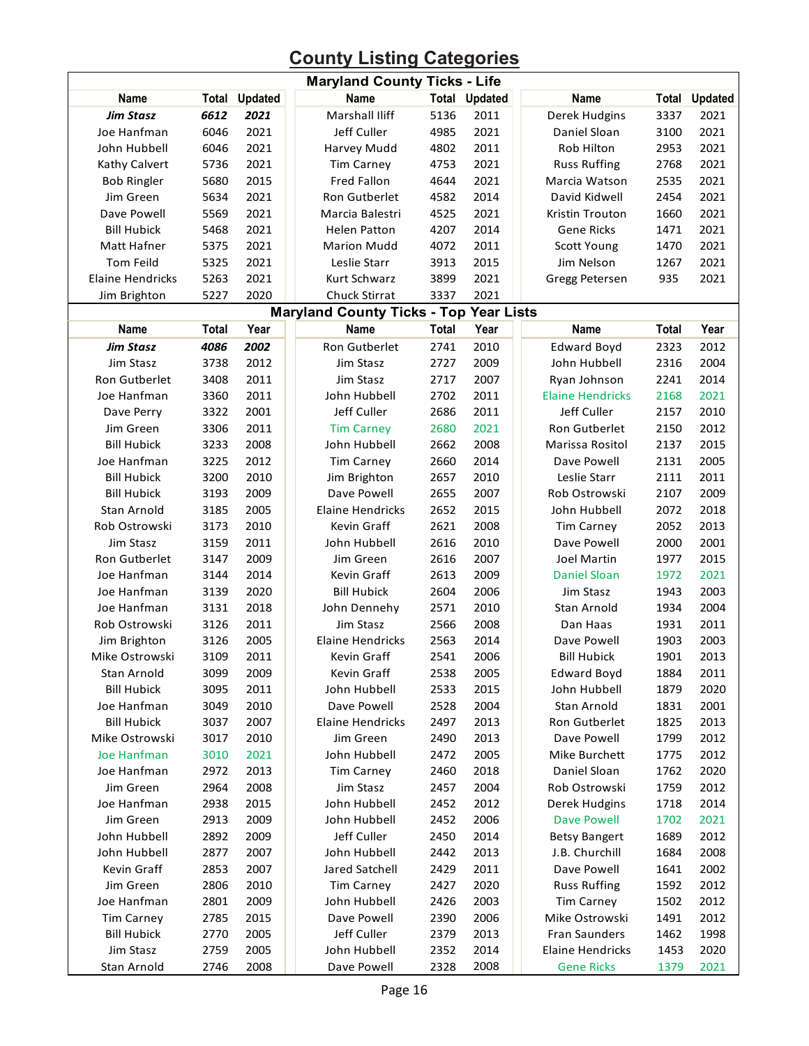# County Listing Categories

## Maryland County Ticks - Life

| Name | Total | Updated | Name | Total | Updated | Name | Total | Updated |
|---|---|---|---|---|---|---|---|---|
| ***Jim Stasz*** | ***6612*** | ***2021*** | Marshall Iliff | 5136 | 2011 | Derek Hudgins | 3337 | 2021 |
| Joe Hanfman | 6046 | 2021 | Jeff Culler | 4985 | 2021 | Daniel Sloan | 3100 | 2021 |
| John Hubbell | 6046 | 2021 | Harvey Mudd | 4802 | 2011 | Rob Hilton | 2953 | 2021 |
| Kathy Calvert | 5736 | 2021 | Tim Carney | 4753 | 2021 | Russ Ruffing | 2768 | 2021 |
| Bob Ringler | 5680 | 2015 | Fred Fallon | 4644 | 2021 | Marcia Watson | 2535 | 2021 |
| Jim Green | 5634 | 2021 | Ron Gutberlet | 4582 | 2014 | David Kidwell | 2454 | 2021 |
| Dave Powell | 5569 | 2021 | Marcia Balestri | 4525 | 2021 | Kristin Trouton | 1660 | 2021 |
| Bill Hubick | 5468 | 2021 | Helen Patton | 4207 | 2014 | Gene Ricks | 1471 | 2021 |
| Matt Hafner | 5375 | 2021 | Marion Mudd | 4072 | 2011 | Scott Young | 1470 | 2021 |
| Tom Feild | 5325 | 2021 | Leslie Starr | 3913 | 2015 | Jim Nelson | 1267 | 2021 |
| Elaine Hendricks | 5263 | 2021 | Kurt Schwarz | 3899 | 2021 | Gregg Petersen | 935 | 2021 |
| Jim Brighton | 5227 | 2020 | Chuck Stirrat | 3337 | 2021 | | | |

## Maryland County Ticks - Top Year Lists

| Name | Total | Year | Name | Total | Year | Name | Total | Year |
|---|---|---|---|---|---|---|---|---|
| ***Jim Stasz*** | ***4086*** | ***2002*** | Ron Gutberlet | 2741 | 2010 | Edward Boyd | 2323 | 2012 |
| Jim Stasz | 3738 | 2012 | Jim Stasz | 2727 | 2009 | John Hubbell | 2316 | 2004 |
| Ron Gutberlet | 3408 | 2011 | Jim Stasz | 2717 | 2007 | Ryan Johnson | 2241 | 2014 |
| Joe Hanfman | 3360 | 2011 | John Hubbell | 2702 | 2011 | Elaine Hendricks | 2168 | 2021 |
| Dave Perry | 3322 | 2001 | Jeff Culler | 2686 | 2011 | Jeff Culler | 2157 | 2010 |
| Jim Green | 3306 | 2011 | Tim Carney | 2680 | 2021 | Ron Gutberlet | 2150 | 2012 |
| Bill Hubick | 3233 | 2008 | John Hubbell | 2662 | 2008 | Marissa Rositol | 2137 | 2015 |
| Joe Hanfman | 3225 | 2012 | Tim Carney | 2660 | 2014 | Dave Powell | 2131 | 2005 |
| Bill Hubick | 3200 | 2010 | Jim Brighton | 2657 | 2010 | Leslie Starr | 2111 | 2011 |
| Bill Hubick | 3193 | 2009 | Dave Powell | 2655 | 2007 | Rob Ostrowski | 2107 | 2009 |
| Stan Arnold | 3185 | 2005 | Elaine Hendricks | 2652 | 2015 | John Hubbell | 2072 | 2018 |
| Rob Ostrowski | 3173 | 2010 | Kevin Graff | 2621 | 2008 | Tim Carney | 2052 | 2013 |
| Jim Stasz | 3159 | 2011 | John Hubbell | 2616 | 2010 | Dave Powell | 2000 | 2001 |
| Ron Gutberlet | 3147 | 2009 | Jim Green | 2616 | 2007 | Joel Martin | 1977 | 2015 |
| Joe Hanfman | 3144 | 2014 | Kevin Graff | 2613 | 2009 | Daniel Sloan | 1972 | 2021 |
| Joe Hanfman | 3139 | 2020 | Bill Hubick | 2604 | 2006 | Jim Stasz | 1943 | 2003 |
| Joe Hanfman | 3131 | 2018 | John Dennehy | 2571 | 2010 | Stan Arnold | 1934 | 2004 |
| Rob Ostrowski | 3126 | 2011 | Jim Stasz | 2566 | 2008 | Dan Haas | 1931 | 2011 |
| Jim Brighton | 3126 | 2005 | Elaine Hendricks | 2563 | 2014 | Dave Powell | 1903 | 2003 |
| Mike Ostrowski | 3109 | 2011 | Kevin Graff | 2541 | 2006 | Bill Hubick | 1901 | 2013 |
| Stan Arnold | 3099 | 2009 | Kevin Graff | 2538 | 2005 | Edward Boyd | 1884 | 2011 |
| Bill Hubick | 3095 | 2011 | John Hubbell | 2533 | 2015 | John Hubbell | 1879 | 2020 |
| Joe Hanfman | 3049 | 2010 | Dave Powell | 2528 | 2004 | Stan Arnold | 1831 | 2001 |
| Bill Hubick | 3037 | 2007 | Elaine Hendricks | 2497 | 2013 | Ron Gutberlet | 1825 | 2013 |
| Mike Ostrowski | 3017 | 2010 | Jim Green | 2490 | 2013 | Dave Powell | 1799 | 2012 |
| Joe Hanfman | 3010 | 2021 | John Hubbell | 2472 | 2005 | Mike Burchett | 1775 | 2012 |
| Joe Hanfman | 2972 | 2013 | Tim Carney | 2460 | 2018 | Daniel Sloan | 1762 | 2020 |
| Jim Green | 2964 | 2008 | Jim Stasz | 2457 | 2004 | Rob Ostrowski | 1759 | 2012 |
| Joe Hanfman | 2938 | 2015 | John Hubbell | 2452 | 2012 | Derek Hudgins | 1718 | 2014 |
| Jim Green | 2913 | 2009 | John Hubbell | 2452 | 2006 | Dave Powell | 1702 | 2021 |
| John Hubbell | 2892 | 2009 | Jeff Culler | 2450 | 2014 | Betsy Bangert | 1689 | 2012 |
| John Hubbell | 2877 | 2007 | John Hubbell | 2442 | 2013 | J.B. Churchill | 1684 | 2008 |
| Kevin Graff | 2853 | 2007 | Jared Satchell | 2429 | 2011 | Dave Powell | 1641 | 2002 |
| Jim Green | 2806 | 2010 | Tim Carney | 2427 | 2020 | Russ Ruffing | 1592 | 2012 |
| Joe Hanfman | 2801 | 2009 | John Hubbell | 2426 | 2003 | Tim Carney | 1502 | 2012 |
| Tim Carney | 2785 | 2015 | Dave Powell | 2390 | 2006 | Mike Ostrowski | 1491 | 2012 |
| Bill Hubick | 2770 | 2005 | Jeff Culler | 2379 | 2013 | Fran Saunders | 1462 | 1998 |
| Jim Stasz | 2759 | 2005 | John Hubbell | 2352 | 2014 | Elaine Hendricks | 1453 | 2020 |
| Stan Arnold | 2746 | 2008 | Dave Powell | 2328 | 2008 | Gene Ricks | 1379 | 2021 |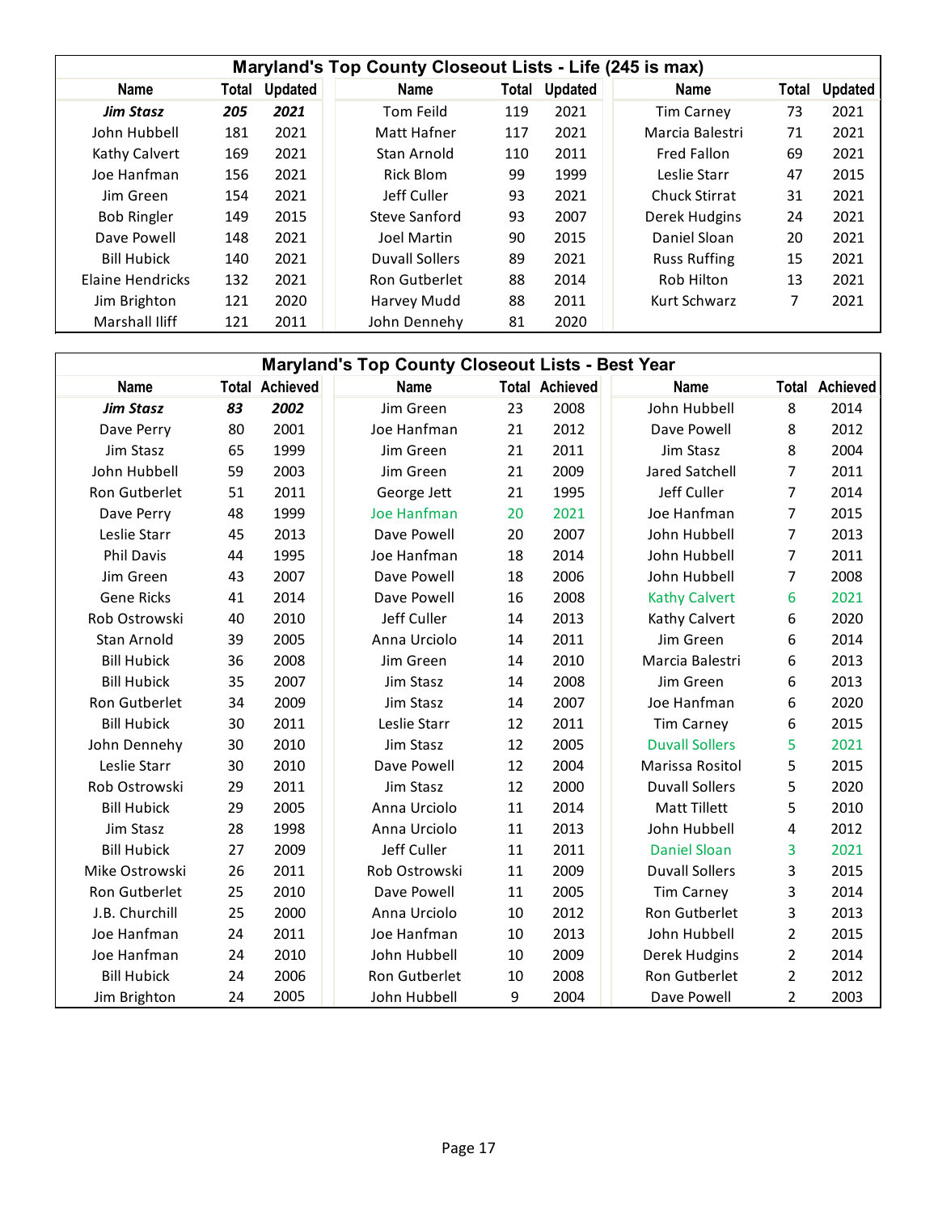## Maryland's Top County Closeout Lists - Life (245 is max)

| Name | Total | Updated | Name | Total | Updated | Name | Total | Updated |
|---|---|---|---|---|---|---|---|---|
| ***Jim Stasz*** | ***205*** | ***2021*** | Tom Feild | 119 | 2021 | Tim Carney | 73 | 2021 |
| John Hubbell | 181 | 2021 | Matt Hafner | 117 | 2021 | Marcia Balestri | 71 | 2021 |
| Kathy Calvert | 169 | 2021 | Stan Arnold | 110 | 2011 | Fred Fallon | 69 | 2021 |
| Joe Hanfman | 156 | 2021 | Rick Blom | 99 | 1999 | Leslie Starr | 47 | 2015 |
| Jim Green | 154 | 2021 | Jeff Culler | 93 | 2021 | Chuck Stirrat | 31 | 2021 |
| Bob Ringler | 149 | 2015 | Steve Sanford | 93 | 2007 | Derek Hudgins | 24 | 2021 |
| Dave Powell | 148 | 2021 | Joel Martin | 90 | 2015 | Daniel Sloan | 20 | 2021 |
| Bill Hubick | 140 | 2021 | Duvall Sollers | 89 | 2021 | Russ Ruffing | 15 | 2021 |
| Elaine Hendricks | 132 | 2021 | Ron Gutberlet | 88 | 2014 | Rob Hilton | 13 | 2021 |
| Jim Brighton | 121 | 2020 | Harvey Mudd | 88 | 2011 | Kurt Schwarz | 7 | 2021 |
| Marshall Iliff | 121 | 2011 | John Dennehy | 81 | 2020 | | | |

## Maryland's Top County Closeout Lists - Best Year

| Name | Total | Achieved | Name | Total | Achieved | Name | Total | Achieved |
|---|---|---|---|---|---|---|---|---|
| ***Jim Stasz*** | ***83*** | ***2002*** | Jim Green | 23 | 2008 | John Hubbell | 8 | 2014 |
| Dave Perry | 80 | 2001 | Joe Hanfman | 21 | 2012 | Dave Powell | 8 | 2012 |
| Jim Stasz | 65 | 1999 | Jim Green | 21 | 2011 | Jim Stasz | 8 | 2004 |
| John Hubbell | 59 | 2003 | Jim Green | 21 | 2009 | Jared Satchell | 7 | 2011 |
| Ron Gutberlet | 51 | 2011 | George Jett | 21 | 1995 | Jeff Culler | 7 | 2014 |
| Dave Perry | 48 | 1999 | Joe Hanfman | 20 | 2021 | Joe Hanfman | 7 | 2015 |
| Leslie Starr | 45 | 2013 | Dave Powell | 20 | 2007 | John Hubbell | 7 | 2013 |
| Phil Davis | 44 | 1995 | Joe Hanfman | 18 | 2014 | John Hubbell | 7 | 2011 |
| Jim Green | 43 | 2007 | Dave Powell | 18 | 2006 | John Hubbell | 7 | 2008 |
| Gene Ricks | 41 | 2014 | Dave Powell | 16 | 2008 | Kathy Calvert | 6 | 2021 |
| Rob Ostrowski | 40 | 2010 | Jeff Culler | 14 | 2013 | Kathy Calvert | 6 | 2020 |
| Stan Arnold | 39 | 2005 | Anna Urciolo | 14 | 2011 | Jim Green | 6 | 2014 |
| Bill Hubick | 36 | 2008 | Jim Green | 14 | 2010 | Marcia Balestri | 6 | 2013 |
| Bill Hubick | 35 | 2007 | Jim Stasz | 14 | 2008 | Jim Green | 6 | 2013 |
| Ron Gutberlet | 34 | 2009 | Jim Stasz | 14 | 2007 | Joe Hanfman | 6 | 2020 |
| Bill Hubick | 30 | 2011 | Leslie Starr | 12 | 2011 | Tim Carney | 6 | 2015 |
| John Dennehy | 30 | 2010 | Jim Stasz | 12 | 2005 | Duvall Sollers | 5 | 2021 |
| Leslie Starr | 30 | 2010 | Dave Powell | 12 | 2004 | Marissa Rositol | 5 | 2015 |
| Rob Ostrowski | 29 | 2011 | Jim Stasz | 12 | 2000 | Duvall Sollers | 5 | 2020 |
| Bill Hubick | 29 | 2005 | Anna Urciolo | 11 | 2014 | Matt Tillett | 5 | 2010 |
| Jim Stasz | 28 | 1998 | Anna Urciolo | 11 | 2013 | John Hubbell | 4 | 2012 |
| Bill Hubick | 27 | 2009 | Jeff Culler | 11 | 2011 | Daniel Sloan | 3 | 2021 |
| Mike Ostrowski | 26 | 2011 | Rob Ostrowski | 11 | 2009 | Duvall Sollers | 3 | 2015 |
| Ron Gutberlet | 25 | 2010 | Dave Powell | 11 | 2005 | Tim Carney | 3 | 2014 |
| J.B. Churchill | 25 | 2000 | Anna Urciolo | 10 | 2012 | Ron Gutberlet | 3 | 2013 |
| Joe Hanfman | 24 | 2011 | Joe Hanfman | 10 | 2013 | John Hubbell | 2 | 2015 |
| Joe Hanfman | 24 | 2010 | John Hubbell | 10 | 2009 | Derek Hudgins | 2 | 2014 |
| Bill Hubick | 24 | 2006 | Ron Gutberlet | 10 | 2008 | Ron Gutberlet | 2 | 2012 |
| Jim Brighton | 24 | 2005 | John Hubbell | 9 | 2004 | Dave Powell | 2 | 2003 |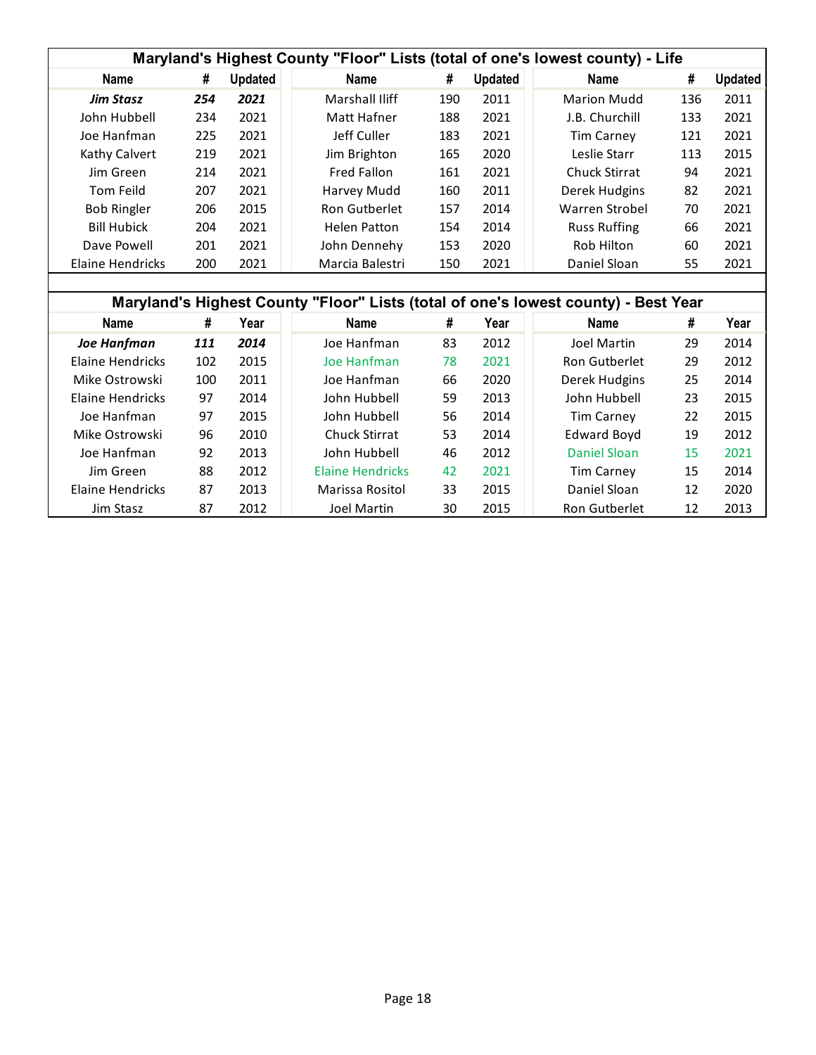## Maryland's Highest County "Floor" Lists (total of one's lowest county) - Life

| Name | # | Updated | Name | # | Updated | Name | # | Updated |
|---|---|---|---|---|---|---|---|---|
| ***Jim Stasz*** | ***254*** | ***2021*** | Marshall Iliff | 190 | 2011 | Marion Mudd | 136 | 2011 |
| John Hubbell | 234 | 2021 | Matt Hafner | 188 | 2021 | J.B. Churchill | 133 | 2021 |
| Joe Hanfman | 225 | 2021 | Jeff Culler | 183 | 2021 | Tim Carney | 121 | 2021 |
| Kathy Calvert | 219 | 2021 | Jim Brighton | 165 | 2020 | Leslie Starr | 113 | 2015 |
| Jim Green | 214 | 2021 | Fred Fallon | 161 | 2021 | Chuck Stirrat | 94 | 2021 |
| Tom Feild | 207 | 2021 | Harvey Mudd | 160 | 2011 | Derek Hudgins | 82 | 2021 |
| Bob Ringler | 206 | 2015 | Ron Gutberlet | 157 | 2014 | Warren Strobel | 70 | 2021 |
| Bill Hubick | 204 | 2021 | Helen Patton | 154 | 2014 | Russ Ruffing | 66 | 2021 |
| Dave Powell | 201 | 2021 | John Dennehy | 153 | 2020 | Rob Hilton | 60 | 2021 |
| Elaine Hendricks | 200 | 2021 | Marcia Balestri | 150 | 2021 | Daniel Sloan | 55 | 2021 |

## Maryland's Highest County "Floor" Lists (total of one's lowest county) - Best Year

| Name | # | Year | Name | # | Year | Name | # | Year |
|---|---|---|---|---|---|---|---|---|
| ***Joe Hanfman*** | ***111*** | ***2014*** | Joe Hanfman | 83 | 2012 | Joel Martin | 29 | 2014 |
| Elaine Hendricks | 102 | 2015 | Joe Hanfman | 78 | 2021 | Ron Gutberlet | 29 | 2012 |
| Mike Ostrowski | 100 | 2011 | Joe Hanfman | 66 | 2020 | Derek Hudgins | 25 | 2014 |
| Elaine Hendricks | 97 | 2014 | John Hubbell | 59 | 2013 | John Hubbell | 23 | 2015 |
| Joe Hanfman | 97 | 2015 | John Hubbell | 56 | 2014 | Tim Carney | 22 | 2015 |
| Mike Ostrowski | 96 | 2010 | Chuck Stirrat | 53 | 2014 | Edward Boyd | 19 | 2012 |
| Joe Hanfman | 92 | 2013 | John Hubbell | 46 | 2012 | Daniel Sloan | 15 | 2021 |
| Jim Green | 88 | 2012 | Elaine Hendricks | 42 | 2021 | Tim Carney | 15 | 2014 |
| Elaine Hendricks | 87 | 2013 | Marissa Rositol | 33 | 2015 | Daniel Sloan | 12 | 2020 |
| Jim Stasz | 87 | 2012 | Joel Martin | 30 | 2015 | Ron Gutberlet | 12 | 2013 |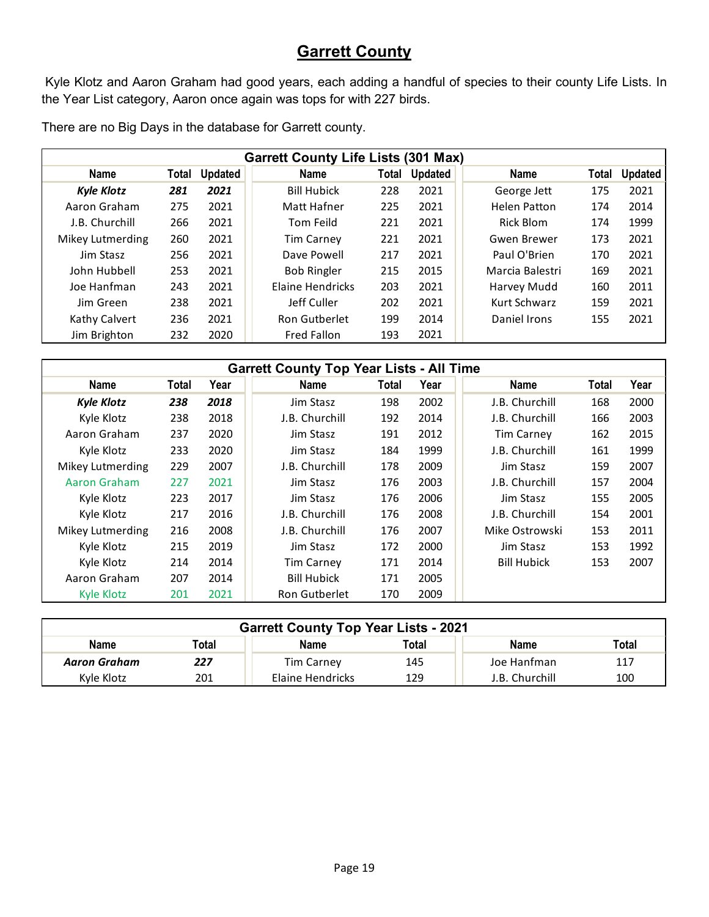# Garrett County

Kyle Klotz and Aaron Graham had good years, each adding a handful of species to their county Life Lists. In the Year List category, Aaron once again was tops for with 227 birds.

There are no Big Days in the database for Garrett county.

| Garrett County Life Lists (301 Max) | | | | | | | | |
|---|---|---|---|---|---|---|---|---|
| Name | Total | Updated | Name | Total | Updated | Name | Total | Updated |
| ***Kyle Klotz*** | ***281*** | ***2021*** | Bill Hubick | 228 | 2021 | George Jett | 175 | 2021 |
| Aaron Graham | 275 | 2021 | Matt Hafner | 225 | 2021 | Helen Patton | 174 | 2014 |
| J.B. Churchill | 266 | 2021 | Tom Feild | 221 | 2021 | Rick Blom | 174 | 1999 |
| Mikey Lutmerding | 260 | 2021 | Tim Carney | 221 | 2021 | Gwen Brewer | 173 | 2021 |
| Jim Stasz | 256 | 2021 | Dave Powell | 217 | 2021 | Paul O'Brien | 170 | 2021 |
| John Hubbell | 253 | 2021 | Bob Ringler | 215 | 2015 | Marcia Balestri | 169 | 2021 |
| Joe Hanfman | 243 | 2021 | Elaine Hendricks | 203 | 2021 | Harvey Mudd | 160 | 2011 |
| Jim Green | 238 | 2021 | Jeff Culler | 202 | 2021 | Kurt Schwarz | 159 | 2021 |
| Kathy Calvert | 236 | 2021 | Ron Gutberlet | 199 | 2014 | Daniel Irons | 155 | 2021 |
| Jim Brighton | 232 | 2020 | Fred Fallon | 193 | 2021 | | | |

| Garrett County Top Year Lists - All Time | | | | | | | | |
|---|---|---|---|---|---|---|---|---|
| Name | Total | Year | Name | Total | Year | Name | Total | Year |
| ***Kyle Klotz*** | ***238*** | ***2018*** | Jim Stasz | 198 | 2002 | J.B. Churchill | 168 | 2000 |
| Kyle Klotz | 238 | 2018 | J.B. Churchill | 192 | 2014 | J.B. Churchill | 166 | 2003 |
| Aaron Graham | 237 | 2020 | Jim Stasz | 191 | 2012 | Tim Carney | 162 | 2015 |
| Kyle Klotz | 233 | 2020 | Jim Stasz | 184 | 1999 | J.B. Churchill | 161 | 1999 |
| Mikey Lutmerding | 229 | 2007 | J.B. Churchill | 178 | 2009 | Jim Stasz | 159 | 2007 |
| Aaron Graham | 227 | 2021 | Jim Stasz | 176 | 2003 | J.B. Churchill | 157 | 2004 |
| Kyle Klotz | 223 | 2017 | Jim Stasz | 176 | 2006 | Jim Stasz | 155 | 2005 |
| Kyle Klotz | 217 | 2016 | J.B. Churchill | 176 | 2008 | J.B. Churchill | 154 | 2001 |
| Mikey Lutmerding | 216 | 2008 | J.B. Churchill | 176 | 2007 | Mike Ostrowski | 153 | 2011 |
| Kyle Klotz | 215 | 2019 | Jim Stasz | 172 | 2000 | Jim Stasz | 153 | 1992 |
| Kyle Klotz | 214 | 2014 | Tim Carney | 171 | 2014 | Bill Hubick | 153 | 2007 |
| Aaron Graham | 207 | 2014 | Bill Hubick | 171 | 2005 | | | |
| Kyle Klotz | 201 | 2021 | Ron Gutberlet | 170 | 2009 | | | |

| Garrett County Top Year Lists - 2021 | | | | | |
|---|---|---|---|---|---|
| Name | Total | Name | Total | Name | Total |
| ***Aaron Graham*** | ***227*** | Tim Carney | 145 | Joe Hanfman | 117 |
| Kyle Klotz | 201 | Elaine Hendricks | 129 | J.B. Churchill | 100 |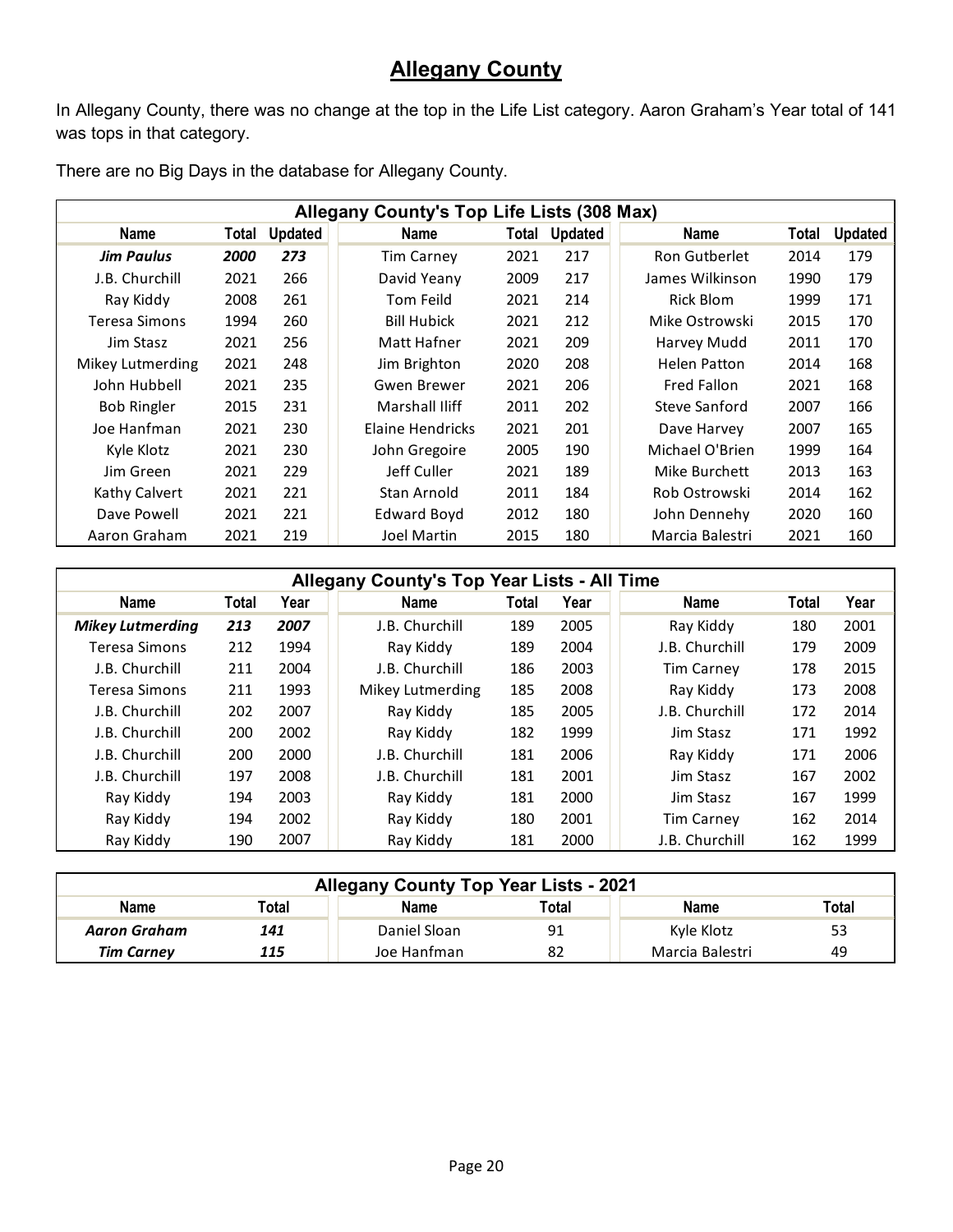## Allegany County

In Allegany County, there was no change at the top in the Life List category. Aaron Graham's Year total of 141 was tops in that category.

There are no Big Days in the database for Allegany County.

| Allegany County's Top Life Lists (308 Max) | | | | | | | | |
|---|---|---|---|---|---|---|---|---|
| Name | Total | Updated | Name | Total | Updated | Name | Total | Updated |
| ***Jim Paulus*** | ***2000*** | ***273*** | Tim Carney | 2021 | 217 | Ron Gutberlet | 2014 | 179 |
| J.B. Churchill | 2021 | 266 | David Yeany | 2009 | 217 | James Wilkinson | 1990 | 179 |
| Ray Kiddy | 2008 | 261 | Tom Feild | 2021 | 214 | Rick Blom | 1999 | 171 |
| Teresa Simons | 1994 | 260 | Bill Hubick | 2021 | 212 | Mike Ostrowski | 2015 | 170 |
| Jim Stasz | 2021 | 256 | Matt Hafner | 2021 | 209 | Harvey Mudd | 2011 | 170 |
| Mikey Lutmerding | 2021 | 248 | Jim Brighton | 2020 | 208 | Helen Patton | 2014 | 168 |
| John Hubbell | 2021 | 235 | Gwen Brewer | 2021 | 206 | Fred Fallon | 2021 | 168 |
| Bob Ringler | 2015 | 231 | Marshall Iliff | 2011 | 202 | Steve Sanford | 2007 | 166 |
| Joe Hanfman | 2021 | 230 | Elaine Hendricks | 2021 | 201 | Dave Harvey | 2007 | 165 |
| Kyle Klotz | 2021 | 230 | John Gregoire | 2005 | 190 | Michael O'Brien | 1999 | 164 |
| Jim Green | 2021 | 229 | Jeff Culler | 2021 | 189 | Mike Burchett | 2013 | 163 |
| Kathy Calvert | 2021 | 221 | Stan Arnold | 2011 | 184 | Rob Ostrowski | 2014 | 162 |
| Dave Powell | 2021 | 221 | Edward Boyd | 2012 | 180 | John Dennehy | 2020 | 160 |
| Aaron Graham | 2021 | 219 | Joel Martin | 2015 | 180 | Marcia Balestri | 2021 | 160 |

| Allegany County's Top Year Lists - All Time | | | | | | | | |
|---|---|---|---|---|---|---|---|---|
| Name | Total | Year | Name | Total | Year | Name | Total | Year |
| ***Mikey Lutmerding*** | ***213*** | ***2007*** | J.B. Churchill | 189 | 2005 | Ray Kiddy | 180 | 2001 |
| Teresa Simons | 212 | 1994 | Ray Kiddy | 189 | 2004 | J.B. Churchill | 179 | 2009 |
| J.B. Churchill | 211 | 2004 | J.B. Churchill | 186 | 2003 | Tim Carney | 178 | 2015 |
| Teresa Simons | 211 | 1993 | Mikey Lutmerding | 185 | 2008 | Ray Kiddy | 173 | 2008 |
| J.B. Churchill | 202 | 2007 | Ray Kiddy | 185 | 2005 | J.B. Churchill | 172 | 2014 |
| J.B. Churchill | 200 | 2002 | Ray Kiddy | 182 | 1999 | Jim Stasz | 171 | 1992 |
| J.B. Churchill | 200 | 2000 | J.B. Churchill | 181 | 2006 | Ray Kiddy | 171 | 2006 |
| J.B. Churchill | 197 | 2008 | J.B. Churchill | 181 | 2001 | Jim Stasz | 167 | 2002 |
| Ray Kiddy | 194 | 2003 | Ray Kiddy | 181 | 2000 | Jim Stasz | 167 | 1999 |
| Ray Kiddy | 194 | 2002 | Ray Kiddy | 180 | 2001 | Tim Carney | 162 | 2014 |
| Ray Kiddy | 190 | 2007 | Ray Kiddy | 181 | 2000 | J.B. Churchill | 162 | 1999 |

| Allegany County Top Year Lists - 2021 | | | | | |
|---|---|---|---|---|---|
| Name | Total | Name | Total | Name | Total |
| ***Aaron Graham*** | ***141*** | Daniel Sloan | 91 | Kyle Klotz | 53 |
| ***Tim Carney*** | ***115*** | Joe Hanfman | 82 | Marcia Balestri | 49 |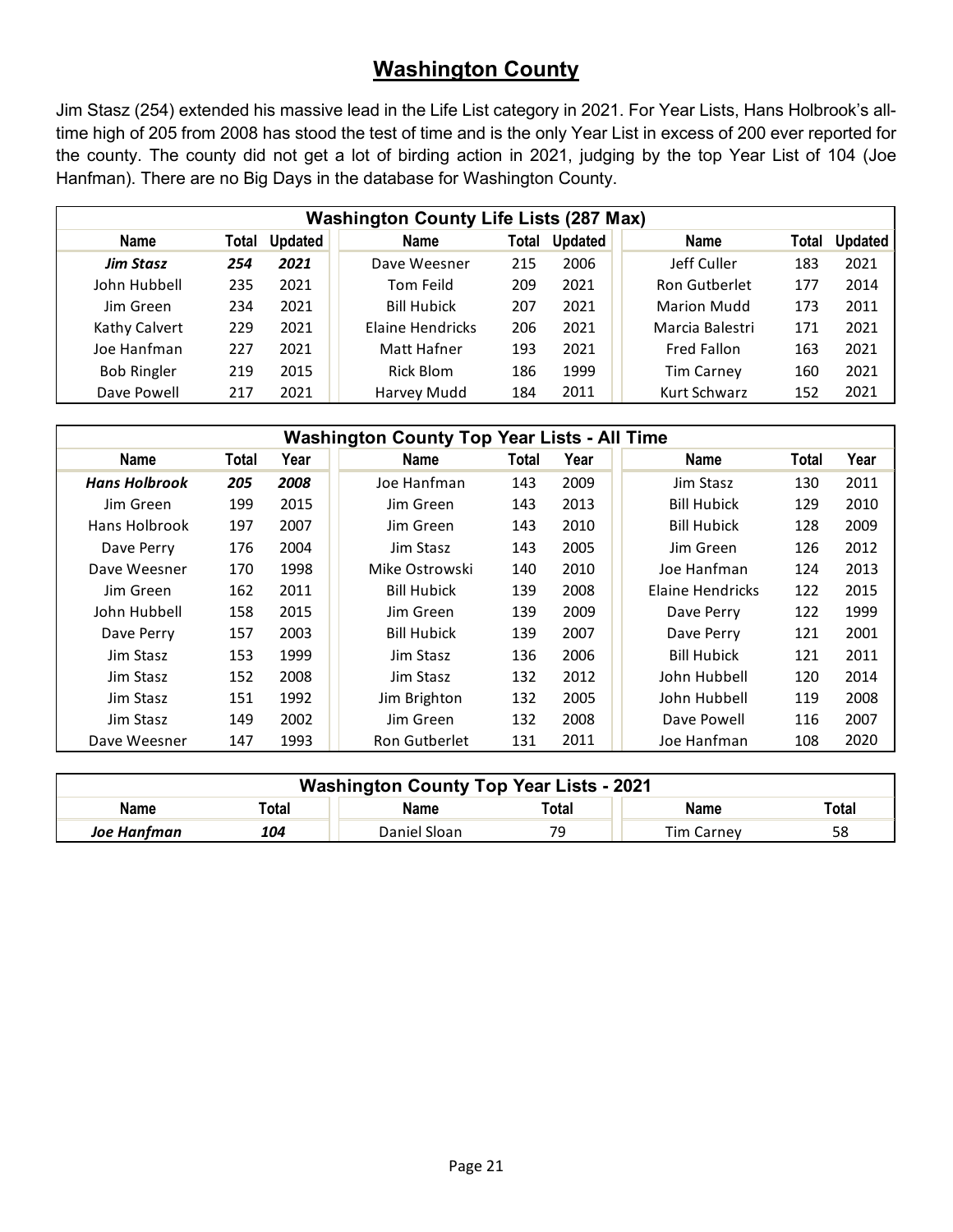## Washington County

Jim Stasz (254) extended his massive lead in the Life List category in 2021. For Year Lists, Hans Holbrook's all-time high of 205 from 2008 has stood the test of time and is the only Year List in excess of 200 ever reported for the county. The county did not get a lot of birding action in 2021, judging by the top Year List of 104 (Joe Hanfman). There are no Big Days in the database for Washington County.

| Washington County Life Lists (287 Max) | | | | | | | | |
|---|---|---|---|---|---|---|---|---|
| Name | Total | Updated | Name | Total | Updated | Name | Total | Updated |
| ***Jim Stasz*** | ***254*** | ***2021*** | Dave Weesner | 215 | 2006 | Jeff Culler | 183 | 2021 |
| John Hubbell | 235 | 2021 | Tom Feild | 209 | 2021 | Ron Gutberlet | 177 | 2014 |
| Jim Green | 234 | 2021 | Bill Hubick | 207 | 2021 | Marion Mudd | 173 | 2011 |
| Kathy Calvert | 229 | 2021 | Elaine Hendricks | 206 | 2021 | Marcia Balestri | 171 | 2021 |
| Joe Hanfman | 227 | 2021 | Matt Hafner | 193 | 2021 | Fred Fallon | 163 | 2021 |
| Bob Ringler | 219 | 2015 | Rick Blom | 186 | 1999 | Tim Carney | 160 | 2021 |
| Dave Powell | 217 | 2021 | Harvey Mudd | 184 | 2011 | Kurt Schwarz | 152 | 2021 |

| Washington County Top Year Lists - All Time | | | | | | | | |
|---|---|---|---|---|---|---|---|---|
| Name | Total | Year | Name | Total | Year | Name | Total | Year |
| ***Hans Holbrook*** | ***205*** | ***2008*** | Joe Hanfman | 143 | 2009 | Jim Stasz | 130 | 2011 |
| Jim Green | 199 | 2015 | Jim Green | 143 | 2013 | Bill Hubick | 129 | 2010 |
| Hans Holbrook | 197 | 2007 | Jim Green | 143 | 2010 | Bill Hubick | 128 | 2009 |
| Dave Perry | 176 | 2004 | Jim Stasz | 143 | 2005 | Jim Green | 126 | 2012 |
| Dave Weesner | 170 | 1998 | Mike Ostrowski | 140 | 2010 | Joe Hanfman | 124 | 2013 |
| Jim Green | 162 | 2011 | Bill Hubick | 139 | 2008 | Elaine Hendricks | 122 | 2015 |
| John Hubbell | 158 | 2015 | Jim Green | 139 | 2009 | Dave Perry | 122 | 1999 |
| Dave Perry | 157 | 2003 | Bill Hubick | 139 | 2007 | Dave Perry | 121 | 2001 |
| Jim Stasz | 153 | 1999 | Jim Stasz | 136 | 2006 | Bill Hubick | 121 | 2011 |
| Jim Stasz | 152 | 2008 | Jim Stasz | 132 | 2012 | John Hubbell | 120 | 2014 |
| Jim Stasz | 151 | 1992 | Jim Brighton | 132 | 2005 | John Hubbell | 119 | 2008 |
| Jim Stasz | 149 | 2002 | Jim Green | 132 | 2008 | Dave Powell | 116 | 2007 |
| Dave Weesner | 147 | 1993 | Ron Gutberlet | 131 | 2011 | Joe Hanfman | 108 | 2020 |

| Washington County Top Year Lists - 2021 | | | | | |
|---|---|---|---|---|---|
| Name | Total | Name | Total | Name | Total |
| ***Joe Hanfman*** | ***104*** | Daniel Sloan | 79 | Tim Carney | 58 |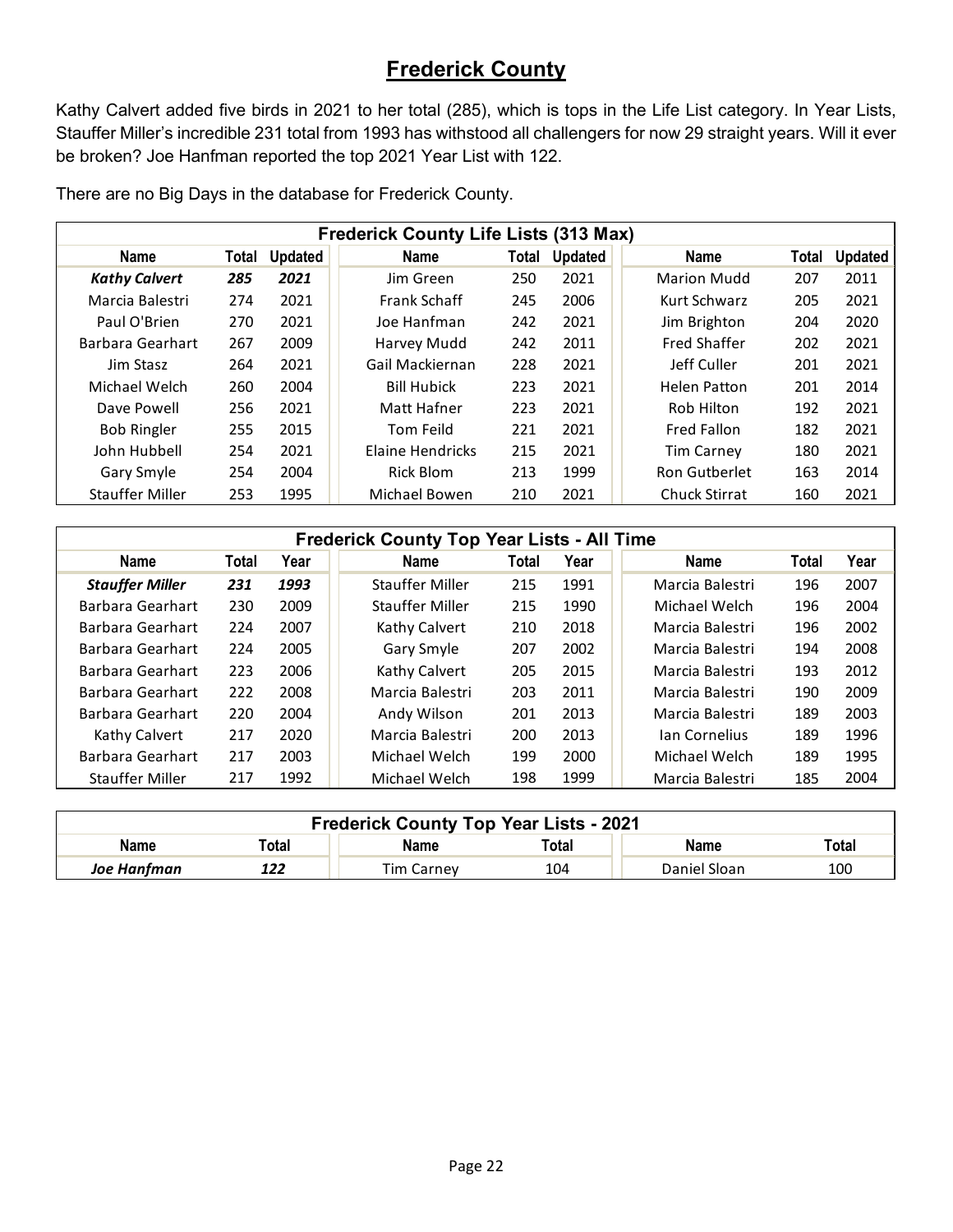## Frederick County

Kathy Calvert added five birds in 2021 to her total (285), which is tops in the Life List category. In Year Lists, Stauffer Miller's incredible 231 total from 1993 has withstood all challengers for now 29 straight years. Will it ever be broken? Joe Hanfman reported the top 2021 Year List with 122.

There are no Big Days in the database for Frederick County.

| Frederick County Life Lists (313 Max) | | | | | | | | |
|---|---|---|---|---|---|---|---|---|
| Name | Total | Updated | Name | Total | Updated | Name | Total | Updated |
| ***Kathy Calvert*** | ***285*** | ***2021*** | Jim Green | 250 | 2021 | Marion Mudd | 207 | 2011 |
| Marcia Balestri | 274 | 2021 | Frank Schaff | 245 | 2006 | Kurt Schwarz | 205 | 2021 |
| Paul O'Brien | 270 | 2021 | Joe Hanfman | 242 | 2021 | Jim Brighton | 204 | 2020 |
| Barbara Gearhart | 267 | 2009 | Harvey Mudd | 242 | 2011 | Fred Shaffer | 202 | 2021 |
| Jim Stasz | 264 | 2021 | Gail Mackiernan | 228 | 2021 | Jeff Culler | 201 | 2021 |
| Michael Welch | 260 | 2004 | Bill Hubick | 223 | 2021 | Helen Patton | 201 | 2014 |
| Dave Powell | 256 | 2021 | Matt Hafner | 223 | 2021 | Rob Hilton | 192 | 2021 |
| Bob Ringler | 255 | 2015 | Tom Feild | 221 | 2021 | Fred Fallon | 182 | 2021 |
| John Hubbell | 254 | 2021 | Elaine Hendricks | 215 | 2021 | Tim Carney | 180 | 2021 |
| Gary Smyle | 254 | 2004 | Rick Blom | 213 | 1999 | Ron Gutberlet | 163 | 2014 |
| Stauffer Miller | 253 | 1995 | Michael Bowen | 210 | 2021 | Chuck Stirrat | 160 | 2021 |

| Frederick County Top Year Lists - All Time | | | | | | | | |
|---|---|---|---|---|---|---|---|---|
| Name | Total | Year | Name | Total | Year | Name | Total | Year |
| ***Stauffer Miller*** | ***231*** | ***1993*** | Stauffer Miller | 215 | 1991 | Marcia Balestri | 196 | 2007 |
| Barbara Gearhart | 230 | 2009 | Stauffer Miller | 215 | 1990 | Michael Welch | 196 | 2004 |
| Barbara Gearhart | 224 | 2007 | Kathy Calvert | 210 | 2018 | Marcia Balestri | 196 | 2002 |
| Barbara Gearhart | 224 | 2005 | Gary Smyle | 207 | 2002 | Marcia Balestri | 194 | 2008 |
| Barbara Gearhart | 223 | 2006 | Kathy Calvert | 205 | 2015 | Marcia Balestri | 193 | 2012 |
| Barbara Gearhart | 222 | 2008 | Marcia Balestri | 203 | 2011 | Marcia Balestri | 190 | 2009 |
| Barbara Gearhart | 220 | 2004 | Andy Wilson | 201 | 2013 | Marcia Balestri | 189 | 2003 |
| Kathy Calvert | 217 | 2020 | Marcia Balestri | 200 | 2013 | Ian Cornelius | 189 | 1996 |
| Barbara Gearhart | 217 | 2003 | Michael Welch | 199 | 2000 | Michael Welch | 189 | 1995 |
| Stauffer Miller | 217 | 1992 | Michael Welch | 198 | 1999 | Marcia Balestri | 185 | 2004 |

| Frederick County Top Year Lists - 2021 | | | | | |
|---|---|---|---|---|---|
| Name | Total | Name | Total | Name | Total |
| ***Joe Hanfman*** | ***122*** | Tim Carney | 104 | Daniel Sloan | 100 |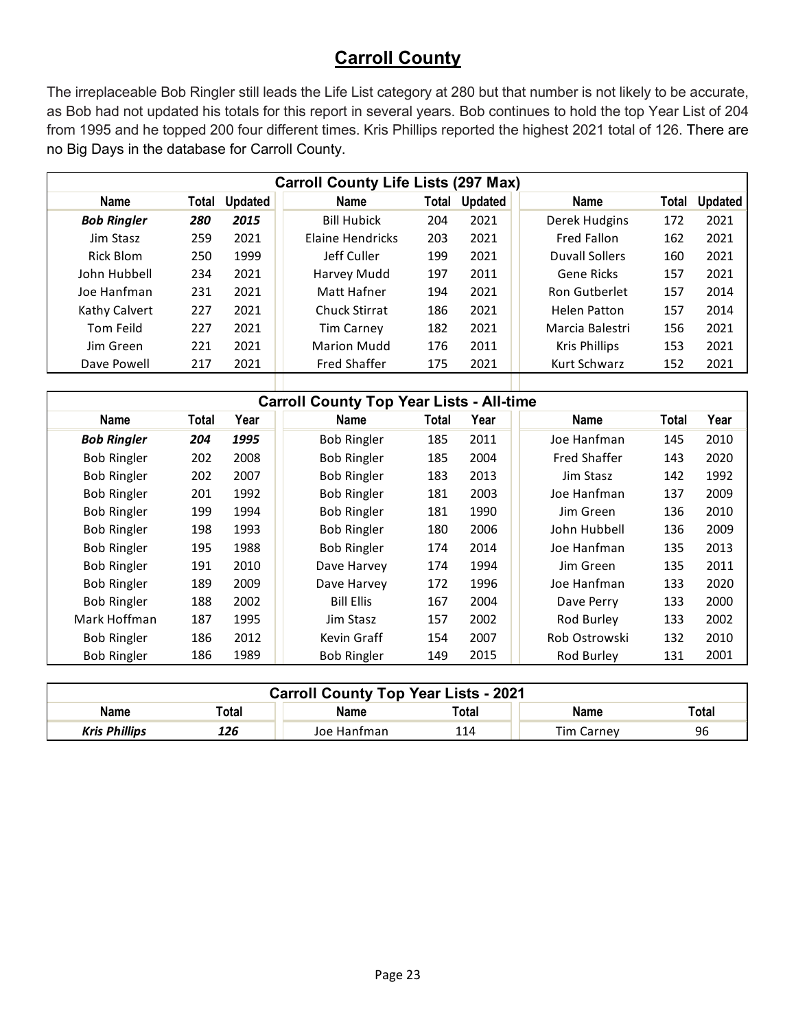## Carroll County

The irreplaceable Bob Ringler still leads the Life List category at 280 but that number is not likely to be accurate, as Bob had not updated his totals for this report in several years. Bob continues to hold the top Year List of 204 from 1995 and he topped 200 four different times. Kris Phillips reported the highest 2021 total of 126. There are no Big Days in the database for Carroll County.

| Carroll County Life Lists (297 Max) | | | | | | | | |
|---|---|---|---|---|---|---|---|---|
| Name | Total | Updated | Name | Total | Updated | Name | Total | Updated |
| ***Bob Ringler*** | ***280*** | ***2015*** | Bill Hubick | 204 | 2021 | Derek Hudgins | 172 | 2021 |
| Jim Stasz | 259 | 2021 | Elaine Hendricks | 203 | 2021 | Fred Fallon | 162 | 2021 |
| Rick Blom | 250 | 1999 | Jeff Culler | 199 | 2021 | Duvall Sollers | 160 | 2021 |
| John Hubbell | 234 | 2021 | Harvey Mudd | 197 | 2011 | Gene Ricks | 157 | 2021 |
| Joe Hanfman | 231 | 2021 | Matt Hafner | 194 | 2021 | Ron Gutberlet | 157 | 2014 |
| Kathy Calvert | 227 | 2021 | Chuck Stirrat | 186 | 2021 | Helen Patton | 157 | 2014 |
| Tom Feild | 227 | 2021 | Tim Carney | 182 | 2021 | Marcia Balestri | 156 | 2021 |
| Jim Green | 221 | 2021 | Marion Mudd | 176 | 2011 | Kris Phillips | 153 | 2021 |
| Dave Powell | 217 | 2021 | Fred Shaffer | 175 | 2021 | Kurt Schwarz | 152 | 2021 |

| Carroll County Top Year Lists - All-time | | | | | | | | |
|---|---|---|---|---|---|---|---|---|
| Name | Total | Year | Name | Total | Year | Name | Total | Year |
| ***Bob Ringler*** | ***204*** | ***1995*** | Bob Ringler | 185 | 2011 | Joe Hanfman | 145 | 2010 |
| Bob Ringler | 202 | 2008 | Bob Ringler | 185 | 2004 | Fred Shaffer | 143 | 2020 |
| Bob Ringler | 202 | 2007 | Bob Ringler | 183 | 2013 | Jim Stasz | 142 | 1992 |
| Bob Ringler | 201 | 1992 | Bob Ringler | 181 | 2003 | Joe Hanfman | 137 | 2009 |
| Bob Ringler | 199 | 1994 | Bob Ringler | 181 | 1990 | Jim Green | 136 | 2010 |
| Bob Ringler | 198 | 1993 | Bob Ringler | 180 | 2006 | John Hubbell | 136 | 2009 |
| Bob Ringler | 195 | 1988 | Bob Ringler | 174 | 2014 | Joe Hanfman | 135 | 2013 |
| Bob Ringler | 191 | 2010 | Dave Harvey | 174 | 1994 | Jim Green | 135 | 2011 |
| Bob Ringler | 189 | 2009 | Dave Harvey | 172 | 1996 | Joe Hanfman | 133 | 2020 |
| Bob Ringler | 188 | 2002 | Bill Ellis | 167 | 2004 | Dave Perry | 133 | 2000 |
| Mark Hoffman | 187 | 1995 | Jim Stasz | 157 | 2002 | Rod Burley | 133 | 2002 |
| Bob Ringler | 186 | 2012 | Kevin Graff | 154 | 2007 | Rob Ostrowski | 132 | 2010 |
| Bob Ringler | 186 | 1989 | Bob Ringler | 149 | 2015 | Rod Burley | 131 | 2001 |

| Carroll County Top Year Lists - 2021 | | | | | |
|---|---|---|---|---|---|
| Name | Total | Name | Total | Name | Total |
| ***Kris Phillips*** | ***126*** | Joe Hanfman | 114 | Tim Carney | 96 |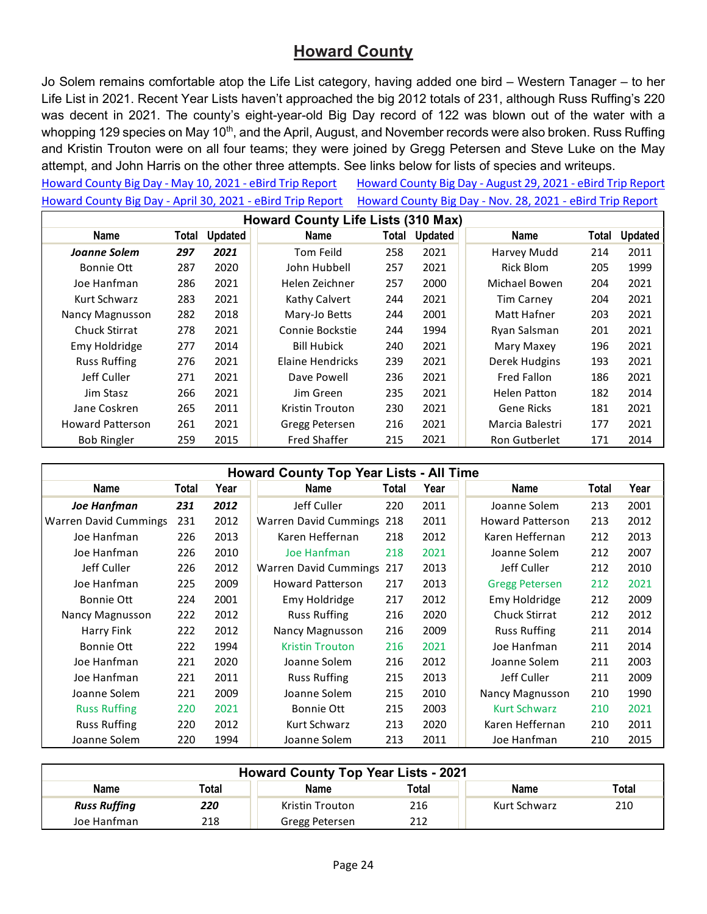# Howard County

Jo Solem remains comfortable atop the Life List category, having added one bird – Western Tanager – to her Life List in 2021. Recent Year Lists haven't approached the big 2012 totals of 231, although Russ Ruffing's 220 was decent in 2021. The county's eight-year-old Big Day record of 122 was blown out of the water with a whopping 129 species on May 10th, and the April, August, and November records were also broken. Russ Ruffing and Kristin Trouton were on all four teams; they were joined by Gregg Petersen and Steve Luke on the May attempt, and John Harris on the other three attempts. See links below for lists of species and writeups.

Howard County Big Day - May 10, 2021 - eBird Trip Report
Howard County Big Day - August 29, 2021 - eBird Trip Report
Howard County Big Day - April 30, 2021 - eBird Trip Report
Howard County Big Day - Nov. 28, 2021 - eBird Trip Report

| Howard County Life Lists (310 Max) | | | | | | | | |
|---|---|---|---|---|---|---|---|---|
| Name | Total | Updated | Name | Total | Updated | Name | Total | Updated |
| ***Joanne Solem*** | ***297*** | ***2021*** | Tom Feild | 258 | 2021 | Harvey Mudd | 214 | 2011 |
| Bonnie Ott | 287 | 2020 | John Hubbell | 257 | 2021 | Rick Blom | 205 | 1999 |
| Joe Hanfman | 286 | 2021 | Helen Zeichner | 257 | 2000 | Michael Bowen | 204 | 2021 |
| Kurt Schwarz | 283 | 2021 | Kathy Calvert | 244 | 2021 | Tim Carney | 204 | 2021 |
| Nancy Magnusson | 282 | 2018 | Mary-Jo Betts | 244 | 2001 | Matt Hafner | 203 | 2021 |
| Chuck Stirrat | 278 | 2021 | Connie Bockstie | 244 | 1994 | Ryan Salsman | 201 | 2021 |
| Emy Holdridge | 277 | 2014 | Bill Hubick | 240 | 2021 | Mary Maxey | 196 | 2021 |
| Russ Ruffing | 276 | 2021 | Elaine Hendricks | 239 | 2021 | Derek Hudgins | 193 | 2021 |
| Jeff Culler | 271 | 2021 | Dave Powell | 236 | 2021 | Fred Fallon | 186 | 2021 |
| Jim Stasz | 266 | 2021 | Jim Green | 235 | 2021 | Helen Patton | 182 | 2014 |
| Jane Coskren | 265 | 2011 | Kristin Trouton | 230 | 2021 | Gene Ricks | 181 | 2021 |
| Howard Patterson | 261 | 2021 | Gregg Petersen | 216 | 2021 | Marcia Balestri | 177 | 2021 |
| Bob Ringler | 259 | 2015 | Fred Shaffer | 215 | 2021 | Ron Gutberlet | 171 | 2014 |

| Howard County Top Year Lists - All Time | | | | | | | | |
|---|---|---|---|---|---|---|---|---|
| Name | Total | Year | Name | Total | Year | Name | Total | Year |
| ***Joe Hanfman*** | ***231*** | ***2012*** | Jeff Culler | 220 | 2011 | Joanne Solem | 213 | 2001 |
| Warren David Cummings | 231 | 2012 | Warren David Cummings | 218 | 2011 | Howard Patterson | 213 | 2012 |
| Joe Hanfman | 226 | 2013 | Karen Heffernan | 218 | 2012 | Karen Heffernan | 212 | 2013 |
| Joe Hanfman | 226 | 2010 | Joe Hanfman | 218 | 2021 | Joanne Solem | 212 | 2007 |
| Jeff Culler | 226 | 2012 | Warren David Cummings | 217 | 2013 | Jeff Culler | 212 | 2010 |
| Joe Hanfman | 225 | 2009 | Howard Patterson | 217 | 2013 | Gregg Petersen | 212 | 2021 |
| Bonnie Ott | 224 | 2001 | Emy Holdridge | 217 | 2012 | Emy Holdridge | 212 | 2009 |
| Nancy Magnusson | 222 | 2012 | Russ Ruffing | 216 | 2020 | Chuck Stirrat | 212 | 2012 |
| Harry Fink | 222 | 2012 | Nancy Magnusson | 216 | 2009 | Russ Ruffing | 211 | 2014 |
| Bonnie Ott | 222 | 1994 | Kristin Trouton | 216 | 2021 | Joe Hanfman | 211 | 2014 |
| Joe Hanfman | 221 | 2020 | Joanne Solem | 216 | 2012 | Joanne Solem | 211 | 2003 |
| Joe Hanfman | 221 | 2011 | Russ Ruffing | 215 | 2013 | Jeff Culler | 211 | 2009 |
| Joanne Solem | 221 | 2009 | Joanne Solem | 215 | 2010 | Nancy Magnusson | 210 | 1990 |
| Russ Ruffing | 220 | 2021 | Bonnie Ott | 215 | 2003 | Kurt Schwarz | 210 | 2021 |
| Russ Ruffing | 220 | 2012 | Kurt Schwarz | 213 | 2020 | Karen Heffernan | 210 | 2011 |
| Joanne Solem | 220 | 1994 | Joanne Solem | 213 | 2011 | Joe Hanfman | 210 | 2015 |

| Howard County Top Year Lists - 2021 | | | | | |
|---|---|---|---|---|---|
| Name | Total | Name | Total | Name | Total |
| ***Russ Ruffing*** | ***220*** | Kristin Trouton | 216 | Kurt Schwarz | 210 |
| Joe Hanfman | 218 | Gregg Petersen | 212 | | |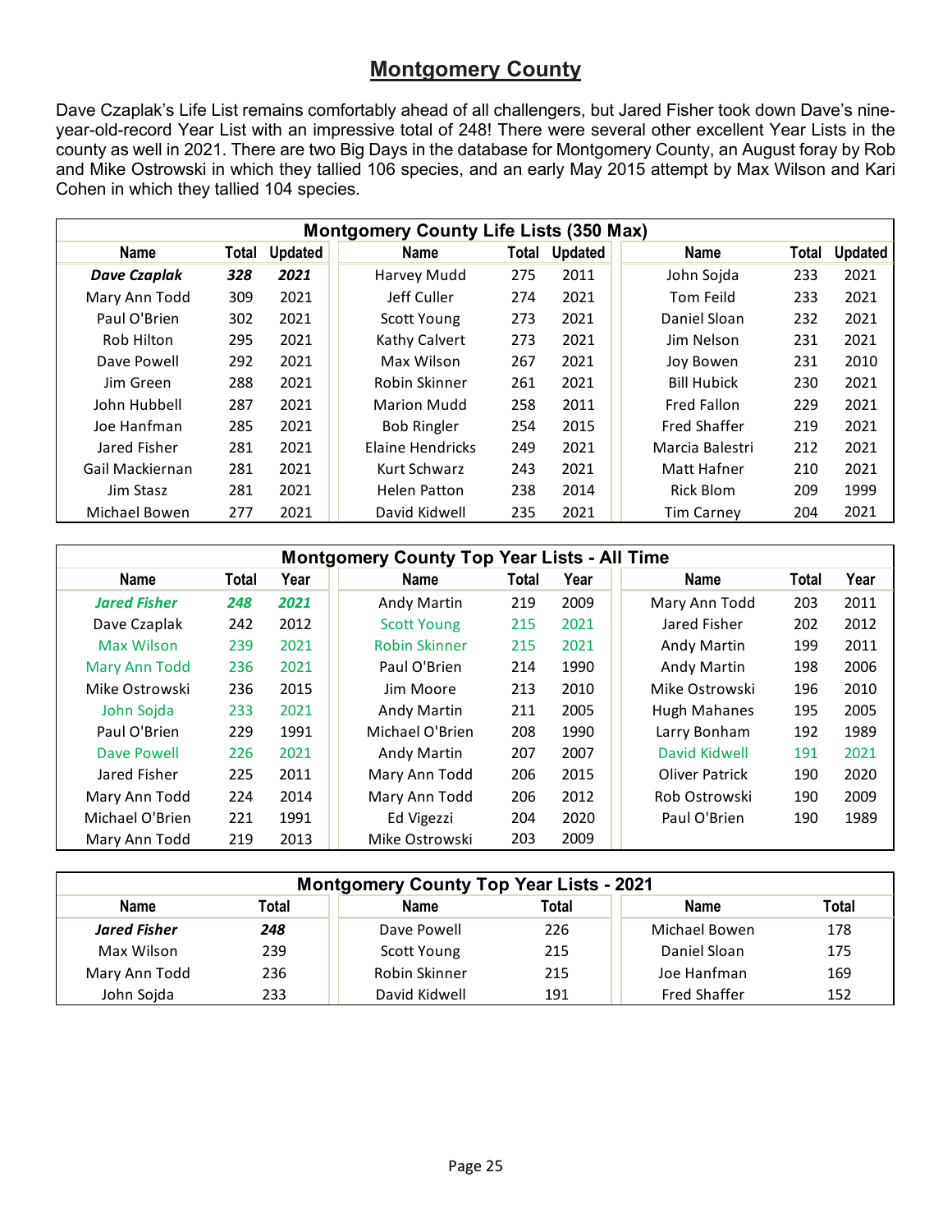## Montgomery County

Dave Czaplak's Life List remains comfortably ahead of all challengers, but Jared Fisher took down Dave's nine-year-old-record Year List with an impressive total of 248! There were several other excellent Year Lists in the county as well in 2021. There are two Big Days in the database for Montgomery County, an August foray by Rob and Mike Ostrowski in which they tallied 106 species, and an early May 2015 attempt by Max Wilson and Kari Cohen in which they tallied 104 species.

**Montgomery County Life Lists (350 Max)**

| Name | Total | Updated | Name | Total | Updated | Name | Total | Updated |
|---|---|---|---|---|---|---|---|---|
| ***Dave Czaplak*** | ***328*** | ***2021*** | Harvey Mudd | 275 | 2011 | John Sojda | 233 | 2021 |
| Mary Ann Todd | 309 | 2021 | Jeff Culler | 274 | 2021 | Tom Feild | 233 | 2021 |
| Paul O'Brien | 302 | 2021 | Scott Young | 273 | 2021 | Daniel Sloan | 232 | 2021 |
| Rob Hilton | 295 | 2021 | Kathy Calvert | 273 | 2021 | Jim Nelson | 231 | 2021 |
| Dave Powell | 292 | 2021 | Max Wilson | 267 | 2021 | Joy Bowen | 231 | 2010 |
| Jim Green | 288 | 2021 | Robin Skinner | 261 | 2021 | Bill Hubick | 230 | 2021 |
| John Hubbell | 287 | 2021 | Marion Mudd | 258 | 2011 | Fred Fallon | 229 | 2021 |
| Joe Hanfman | 285 | 2021 | Bob Ringler | 254 | 2015 | Fred Shaffer | 219 | 2021 |
| Jared Fisher | 281 | 2021 | Elaine Hendricks | 249 | 2021 | Marcia Balestri | 212 | 2021 |
| Gail Mackiernan | 281 | 2021 | Kurt Schwarz | 243 | 2021 | Matt Hafner | 210 | 2021 |
| Jim Stasz | 281 | 2021 | Helen Patton | 238 | 2014 | Rick Blom | 209 | 1999 |
| Michael Bowen | 277 | 2021 | David Kidwell | 235 | 2021 | Tim Carney | 204 | 2021 |

**Montgomery County Top Year Lists - All Time**

| Name | Total | Year | Name | Total | Year | Name | Total | Year |
|---|---|---|---|---|---|---|---|---|
| ***Jared Fisher*** | ***248*** | ***2021*** | Andy Martin | 219 | 2009 | Mary Ann Todd | 203 | 2011 |
| Dave Czaplak | 242 | 2012 | Scott Young | 215 | 2021 | Jared Fisher | 202 | 2012 |
| Max Wilson | 239 | 2021 | Robin Skinner | 215 | 2021 | Andy Martin | 199 | 2011 |
| Mary Ann Todd | 236 | 2021 | Paul O'Brien | 214 | 1990 | Andy Martin | 198 | 2006 |
| Mike Ostrowski | 236 | 2015 | Jim Moore | 213 | 2010 | Mike Ostrowski | 196 | 2010 |
| John Sojda | 233 | 2021 | Andy Martin | 211 | 2005 | Hugh Mahanes | 195 | 2005 |
| Paul O'Brien | 229 | 1991 | Michael O'Brien | 208 | 1990 | Larry Bonham | 192 | 1989 |
| Dave Powell | 226 | 2021 | Andy Martin | 207 | 2007 | David Kidwell | 191 | 2021 |
| Jared Fisher | 225 | 2011 | Mary Ann Todd | 206 | 2015 | Oliver Patrick | 190 | 2020 |
| Mary Ann Todd | 224 | 2014 | Mary Ann Todd | 206 | 2012 | Rob Ostrowski | 190 | 2009 |
| Michael O'Brien | 221 | 1991 | Ed Vigezzi | 204 | 2020 | Paul O'Brien | 190 | 1989 |
| Mary Ann Todd | 219 | 2013 | Mike Ostrowski | 203 | 2009 | | | |

**Montgomery County Top Year Lists - 2021**

| Name | Total | Name | Total | Name | Total |
|---|---|---|---|---|---|
| ***Jared Fisher*** | ***248*** | Dave Powell | 226 | Michael Bowen | 178 |
| Max Wilson | 239 | Scott Young | 215 | Daniel Sloan | 175 |
| Mary Ann Todd | 236 | Robin Skinner | 215 | Joe Hanfman | 169 |
| John Sojda | 233 | David Kidwell | 191 | Fred Shaffer | 152 |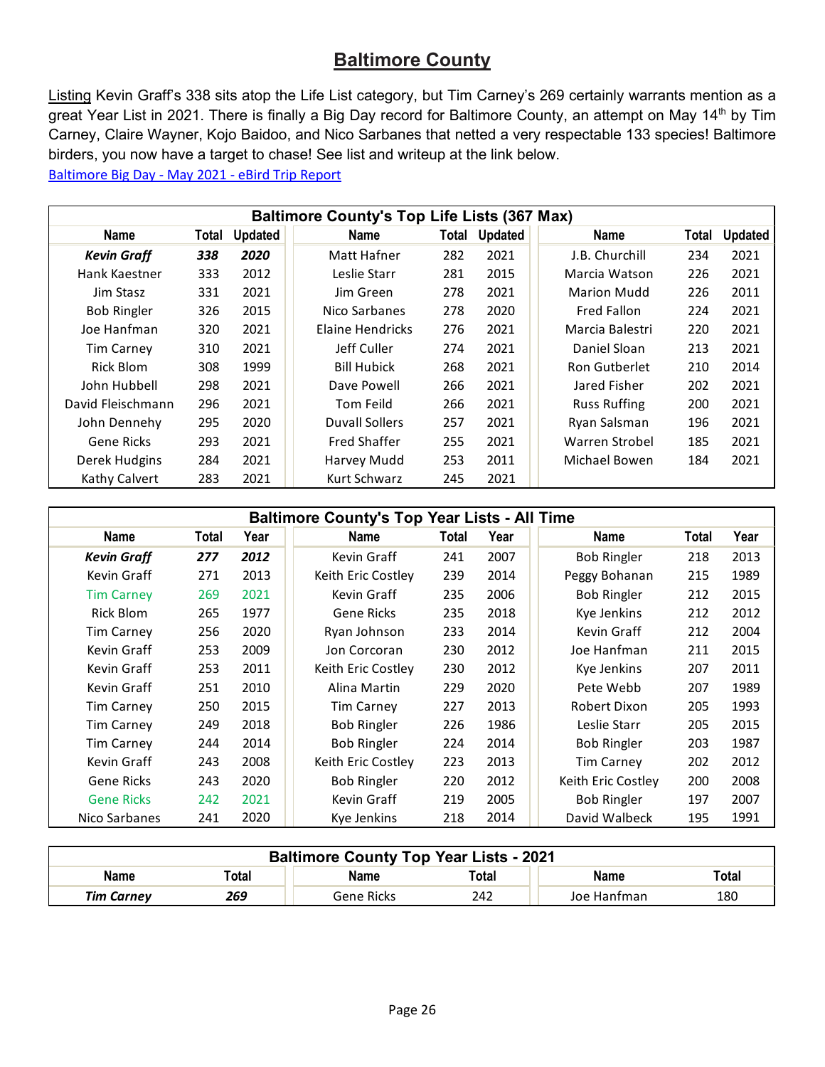# Baltimore County

Listing Kevin Graff's 338 sits atop the Life List category, but Tim Carney's 269 certainly warrants mention as a great Year List in 2021. There is finally a Big Day record for Baltimore County, an attempt on May 14th by Tim Carney, Claire Wayner, Kojo Baidoo, and Nico Sarbanes that netted a very respectable 133 species! Baltimore birders, you now have a target to chase! See list and writeup at the link below.

[Baltimore Big Day - May 2021 - eBird Trip Report]

| Baltimore County's Top Life Lists (367 Max) | | | | | | | | |
|---|---|---|---|---|---|---|---|---|
| **Name** | **Total** | **Updated** | **Name** | **Total** | **Updated** | **Name** | **Total** | **Updated** |
| ***Kevin Graff*** | ***338*** | ***2020*** | Matt Hafner | 282 | 2021 | J.B. Churchill | 234 | 2021 |
| Hank Kaestner | 333 | 2012 | Leslie Starr | 281 | 2015 | Marcia Watson | 226 | 2021 |
| Jim Stasz | 331 | 2021 | Jim Green | 278 | 2021 | Marion Mudd | 226 | 2011 |
| Bob Ringler | 326 | 2015 | Nico Sarbanes | 278 | 2020 | Fred Fallon | 224 | 2021 |
| Joe Hanfman | 320 | 2021 | Elaine Hendricks | 276 | 2021 | Marcia Balestri | 220 | 2021 |
| Tim Carney | 310 | 2021 | Jeff Culler | 274 | 2021 | Daniel Sloan | 213 | 2021 |
| Rick Blom | 308 | 1999 | Bill Hubick | 268 | 2021 | Ron Gutberlet | 210 | 2014 |
| John Hubbell | 298 | 2021 | Dave Powell | 266 | 2021 | Jared Fisher | 202 | 2021 |
| David Fleischmann | 296 | 2021 | Tom Feild | 266 | 2021 | Russ Ruffing | 200 | 2021 |
| John Dennehy | 295 | 2020 | Duvall Sollers | 257 | 2021 | Ryan Salsman | 196 | 2021 |
| Gene Ricks | 293 | 2021 | Fred Shaffer | 255 | 2021 | Warren Strobel | 185 | 2021 |
| Derek Hudgins | 284 | 2021 | Harvey Mudd | 253 | 2011 | Michael Bowen | 184 | 2021 |
| Kathy Calvert | 283 | 2021 | Kurt Schwarz | 245 | 2021 | | | |

| Baltimore County's Top Year Lists - All Time | | | | | | | | |
|---|---|---|---|---|---|---|---|---|
| **Name** | **Total** | **Year** | **Name** | **Total** | **Year** | **Name** | **Total** | **Year** |
| ***Kevin Graff*** | ***277*** | ***2012*** | Kevin Graff | 241 | 2007 | Bob Ringler | 218 | 2013 |
| Kevin Graff | 271 | 2013 | Keith Eric Costley | 239 | 2014 | Peggy Bohanan | 215 | 1989 |
| Tim Carney | 269 | 2021 | Kevin Graff | 235 | 2006 | Bob Ringler | 212 | 2015 |
| Rick Blom | 265 | 1977 | Gene Ricks | 235 | 2018 | Kye Jenkins | 212 | 2012 |
| Tim Carney | 256 | 2020 | Ryan Johnson | 233 | 2014 | Kevin Graff | 212 | 2004 |
| Kevin Graff | 253 | 2009 | Jon Corcoran | 230 | 2012 | Joe Hanfman | 211 | 2015 |
| Kevin Graff | 253 | 2011 | Keith Eric Costley | 230 | 2012 | Kye Jenkins | 207 | 2011 |
| Kevin Graff | 251 | 2010 | Alina Martin | 229 | 2020 | Pete Webb | 207 | 1989 |
| Tim Carney | 250 | 2015 | Tim Carney | 227 | 2013 | Robert Dixon | 205 | 1993 |
| Tim Carney | 249 | 2018 | Bob Ringler | 226 | 1986 | Leslie Starr | 205 | 2015 |
| Tim Carney | 244 | 2014 | Bob Ringler | 224 | 2014 | Bob Ringler | 203 | 1987 |
| Kevin Graff | 243 | 2008 | Keith Eric Costley | 223 | 2013 | Tim Carney | 202 | 2012 |
| Gene Ricks | 243 | 2020 | Bob Ringler | 220 | 2012 | Keith Eric Costley | 200 | 2008 |
| Gene Ricks | 242 | 2021 | Kevin Graff | 219 | 2005 | Bob Ringler | 197 | 2007 |
| Nico Sarbanes | 241 | 2020 | Kye Jenkins | 218 | 2014 | David Walbeck | 195 | 1991 |

| Baltimore County Top Year Lists - 2021 | | | | | |
|---|---|---|---|---|---|
| **Name** | **Total** | **Name** | **Total** | **Name** | **Total** |
| ***Tim Carney*** | ***269*** | Gene Ricks | 242 | Joe Hanfman | 180 |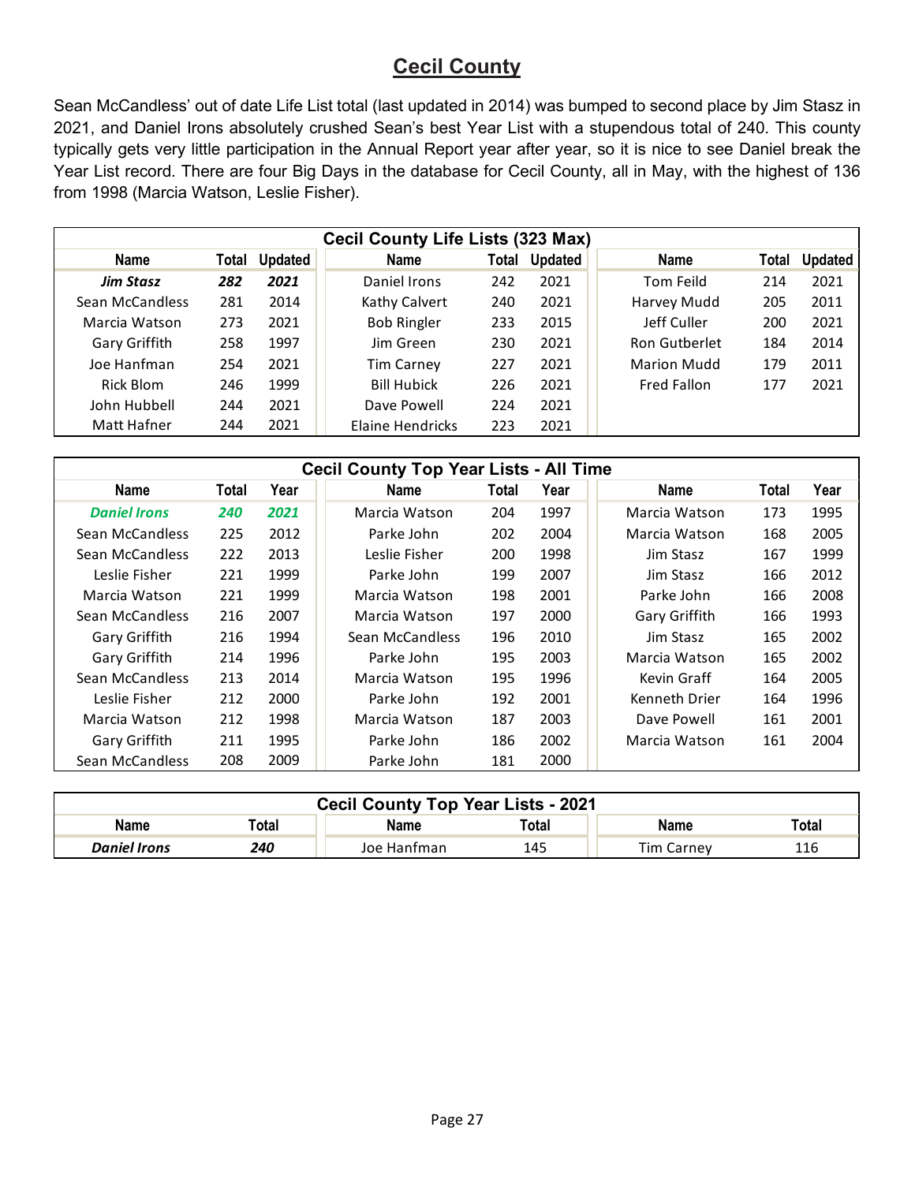## Cecil County

Sean McCandless' out of date Life List total (last updated in 2014) was bumped to second place by Jim Stasz in 2021, and Daniel Irons absolutely crushed Sean's best Year List with a stupendous total of 240. This county typically gets very little participation in the Annual Report year after year, so it is nice to see Daniel break the Year List record. There are four Big Days in the database for Cecil County, all in May, with the highest of 136 from 1998 (Marcia Watson, Leslie Fisher).

| Cecil County Life Lists (323 Max) | | | | | | | | |
|---|---|---|---|---|---|---|---|---|
| Name | Total | Updated | Name | Total | Updated | Name | Total | Updated |
| ***Jim Stasz*** | ***282*** | ***2021*** | Daniel Irons | 242 | 2021 | Tom Feild | 214 | 2021 |
| Sean McCandless | 281 | 2014 | Kathy Calvert | 240 | 2021 | Harvey Mudd | 205 | 2011 |
| Marcia Watson | 273 | 2021 | Bob Ringler | 233 | 2015 | Jeff Culler | 200 | 2021 |
| Gary Griffith | 258 | 1997 | Jim Green | 230 | 2021 | Ron Gutberlet | 184 | 2014 |
| Joe Hanfman | 254 | 2021 | Tim Carney | 227 | 2021 | Marion Mudd | 179 | 2011 |
| Rick Blom | 246 | 1999 | Bill Hubick | 226 | 2021 | Fred Fallon | 177 | 2021 |
| John Hubbell | 244 | 2021 | Dave Powell | 224 | 2021 | | | |
| Matt Hafner | 244 | 2021 | Elaine Hendricks | 223 | 2021 | | | |

| Cecil County Top Year Lists - All Time | | | | | | | | |
|---|---|---|---|---|---|---|---|---|
| Name | Total | Year | Name | Total | Year | Name | Total | Year |
| ***Daniel Irons*** | ***240*** | ***2021*** | Marcia Watson | 204 | 1997 | Marcia Watson | 173 | 1995 |
| Sean McCandless | 225 | 2012 | Parke John | 202 | 2004 | Marcia Watson | 168 | 2005 |
| Sean McCandless | 222 | 2013 | Leslie Fisher | 200 | 1998 | Jim Stasz | 167 | 1999 |
| Leslie Fisher | 221 | 1999 | Parke John | 199 | 2007 | Jim Stasz | 166 | 2012 |
| Marcia Watson | 221 | 1999 | Marcia Watson | 198 | 2001 | Parke John | 166 | 2008 |
| Sean McCandless | 216 | 2007 | Marcia Watson | 197 | 2000 | Gary Griffith | 166 | 1993 |
| Gary Griffith | 216 | 1994 | Sean McCandless | 196 | 2010 | Jim Stasz | 165 | 2002 |
| Gary Griffith | 214 | 1996 | Parke John | 195 | 2003 | Marcia Watson | 165 | 2002 |
| Sean McCandless | 213 | 2014 | Marcia Watson | 195 | 1996 | Kevin Graff | 164 | 2005 |
| Leslie Fisher | 212 | 2000 | Parke John | 192 | 2001 | Kenneth Drier | 164 | 1996 |
| Marcia Watson | 212 | 1998 | Marcia Watson | 187 | 2003 | Dave Powell | 161 | 2001 |
| Gary Griffith | 211 | 1995 | Parke John | 186 | 2002 | Marcia Watson | 161 | 2004 |
| Sean McCandless | 208 | 2009 | Parke John | 181 | 2000 | | | |

| Cecil County Top Year Lists - 2021 | | | | | |
|---|---|---|---|---|---|
| Name | Total | Name | Total | Name | Total |
| ***Daniel Irons*** | ***240*** | Joe Hanfman | 145 | Tim Carney | 116 |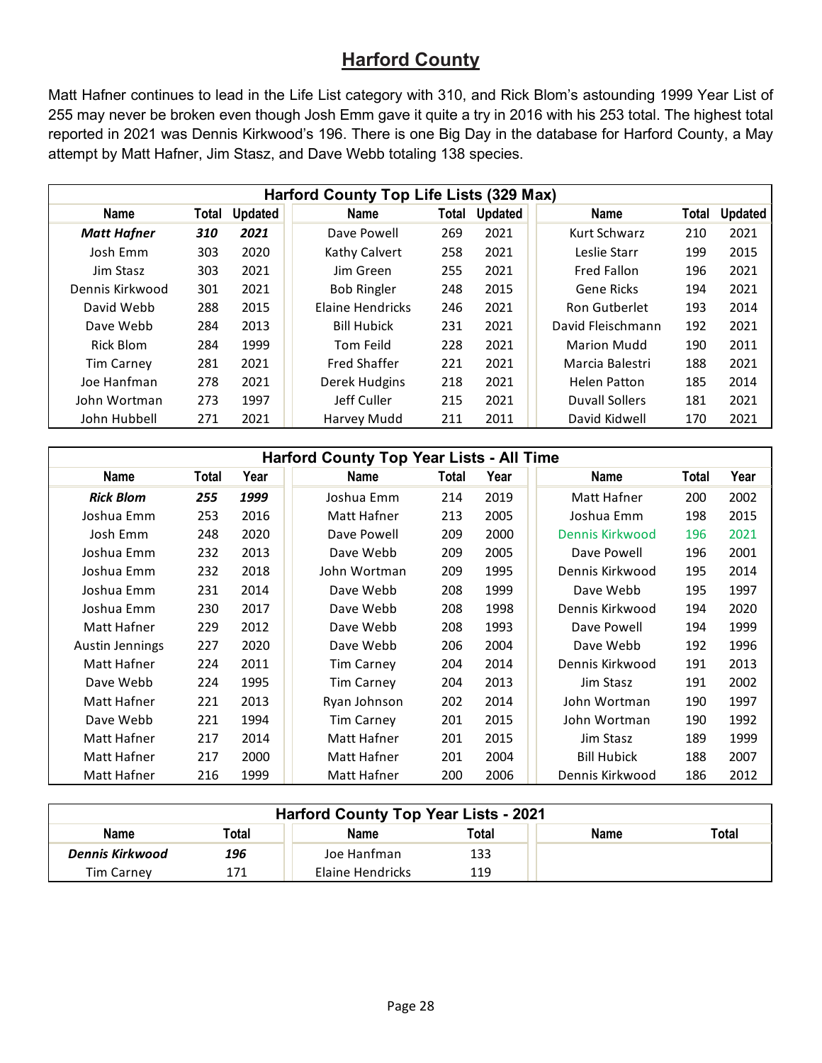## Harford County

Matt Hafner continues to lead in the Life List category with 310, and Rick Blom's astounding 1999 Year List of 255 may never be broken even though Josh Emm gave it quite a try in 2016 with his 253 total. The highest total reported in 2021 was Dennis Kirkwood's 196. There is one Big Day in the database for Harford County, a May attempt by Matt Hafner, Jim Stasz, and Dave Webb totaling 138 species.

| Harford County Top Life Lists (329 Max) | | | | | | | | |
|---|---|---|---|---|---|---|---|---|
| Name | Total | Updated | Name | Total | Updated | Name | Total | Updated |
| ***Matt Hafner*** | ***310*** | ***2021*** | Dave Powell | 269 | 2021 | Kurt Schwarz | 210 | 2021 |
| Josh Emm | 303 | 2020 | Kathy Calvert | 258 | 2021 | Leslie Starr | 199 | 2015 |
| Jim Stasz | 303 | 2021 | Jim Green | 255 | 2021 | Fred Fallon | 196 | 2021 |
| Dennis Kirkwood | 301 | 2021 | Bob Ringler | 248 | 2015 | Gene Ricks | 194 | 2021 |
| David Webb | 288 | 2015 | Elaine Hendricks | 246 | 2021 | Ron Gutberlet | 193 | 2014 |
| Dave Webb | 284 | 2013 | Bill Hubick | 231 | 2021 | David Fleischmann | 192 | 2021 |
| Rick Blom | 284 | 1999 | Tom Feild | 228 | 2021 | Marion Mudd | 190 | 2011 |
| Tim Carney | 281 | 2021 | Fred Shaffer | 221 | 2021 | Marcia Balestri | 188 | 2021 |
| Joe Hanfman | 278 | 2021 | Derek Hudgins | 218 | 2021 | Helen Patton | 185 | 2014 |
| John Wortman | 273 | 1997 | Jeff Culler | 215 | 2021 | Duvall Sollers | 181 | 2021 |
| John Hubbell | 271 | 2021 | Harvey Mudd | 211 | 2011 | David Kidwell | 170 | 2021 |

| Harford County Top Year Lists - All Time | | | | | | | | |
|---|---|---|---|---|---|---|---|---|
| Name | Total | Year | Name | Total | Year | Name | Total | Year |
| ***Rick Blom*** | ***255*** | ***1999*** | Joshua Emm | 214 | 2019 | Matt Hafner | 200 | 2002 |
| Joshua Emm | 253 | 2016 | Matt Hafner | 213 | 2005 | Joshua Emm | 198 | 2015 |
| Josh Emm | 248 | 2020 | Dave Powell | 209 | 2000 | Dennis Kirkwood | 196 | 2021 |
| Joshua Emm | 232 | 2013 | Dave Webb | 209 | 2005 | Dave Powell | 196 | 2001 |
| Joshua Emm | 232 | 2018 | John Wortman | 209 | 1995 | Dennis Kirkwood | 195 | 2014 |
| Joshua Emm | 231 | 2014 | Dave Webb | 208 | 1999 | Dave Webb | 195 | 1997 |
| Joshua Emm | 230 | 2017 | Dave Webb | 208 | 1998 | Dennis Kirkwood | 194 | 2020 |
| Matt Hafner | 229 | 2012 | Dave Webb | 208 | 1993 | Dave Powell | 194 | 1999 |
| Austin Jennings | 227 | 2020 | Dave Webb | 206 | 2004 | Dave Webb | 192 | 1996 |
| Matt Hafner | 224 | 2011 | Tim Carney | 204 | 2014 | Dennis Kirkwood | 191 | 2013 |
| Dave Webb | 224 | 1995 | Tim Carney | 204 | 2013 | Jim Stasz | 191 | 2002 |
| Matt Hafner | 221 | 2013 | Ryan Johnson | 202 | 2014 | John Wortman | 190 | 1997 |
| Dave Webb | 221 | 1994 | Tim Carney | 201 | 2015 | John Wortman | 190 | 1992 |
| Matt Hafner | 217 | 2014 | Matt Hafner | 201 | 2015 | Jim Stasz | 189 | 1999 |
| Matt Hafner | 217 | 2000 | Matt Hafner | 201 | 2004 | Bill Hubick | 188 | 2007 |
| Matt Hafner | 216 | 1999 | Matt Hafner | 200 | 2006 | Dennis Kirkwood | 186 | 2012 |

| Harford County Top Year Lists - 2021 | | | | | |
|---|---|---|---|---|---|
| Name | Total | Name | Total | Name | Total |
| ***Dennis Kirkwood*** | ***196*** | Joe Hanfman | 133 | | |
| Tim Carney | 171 | Elaine Hendricks | 119 | | |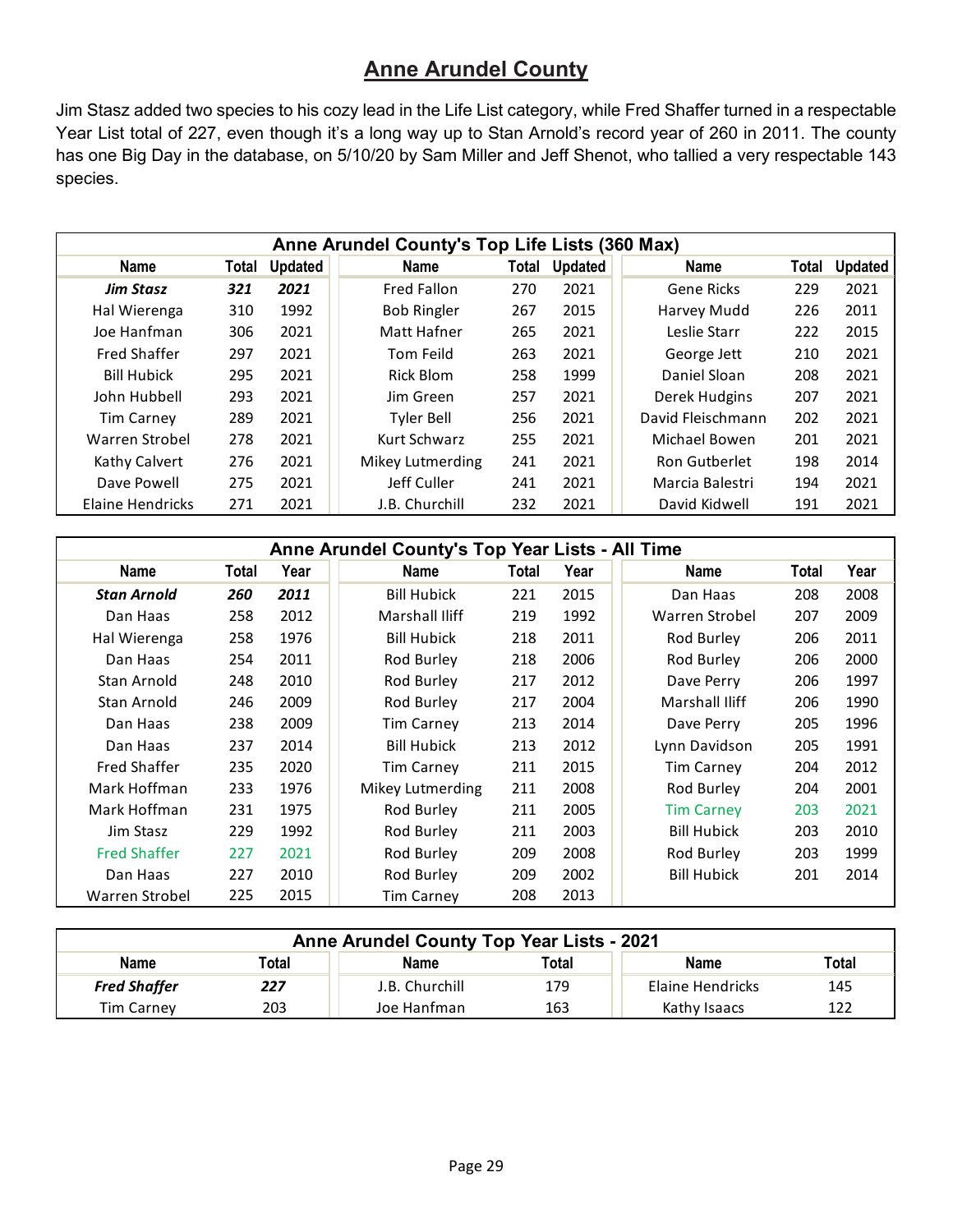## Anne Arundel County

Jim Stasz added two species to his cozy lead in the Life List category, while Fred Shaffer turned in a respectable Year List total of 227, even though it's a long way up to Stan Arnold's record year of 260 in 2011. The county has one Big Day in the database, on 5/10/20 by Sam Miller and Jeff Shenot, who tallied a very respectable 143 species.

| Anne Arundel County's Top Life Lists (360 Max) | | | | | | | | |
|---|---|---|---|---|---|---|---|---|
| Name | Total | Updated | Name | Total | Updated | Name | Total | Updated |
| ***Jim Stasz*** | ***321*** | ***2021*** | Fred Fallon | 270 | 2021 | Gene Ricks | 229 | 2021 |
| Hal Wierenga | 310 | 1992 | Bob Ringler | 267 | 2015 | Harvey Mudd | 226 | 2011 |
| Joe Hanfman | 306 | 2021 | Matt Hafner | 265 | 2021 | Leslie Starr | 222 | 2015 |
| Fred Shaffer | 297 | 2021 | Tom Feild | 263 | 2021 | George Jett | 210 | 2021 |
| Bill Hubick | 295 | 2021 | Rick Blom | 258 | 1999 | Daniel Sloan | 208 | 2021 |
| John Hubbell | 293 | 2021 | Jim Green | 257 | 2021 | Derek Hudgins | 207 | 2021 |
| Tim Carney | 289 | 2021 | Tyler Bell | 256 | 2021 | David Fleischmann | 202 | 2021 |
| Warren Strobel | 278 | 2021 | Kurt Schwarz | 255 | 2021 | Michael Bowen | 201 | 2021 |
| Kathy Calvert | 276 | 2021 | Mikey Lutmerding | 241 | 2021 | Ron Gutberlet | 198 | 2014 |
| Dave Powell | 275 | 2021 | Jeff Culler | 241 | 2021 | Marcia Balestri | 194 | 2021 |
| Elaine Hendricks | 271 | 2021 | J.B. Churchill | 232 | 2021 | David Kidwell | 191 | 2021 |

| Anne Arundel County's Top Year Lists - All Time | | | | | | | | |
|---|---|---|---|---|---|---|---|---|
| Name | Total | Year | Name | Total | Year | Name | Total | Year |
| ***Stan Arnold*** | ***260*** | ***2011*** | Bill Hubick | 221 | 2015 | Dan Haas | 208 | 2008 |
| Dan Haas | 258 | 2012 | Marshall Iliff | 219 | 1992 | Warren Strobel | 207 | 2009 |
| Hal Wierenga | 258 | 1976 | Bill Hubick | 218 | 2011 | Rod Burley | 206 | 2011 |
| Dan Haas | 254 | 2011 | Rod Burley | 218 | 2006 | Rod Burley | 206 | 2000 |
| Stan Arnold | 248 | 2010 | Rod Burley | 217 | 2012 | Dave Perry | 206 | 1997 |
| Stan Arnold | 246 | 2009 | Rod Burley | 217 | 2004 | Marshall Iliff | 206 | 1990 |
| Dan Haas | 238 | 2009 | Tim Carney | 213 | 2014 | Dave Perry | 205 | 1996 |
| Dan Haas | 237 | 2014 | Bill Hubick | 213 | 2012 | Lynn Davidson | 205 | 1991 |
| Fred Shaffer | 235 | 2020 | Tim Carney | 211 | 2015 | Tim Carney | 204 | 2012 |
| Mark Hoffman | 233 | 1976 | Mikey Lutmerding | 211 | 2008 | Rod Burley | 204 | 2001 |
| Mark Hoffman | 231 | 1975 | Rod Burley | 211 | 2005 | Tim Carney | 203 | 2021 |
| Jim Stasz | 229 | 1992 | Rod Burley | 211 | 2003 | Bill Hubick | 203 | 2010 |
| Fred Shaffer | 227 | 2021 | Rod Burley | 209 | 2008 | Rod Burley | 203 | 1999 |
| Dan Haas | 227 | 2010 | Rod Burley | 209 | 2002 | Bill Hubick | 201 | 2014 |
| Warren Strobel | 225 | 2015 | Tim Carney | 208 | 2013 | | | |

| Anne Arundel County Top Year Lists - 2021 | | | | | |
|---|---|---|---|---|---|
| Name | Total | Name | Total | Name | Total |
| ***Fred Shaffer*** | ***227*** | J.B. Churchill | 179 | Elaine Hendricks | 145 |
| Tim Carney | 203 | Joe Hanfman | 163 | Kathy Isaacs | 122 |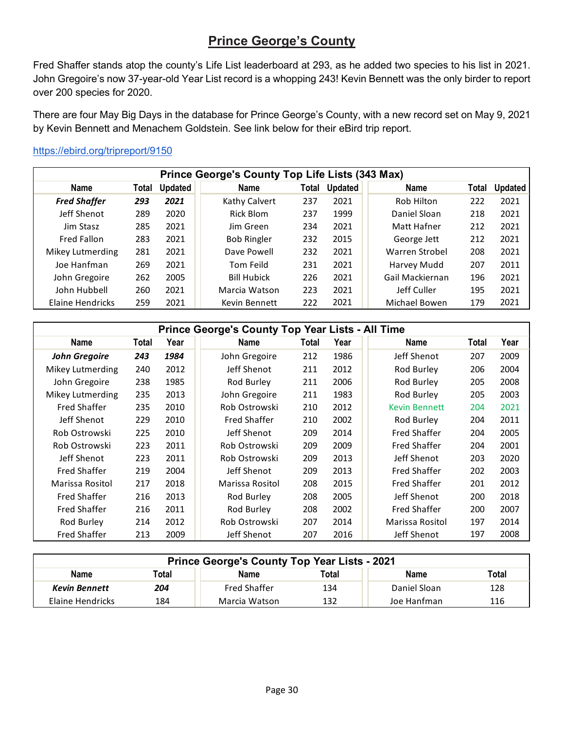## Prince George's County

Fred Shaffer stands atop the county's Life List leaderboard at 293, as he added two species to his list in 2021. John Gregoire's now 37-year-old Year List record is a whopping 243! Kevin Bennett was the only birder to report over 200 species for 2020.

There are four May Big Days in the database for Prince George's County, with a new record set on May 9, 2021 by Kevin Bennett and Menachem Goldstein. See link below for their eBird trip report.

https://ebird.org/tripreport/9150

| Prince George's County Top Life Lists (343 Max) | | | | | | | | |
|---|---|---|---|---|---|---|---|---|
| **Name** | **Total** | **Updated** | **Name** | **Total** | **Updated** | **Name** | **Total** | **Updated** |
| ***Fred Shaffer*** | ***293*** | ***2021*** | Kathy Calvert | 237 | 2021 | Rob Hilton | 222 | 2021 |
| Jeff Shenot | 289 | 2020 | Rick Blom | 237 | 1999 | Daniel Sloan | 218 | 2021 |
| Jim Stasz | 285 | 2021 | Jim Green | 234 | 2021 | Matt Hafner | 212 | 2021 |
| Fred Fallon | 283 | 2021 | Bob Ringler | 232 | 2015 | George Jett | 212 | 2021 |
| Mikey Lutmerding | 281 | 2021 | Dave Powell | 232 | 2021 | Warren Strobel | 208 | 2021 |
| Joe Hanfman | 269 | 2021 | Tom Feild | 231 | 2021 | Harvey Mudd | 207 | 2011 |
| John Gregoire | 262 | 2005 | Bill Hubick | 226 | 2021 | Gail Mackiernan | 196 | 2021 |
| John Hubbell | 260 | 2021 | Marcia Watson | 223 | 2021 | Jeff Culler | 195 | 2021 |
| Elaine Hendricks | 259 | 2021 | Kevin Bennett | 222 | 2021 | Michael Bowen | 179 | 2021 |

| Prince George's County Top Year Lists - All Time | | | | | | | | |
|---|---|---|---|---|---|---|---|---|
| **Name** | **Total** | **Year** | **Name** | **Total** | **Year** | **Name** | **Total** | **Year** |
| ***John Gregoire*** | ***243*** | ***1984*** | John Gregoire | 212 | 1986 | Jeff Shenot | 207 | 2009 |
| Mikey Lutmerding | 240 | 2012 | Jeff Shenot | 211 | 2012 | Rod Burley | 206 | 2004 |
| John Gregoire | 238 | 1985 | Rod Burley | 211 | 2006 | Rod Burley | 205 | 2008 |
| Mikey Lutmerding | 235 | 2013 | John Gregoire | 211 | 1983 | Rod Burley | 205 | 2003 |
| Fred Shaffer | 235 | 2010 | Rob Ostrowski | 210 | 2012 | Kevin Bennett | 204 | 2021 |
| Jeff Shenot | 229 | 2010 | Fred Shaffer | 210 | 2002 | Rod Burley | 204 | 2011 |
| Rob Ostrowski | 225 | 2010 | Jeff Shenot | 209 | 2014 | Fred Shaffer | 204 | 2005 |
| Rob Ostrowski | 223 | 2011 | Rob Ostrowski | 209 | 2009 | Fred Shaffer | 204 | 2001 |
| Jeff Shenot | 223 | 2011 | Rob Ostrowski | 209 | 2013 | Jeff Shenot | 203 | 2020 |
| Fred Shaffer | 219 | 2004 | Jeff Shenot | 209 | 2013 | Fred Shaffer | 202 | 2003 |
| Marissa Rositol | 217 | 2018 | Marissa Rositol | 208 | 2015 | Fred Shaffer | 201 | 2012 |
| Fred Shaffer | 216 | 2013 | Rod Burley | 208 | 2005 | Jeff Shenot | 200 | 2018 |
| Fred Shaffer | 216 | 2011 | Rod Burley | 208 | 2002 | Fred Shaffer | 200 | 2007 |
| Rod Burley | 214 | 2012 | Rob Ostrowski | 207 | 2014 | Marissa Rositol | 197 | 2014 |
| Fred Shaffer | 213 | 2009 | Jeff Shenot | 207 | 2016 | Jeff Shenot | 197 | 2008 |

| Prince George's County Top Year Lists - 2021 | | | | | |
|---|---|---|---|---|---|
| **Name** | **Total** | **Name** | **Total** | **Name** | **Total** |
| ***Kevin Bennett*** | ***204*** | Fred Shaffer | 134 | Daniel Sloan | 128 |
| Elaine Hendricks | 184 | Marcia Watson | 132 | Joe Hanfman | 116 |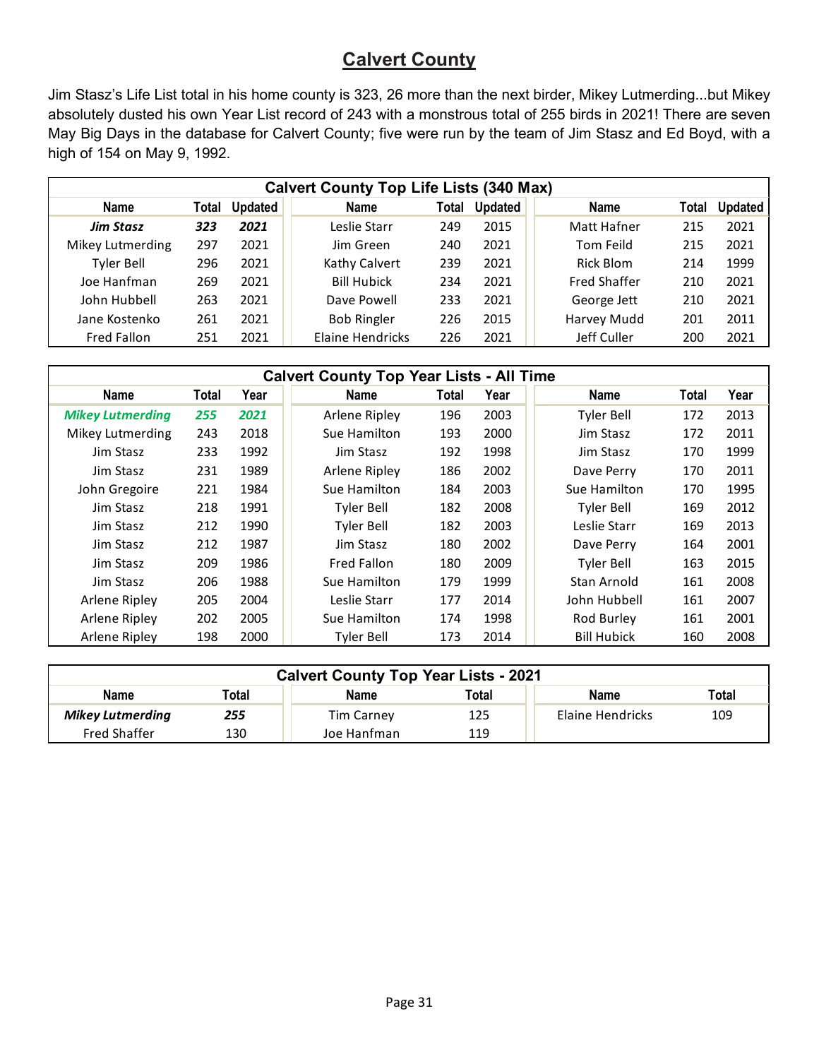## Calvert County

Jim Stasz's Life List total in his home county is 323, 26 more than the next birder, Mikey Lutmerding...but Mikey absolutely dusted his own Year List record of 243 with a monstrous total of 255 birds in 2021! There are seven May Big Days in the database for Calvert County; five were run by the team of Jim Stasz and Ed Boyd, with a high of 154 on May 9, 1992.

| Calvert County Top Life Lists (340 Max) | | | | | | | | |
|---|---|---|---|---|---|---|---|---|
| Name | Total | Updated | Name | Total | Updated | Name | Total | Updated |
| ***Jim Stasz*** | ***323*** | ***2021*** | Leslie Starr | 249 | 2015 | Matt Hafner | 215 | 2021 |
| Mikey Lutmerding | 297 | 2021 | Jim Green | 240 | 2021 | Tom Feild | 215 | 2021 |
| Tyler Bell | 296 | 2021 | Kathy Calvert | 239 | 2021 | Rick Blom | 214 | 1999 |
| Joe Hanfman | 269 | 2021 | Bill Hubick | 234 | 2021 | Fred Shaffer | 210 | 2021 |
| John Hubbell | 263 | 2021 | Dave Powell | 233 | 2021 | George Jett | 210 | 2021 |
| Jane Kostenko | 261 | 2021 | Bob Ringler | 226 | 2015 | Harvey Mudd | 201 | 2011 |
| Fred Fallon | 251 | 2021 | Elaine Hendricks | 226 | 2021 | Jeff Culler | 200 | 2021 |

| Calvert County Top Year Lists - All Time | | | | | | | | |
|---|---|---|---|---|---|---|---|---|
| Name | Total | Year | Name | Total | Year | Name | Total | Year |
| ***Mikey Lutmerding*** | ***255*** | ***2021*** | Arlene Ripley | 196 | 2003 | Tyler Bell | 172 | 2013 |
| Mikey Lutmerding | 243 | 2018 | Sue Hamilton | 193 | 2000 | Jim Stasz | 172 | 2011 |
| Jim Stasz | 233 | 1992 | Jim Stasz | 192 | 1998 | Jim Stasz | 170 | 1999 |
| Jim Stasz | 231 | 1989 | Arlene Ripley | 186 | 2002 | Dave Perry | 170 | 2011 |
| John Gregoire | 221 | 1984 | Sue Hamilton | 184 | 2003 | Sue Hamilton | 170 | 1995 |
| Jim Stasz | 218 | 1991 | Tyler Bell | 182 | 2008 | Tyler Bell | 169 | 2012 |
| Jim Stasz | 212 | 1990 | Tyler Bell | 182 | 2003 | Leslie Starr | 169 | 2013 |
| Jim Stasz | 212 | 1987 | Jim Stasz | 180 | 2002 | Dave Perry | 164 | 2001 |
| Jim Stasz | 209 | 1986 | Fred Fallon | 180 | 2009 | Tyler Bell | 163 | 2015 |
| Jim Stasz | 206 | 1988 | Sue Hamilton | 179 | 1999 | Stan Arnold | 161 | 2008 |
| Arlene Ripley | 205 | 2004 | Leslie Starr | 177 | 2014 | John Hubbell | 161 | 2007 |
| Arlene Ripley | 202 | 2005 | Sue Hamilton | 174 | 1998 | Rod Burley | 161 | 2001 |
| Arlene Ripley | 198 | 2000 | Tyler Bell | 173 | 2014 | Bill Hubick | 160 | 2008 |

| Calvert County Top Year Lists - 2021 | | | | | |
|---|---|---|---|---|---|
| Name | Total | Name | Total | Name | Total |
| ***Mikey Lutmerding*** | ***255*** | Tim Carney | 125 | Elaine Hendricks | 109 |
| Fred Shaffer | 130 | Joe Hanfman | 119 | | |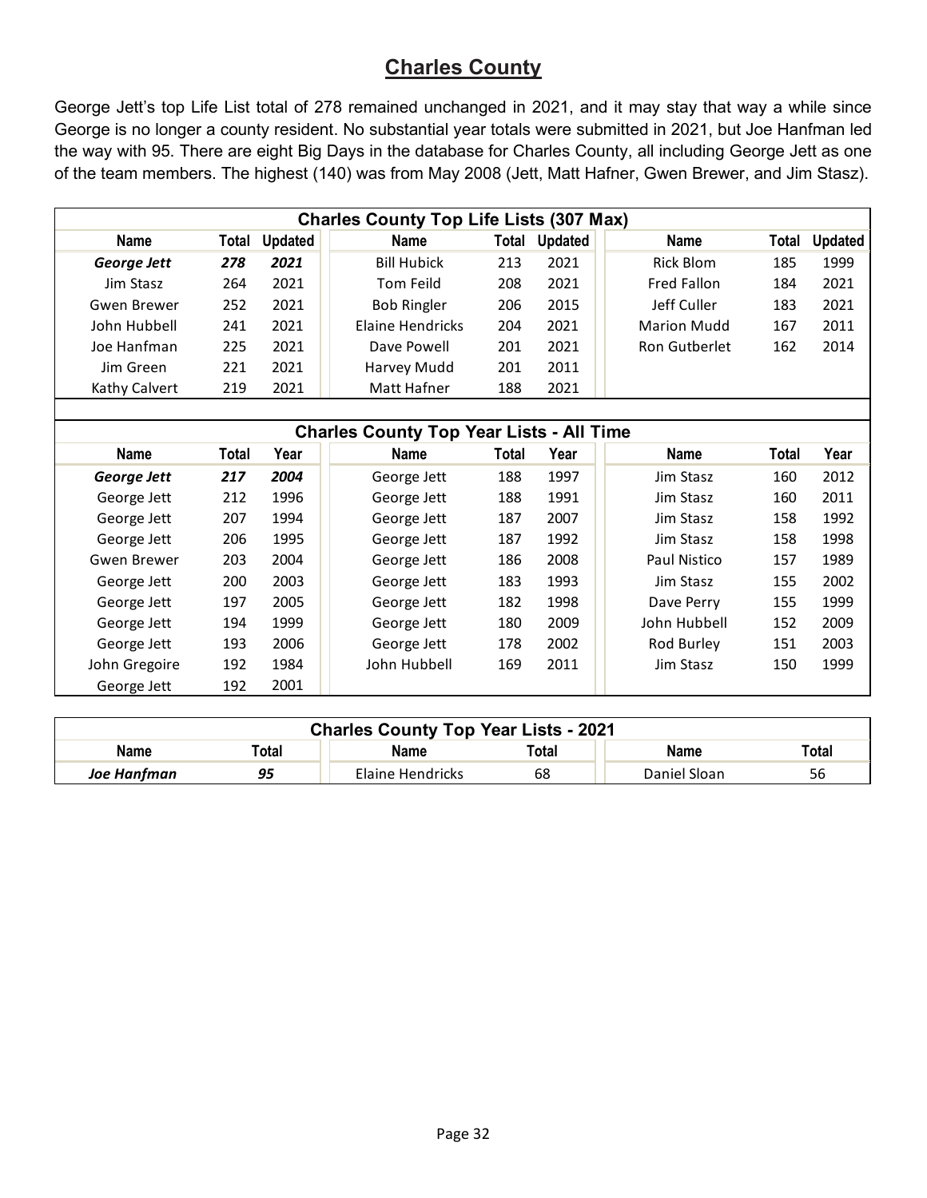## Charles County

George Jett's top Life List total of 278 remained unchanged in 2021, and it may stay that way a while since George is no longer a county resident. No substantial year totals were submitted in 2021, but Joe Hanfman led the way with 95. There are eight Big Days in the database for Charles County, all including George Jett as one of the team members. The highest (140) was from May 2008 (Jett, Matt Hafner, Gwen Brewer, and Jim Stasz).

**Charles County Top Life Lists (307 Max)**

| Name | Total | Updated | Name | Total | Updated | Name | Total | Updated |
|---|---|---|---|---|---|---|---|---|
| ***George Jett*** | ***278*** | ***2021*** | Bill Hubick | 213 | 2021 | Rick Blom | 185 | 1999 |
| Jim Stasz | 264 | 2021 | Tom Feild | 208 | 2021 | Fred Fallon | 184 | 2021 |
| Gwen Brewer | 252 | 2021 | Bob Ringler | 206 | 2015 | Jeff Culler | 183 | 2021 |
| John Hubbell | 241 | 2021 | Elaine Hendricks | 204 | 2021 | Marion Mudd | 167 | 2011 |
| Joe Hanfman | 225 | 2021 | Dave Powell | 201 | 2021 | Ron Gutberlet | 162 | 2014 |
| Jim Green | 221 | 2021 | Harvey Mudd | 201 | 2011 | | | |
| Kathy Calvert | 219 | 2021 | Matt Hafner | 188 | 2021 | | | |

**Charles County Top Year Lists - All Time**

| Name | Total | Year | Name | Total | Year | Name | Total | Year |
|---|---|---|---|---|---|---|---|---|
| ***George Jett*** | ***217*** | ***2004*** | George Jett | 188 | 1997 | Jim Stasz | 160 | 2012 |
| George Jett | 212 | 1996 | George Jett | 188 | 1991 | Jim Stasz | 160 | 2011 |
| George Jett | 207 | 1994 | George Jett | 187 | 2007 | Jim Stasz | 158 | 1992 |
| George Jett | 206 | 1995 | George Jett | 187 | 1992 | Jim Stasz | 158 | 1998 |
| Gwen Brewer | 203 | 2004 | George Jett | 186 | 2008 | Paul Nistico | 157 | 1989 |
| George Jett | 200 | 2003 | George Jett | 183 | 1993 | Jim Stasz | 155 | 2002 |
| George Jett | 197 | 2005 | George Jett | 182 | 1998 | Dave Perry | 155 | 1999 |
| George Jett | 194 | 1999 | George Jett | 180 | 2009 | John Hubbell | 152 | 2009 |
| George Jett | 193 | 2006 | George Jett | 178 | 2002 | Rod Burley | 151 | 2003 |
| John Gregoire | 192 | 1984 | John Hubbell | 169 | 2011 | Jim Stasz | 150 | 1999 |
| George Jett | 192 | 2001 | | | | | | |

**Charles County Top Year Lists - 2021**

| Name | Total | Name | Total | Name | Total |
|---|---|---|---|---|---|
| ***Joe Hanfman*** | ***95*** | Elaine Hendricks | 68 | Daniel Sloan | 56 |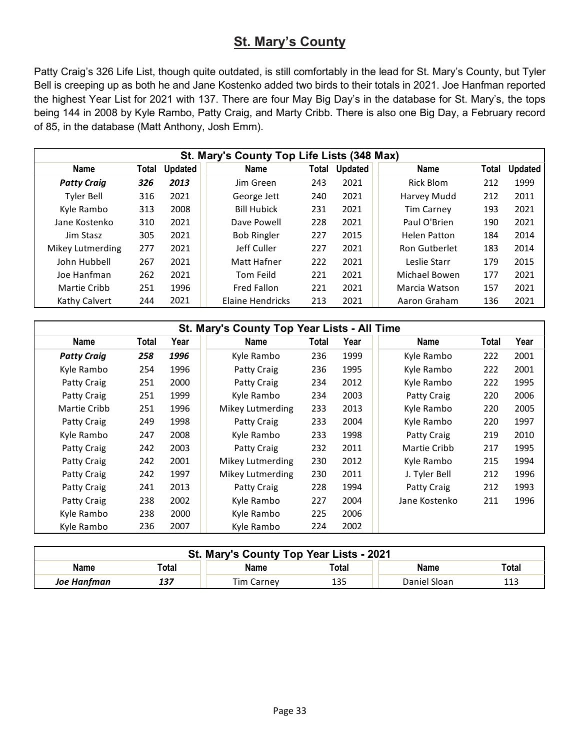## St. Mary's County

Patty Craig's 326 Life List, though quite outdated, is still comfortably in the lead for St. Mary's County, but Tyler Bell is creeping up as both he and Jane Kostenko added two birds to their totals in 2021. Joe Hanfman reported the highest Year List for 2021 with 137. There are four May Big Day's in the database for St. Mary's, the tops being 144 in 2008 by Kyle Rambo, Patty Craig, and Marty Cribb. There is also one Big Day, a February record of 85, in the database (Matt Anthony, Josh Emm).

| St. Mary's County Top Life Lists (348 Max) | | | | | | | | |
|---|---|---|---|---|---|---|---|---|
| **Name** | **Total** | **Updated** | **Name** | **Total** | **Updated** | **Name** | **Total** | **Updated** |
| ***Patty Craig*** | ***326*** | ***2013*** | Jim Green | 243 | 2021 | Rick Blom | 212 | 1999 |
| Tyler Bell | 316 | 2021 | George Jett | 240 | 2021 | Harvey Mudd | 212 | 2011 |
| Kyle Rambo | 313 | 2008 | Bill Hubick | 231 | 2021 | Tim Carney | 193 | 2021 |
| Jane Kostenko | 310 | 2021 | Dave Powell | 228 | 2021 | Paul O'Brien | 190 | 2021 |
| Jim Stasz | 305 | 2021 | Bob Ringler | 227 | 2015 | Helen Patton | 184 | 2014 |
| Mikey Lutmerding | 277 | 2021 | Jeff Culler | 227 | 2021 | Ron Gutberlet | 183 | 2014 |
| John Hubbell | 267 | 2021 | Matt Hafner | 222 | 2021 | Leslie Starr | 179 | 2015 |
| Joe Hanfman | 262 | 2021 | Tom Feild | 221 | 2021 | Michael Bowen | 177 | 2021 |
| Martie Cribb | 251 | 1996 | Fred Fallon | 221 | 2021 | Marcia Watson | 157 | 2021 |
| Kathy Calvert | 244 | 2021 | Elaine Hendricks | 213 | 2021 | Aaron Graham | 136 | 2021 |

| St. Mary's County Top Year Lists - All Time | | | | | | | | |
|---|---|---|---|---|---|---|---|---|
| **Name** | **Total** | **Year** | **Name** | **Total** | **Year** | **Name** | **Total** | **Year** |
| ***Patty Craig*** | ***258*** | ***1996*** | Kyle Rambo | 236 | 1999 | Kyle Rambo | 222 | 2001 |
| Kyle Rambo | 254 | 1996 | Patty Craig | 236 | 1995 | Kyle Rambo | 222 | 2001 |
| Patty Craig | 251 | 2000 | Patty Craig | 234 | 2012 | Kyle Rambo | 222 | 1995 |
| Patty Craig | 251 | 1999 | Kyle Rambo | 234 | 2003 | Patty Craig | 220 | 2006 |
| Martie Cribb | 251 | 1996 | Mikey Lutmerding | 233 | 2013 | Kyle Rambo | 220 | 2005 |
| Patty Craig | 249 | 1998 | Patty Craig | 233 | 2004 | Kyle Rambo | 220 | 1997 |
| Kyle Rambo | 247 | 2008 | Kyle Rambo | 233 | 1998 | Patty Craig | 219 | 2010 |
| Patty Craig | 242 | 2003 | Patty Craig | 232 | 2011 | Martie Cribb | 217 | 1995 |
| Patty Craig | 242 | 2001 | Mikey Lutmerding | 230 | 2012 | Kyle Rambo | 215 | 1994 |
| Patty Craig | 242 | 1997 | Mikey Lutmerding | 230 | 2011 | J. Tyler Bell | 212 | 1996 |
| Patty Craig | 241 | 2013 | Patty Craig | 228 | 1994 | Patty Craig | 212 | 1993 |
| Patty Craig | 238 | 2002 | Kyle Rambo | 227 | 2004 | Jane Kostenko | 211 | 1996 |
| Kyle Rambo | 238 | 2000 | Kyle Rambo | 225 | 2006 | | | |
| Kyle Rambo | 236 | 2007 | Kyle Rambo | 224 | 2002 | | | |

| St. Mary's County Top Year Lists - 2021 | | | | | |
|---|---|---|---|---|---|
| **Name** | **Total** | **Name** | **Total** | **Name** | **Total** |
| ***Joe Hanfman*** | ***137*** | Tim Carney | 135 | Daniel Sloan | 113 |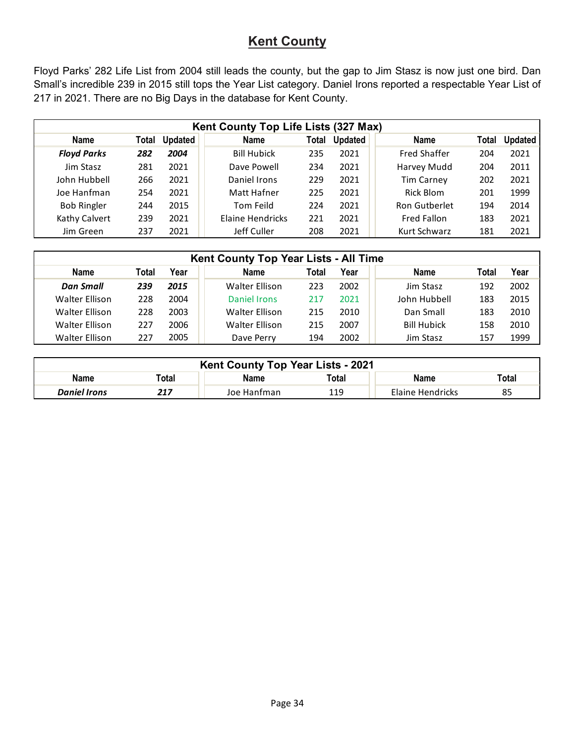## Kent County

Floyd Parks' 282 Life List from 2004 still leads the county, but the gap to Jim Stasz is now just one bird. Dan Small's incredible 239 in 2015 still tops the Year List category. Daniel Irons reported a respectable Year List of 217 in 2021. There are no Big Days in the database for Kent County.

| Kent County Top Life Lists (327 Max) | | | | | | | | |
|---|---|---|---|---|---|---|---|---|
| Name | Total | Updated | Name | Total | Updated | Name | Total | Updated |
| ***Floyd Parks*** | ***282*** | ***2004*** | Bill Hubick | 235 | 2021 | Fred Shaffer | 204 | 2021 |
| Jim Stasz | 281 | 2021 | Dave Powell | 234 | 2021 | Harvey Mudd | 204 | 2011 |
| John Hubbell | 266 | 2021 | Daniel Irons | 229 | 2021 | Tim Carney | 202 | 2021 |
| Joe Hanfman | 254 | 2021 | Matt Hafner | 225 | 2021 | Rick Blom | 201 | 1999 |
| Bob Ringler | 244 | 2015 | Tom Feild | 224 | 2021 | Ron Gutberlet | 194 | 2014 |
| Kathy Calvert | 239 | 2021 | Elaine Hendricks | 221 | 2021 | Fred Fallon | 183 | 2021 |
| Jim Green | 237 | 2021 | Jeff Culler | 208 | 2021 | Kurt Schwarz | 181 | 2021 |

| Kent County Top Year Lists - All Time | | | | | | | | |
|---|---|---|---|---|---|---|---|---|
| Name | Total | Year | Name | Total | Year | Name | Total | Year |
| ***Dan Small*** | ***239*** | ***2015*** | Walter Ellison | 223 | 2002 | Jim Stasz | 192 | 2002 |
| Walter Ellison | 228 | 2004 | Daniel Irons | 217 | 2021 | John Hubbell | 183 | 2015 |
| Walter Ellison | 228 | 2003 | Walter Ellison | 215 | 2010 | Dan Small | 183 | 2010 |
| Walter Ellison | 227 | 2006 | Walter Ellison | 215 | 2007 | Bill Hubick | 158 | 2010 |
| Walter Ellison | 227 | 2005 | Dave Perry | 194 | 2002 | Jim Stasz | 157 | 1999 |

| Kent County Top Year Lists - 2021 | | | | | |
|---|---|---|---|---|---|
| Name | Total | Name | Total | Name | Total |
| ***Daniel Irons*** | ***217*** | Joe Hanfman | 119 | Elaine Hendricks | 85 |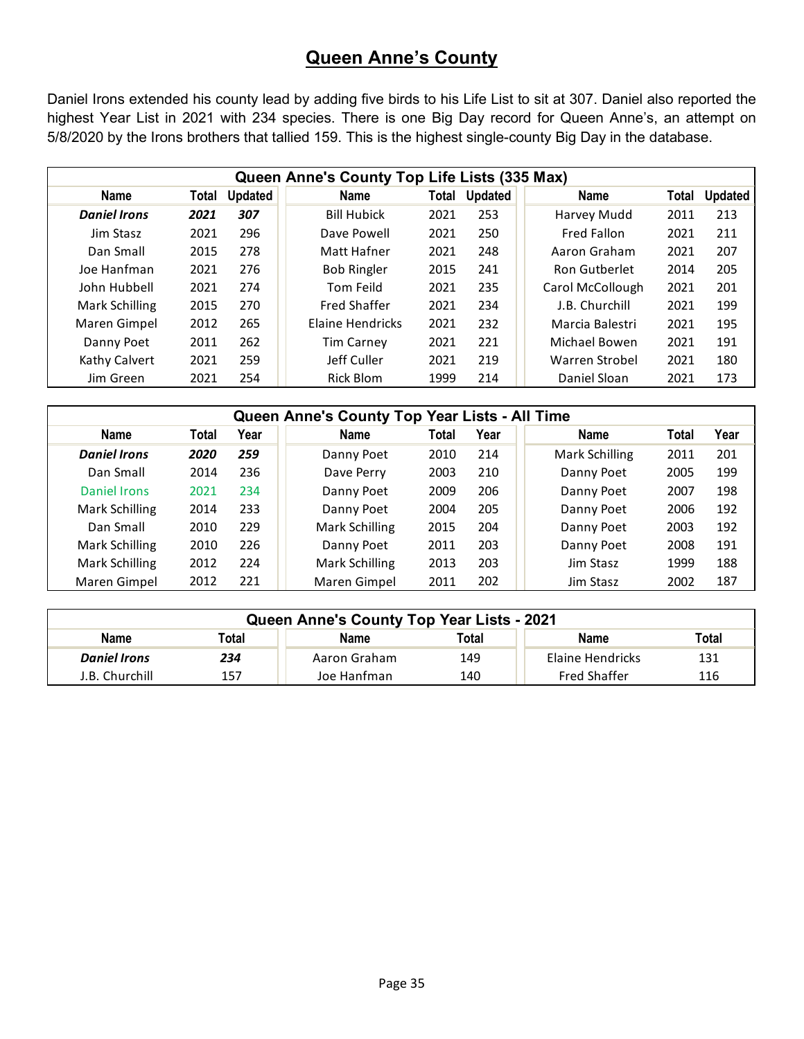## Queen Anne's County

Daniel Irons extended his county lead by adding five birds to his Life List to sit at 307. Daniel also reported the highest Year List in 2021 with 234 species. There is one Big Day record for Queen Anne's, an attempt on 5/8/2020 by the Irons brothers that tallied 159. This is the highest single-county Big Day in the database.

| Queen Anne's County Top Life Lists (335 Max) | | | | | | | | |
|---|---|---|---|---|---|---|---|---|
| Name | Total | Updated | Name | Total | Updated | Name | Total | Updated |
| ***Daniel Irons*** | ***2021*** | ***307*** | Bill Hubick | 2021 | 253 | Harvey Mudd | 2011 | 213 |
| Jim Stasz | 2021 | 296 | Dave Powell | 2021 | 250 | Fred Fallon | 2021 | 211 |
| Dan Small | 2015 | 278 | Matt Hafner | 2021 | 248 | Aaron Graham | 2021 | 207 |
| Joe Hanfman | 2021 | 276 | Bob Ringler | 2015 | 241 | Ron Gutberlet | 2014 | 205 |
| John Hubbell | 2021 | 274 | Tom Feild | 2021 | 235 | Carol McCollough | 2021 | 201 |
| Mark Schilling | 2015 | 270 | Fred Shaffer | 2021 | 234 | J.B. Churchill | 2021 | 199 |
| Maren Gimpel | 2012 | 265 | Elaine Hendricks | 2021 | 232 | Marcia Balestri | 2021 | 195 |
| Danny Poet | 2011 | 262 | Tim Carney | 2021 | 221 | Michael Bowen | 2021 | 191 |
| Kathy Calvert | 2021 | 259 | Jeff Culler | 2021 | 219 | Warren Strobel | 2021 | 180 |
| Jim Green | 2021 | 254 | Rick Blom | 1999 | 214 | Daniel Sloan | 2021 | 173 |

| Queen Anne's County Top Year Lists - All Time | | | | | | | | |
|---|---|---|---|---|---|---|---|---|
| Name | Total | Year | Name | Total | Year | Name | Total | Year |
| ***Daniel Irons*** | ***2020*** | ***259*** | Danny Poet | 2010 | 214 | Mark Schilling | 2011 | 201 |
| Dan Small | 2014 | 236 | Dave Perry | 2003 | 210 | Danny Poet | 2005 | 199 |
| Daniel Irons | 2021 | 234 | Danny Poet | 2009 | 206 | Danny Poet | 2007 | 198 |
| Mark Schilling | 2014 | 233 | Danny Poet | 2004 | 205 | Danny Poet | 2006 | 192 |
| Dan Small | 2010 | 229 | Mark Schilling | 2015 | 204 | Danny Poet | 2003 | 192 |
| Mark Schilling | 2010 | 226 | Danny Poet | 2011 | 203 | Danny Poet | 2008 | 191 |
| Mark Schilling | 2012 | 224 | Mark Schilling | 2013 | 203 | Jim Stasz | 1999 | 188 |
| Maren Gimpel | 2012 | 221 | Maren Gimpel | 2011 | 202 | Jim Stasz | 2002 | 187 |

| Queen Anne's County Top Year Lists - 2021 | | | | | |
|---|---|---|---|---|---|
| Name | Total | Name | Total | Name | Total |
| ***Daniel Irons*** | ***234*** | Aaron Graham | 149 | Elaine Hendricks | 131 |
| J.B. Churchill | 157 | Joe Hanfman | 140 | Fred Shaffer | 116 |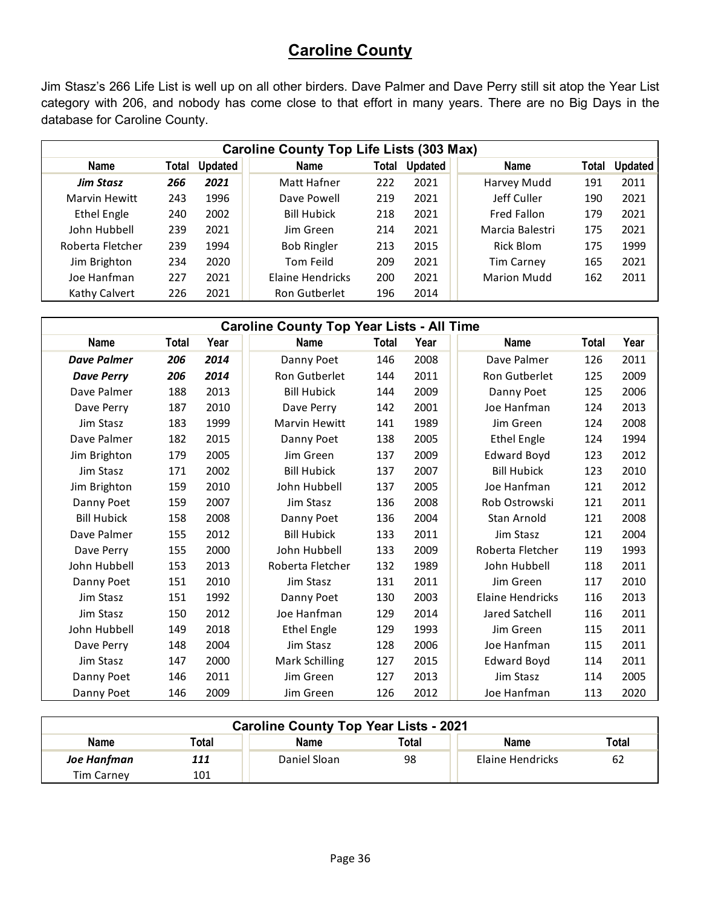## Caroline County

Jim Stasz's 266 Life List is well up on all other birders. Dave Palmer and Dave Perry still sit atop the Year List category with 206, and nobody has come close to that effort in many years. There are no Big Days in the database for Caroline County.

| Caroline County Top Life Lists (303 Max) | | | | | | | | |
|---|---|---|---|---|---|---|---|---|
| Name | Total | Updated | Name | Total | Updated | Name | Total | Updated |
| ***Jim Stasz*** | ***266*** | ***2021*** | Matt Hafner | 222 | 2021 | Harvey Mudd | 191 | 2011 |
| Marvin Hewitt | 243 | 1996 | Dave Powell | 219 | 2021 | Jeff Culler | 190 | 2021 |
| Ethel Engle | 240 | 2002 | Bill Hubick | 218 | 2021 | Fred Fallon | 179 | 2021 |
| John Hubbell | 239 | 2021 | Jim Green | 214 | 2021 | Marcia Balestri | 175 | 2021 |
| Roberta Fletcher | 239 | 1994 | Bob Ringler | 213 | 2015 | Rick Blom | 175 | 1999 |
| Jim Brighton | 234 | 2020 | Tom Feild | 209 | 2021 | Tim Carney | 165 | 2021 |
| Joe Hanfman | 227 | 2021 | Elaine Hendricks | 200 | 2021 | Marion Mudd | 162 | 2011 |
| Kathy Calvert | 226 | 2021 | Ron Gutberlet | 196 | 2014 | | | |

| Caroline County Top Year Lists - All Time | | | | | | | | |
|---|---|---|---|---|---|---|---|---|
| Name | Total | Year | Name | Total | Year | Name | Total | Year |
| ***Dave Palmer*** | ***206*** | ***2014*** | Danny Poet | 146 | 2008 | Dave Palmer | 126 | 2011 |
| ***Dave Perry*** | ***206*** | ***2014*** | Ron Gutberlet | 144 | 2011 | Ron Gutberlet | 125 | 2009 |
| Dave Palmer | 188 | 2013 | Bill Hubick | 144 | 2009 | Danny Poet | 125 | 2006 |
| Dave Perry | 187 | 2010 | Dave Perry | 142 | 2001 | Joe Hanfman | 124 | 2013 |
| Jim Stasz | 183 | 1999 | Marvin Hewitt | 141 | 1989 | Jim Green | 124 | 2008 |
| Dave Palmer | 182 | 2015 | Danny Poet | 138 | 2005 | Ethel Engle | 124 | 1994 |
| Jim Brighton | 179 | 2005 | Jim Green | 137 | 2009 | Edward Boyd | 123 | 2012 |
| Jim Stasz | 171 | 2002 | Bill Hubick | 137 | 2007 | Bill Hubick | 123 | 2010 |
| Jim Brighton | 159 | 2010 | John Hubbell | 137 | 2005 | Joe Hanfman | 121 | 2012 |
| Danny Poet | 159 | 2007 | Jim Stasz | 136 | 2008 | Rob Ostrowski | 121 | 2011 |
| Bill Hubick | 158 | 2008 | Danny Poet | 136 | 2004 | Stan Arnold | 121 | 2008 |
| Dave Palmer | 155 | 2012 | Bill Hubick | 133 | 2011 | Jim Stasz | 121 | 2004 |
| Dave Perry | 155 | 2000 | John Hubbell | 133 | 2009 | Roberta Fletcher | 119 | 1993 |
| John Hubbell | 153 | 2013 | Roberta Fletcher | 132 | 1989 | John Hubbell | 118 | 2011 |
| Danny Poet | 151 | 2010 | Jim Stasz | 131 | 2011 | Jim Green | 117 | 2010 |
| Jim Stasz | 151 | 1992 | Danny Poet | 130 | 2003 | Elaine Hendricks | 116 | 2013 |
| Jim Stasz | 150 | 2012 | Joe Hanfman | 129 | 2014 | Jared Satchell | 116 | 2011 |
| John Hubbell | 149 | 2018 | Ethel Engle | 129 | 1993 | Jim Green | 115 | 2011 |
| Dave Perry | 148 | 2004 | Jim Stasz | 128 | 2006 | Joe Hanfman | 115 | 2011 |
| Jim Stasz | 147 | 2000 | Mark Schilling | 127 | 2015 | Edward Boyd | 114 | 2011 |
| Danny Poet | 146 | 2011 | Jim Green | 127 | 2013 | Jim Stasz | 114 | 2005 |
| Danny Poet | 146 | 2009 | Jim Green | 126 | 2012 | Joe Hanfman | 113 | 2020 |

| Caroline County Top Year Lists - 2021 | | | | | |
|---|---|---|---|---|---|
| Name | Total | Name | Total | Name | Total |
| ***Joe Hanfman*** | ***111*** | Daniel Sloan | 98 | Elaine Hendricks | 62 |
| Tim Carney | 101 | | | | |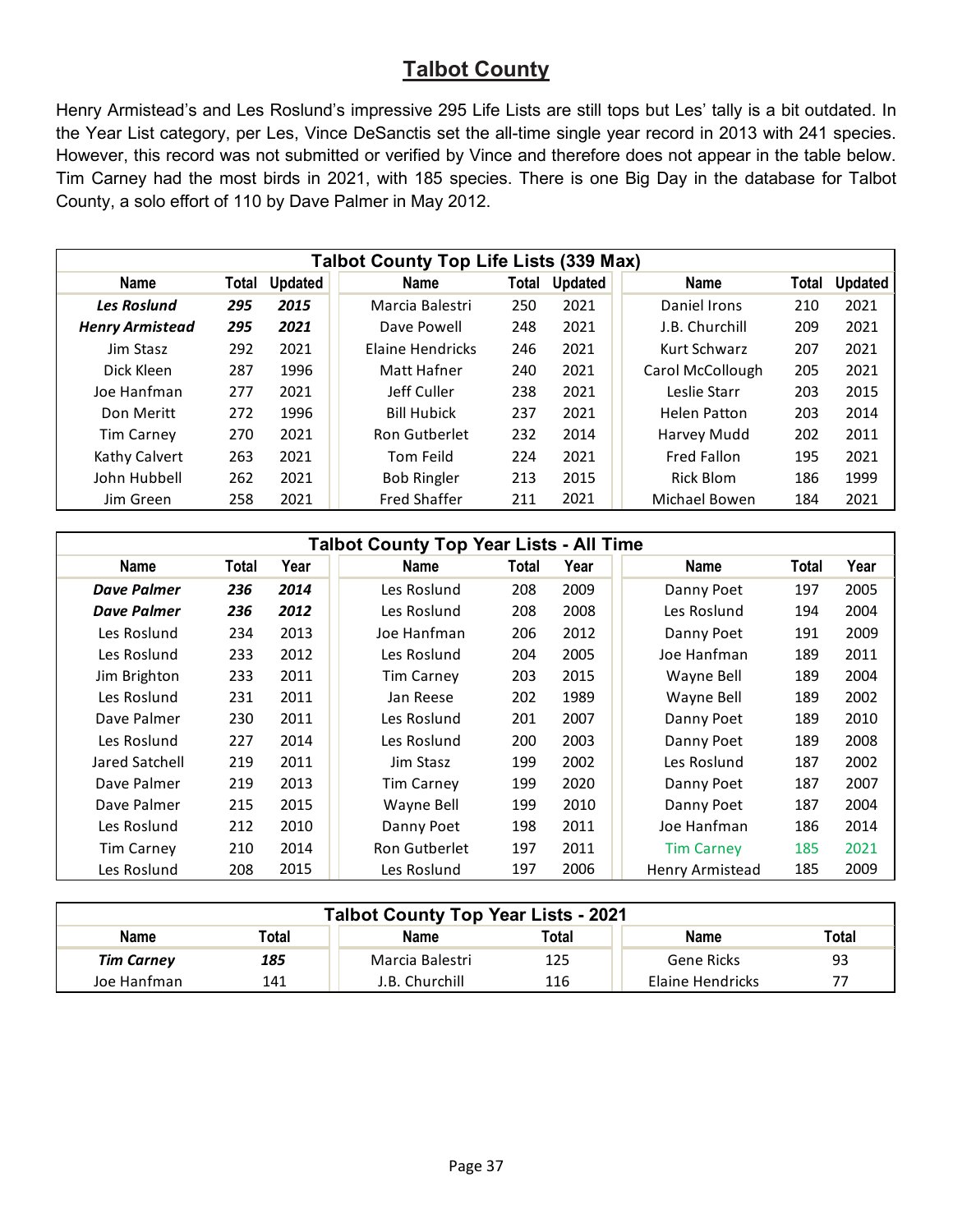## Talbot County

Henry Armistead's and Les Roslund's impressive 295 Life Lists are still tops but Les' tally is a bit outdated. In the Year List category, per Les, Vince DeSanctis set the all-time single year record in 2013 with 241 species. However, this record was not submitted or verified by Vince and therefore does not appear in the table below. Tim Carney had the most birds in 2021, with 185 species. There is one Big Day in the database for Talbot County, a solo effort of 110 by Dave Palmer in May 2012.

| Talbot County Top Life Lists (339 Max) | | | | | | | | |
|---|---|---|---|---|---|---|---|---|
| Name | Total | Updated | Name | Total | Updated | Name | Total | Updated |
| ***Les Roslund*** | ***295*** | ***2015*** | Marcia Balestri | 250 | 2021 | Daniel Irons | 210 | 2021 |
| ***Henry Armistead*** | ***295*** | ***2021*** | Dave Powell | 248 | 2021 | J.B. Churchill | 209 | 2021 |
| Jim Stasz | 292 | 2021 | Elaine Hendricks | 246 | 2021 | Kurt Schwarz | 207 | 2021 |
| Dick Kleen | 287 | 1996 | Matt Hafner | 240 | 2021 | Carol McCollough | 205 | 2021 |
| Joe Hanfman | 277 | 2021 | Jeff Culler | 238 | 2021 | Leslie Starr | 203 | 2015 |
| Don Meritt | 272 | 1996 | Bill Hubick | 237 | 2021 | Helen Patton | 203 | 2014 |
| Tim Carney | 270 | 2021 | Ron Gutberlet | 232 | 2014 | Harvey Mudd | 202 | 2011 |
| Kathy Calvert | 263 | 2021 | Tom Feild | 224 | 2021 | Fred Fallon | 195 | 2021 |
| John Hubbell | 262 | 2021 | Bob Ringler | 213 | 2015 | Rick Blom | 186 | 1999 |
| Jim Green | 258 | 2021 | Fred Shaffer | 211 | 2021 | Michael Bowen | 184 | 2021 |

| Talbot County Top Year Lists - All Time | | | | | | | | |
|---|---|---|---|---|---|---|---|---|
| Name | Total | Year | Name | Total | Year | Name | Total | Year |
| ***Dave Palmer*** | ***236*** | ***2014*** | Les Roslund | 208 | 2009 | Danny Poet | 197 | 2005 |
| ***Dave Palmer*** | ***236*** | ***2012*** | Les Roslund | 208 | 2008 | Les Roslund | 194 | 2004 |
| Les Roslund | 234 | 2013 | Joe Hanfman | 206 | 2012 | Danny Poet | 191 | 2009 |
| Les Roslund | 233 | 2012 | Les Roslund | 204 | 2005 | Joe Hanfman | 189 | 2011 |
| Jim Brighton | 233 | 2011 | Tim Carney | 203 | 2015 | Wayne Bell | 189 | 2004 |
| Les Roslund | 231 | 2011 | Jan Reese | 202 | 1989 | Wayne Bell | 189 | 2002 |
| Dave Palmer | 230 | 2011 | Les Roslund | 201 | 2007 | Danny Poet | 189 | 2010 |
| Les Roslund | 227 | 2014 | Les Roslund | 200 | 2003 | Danny Poet | 189 | 2008 |
| Jared Satchell | 219 | 2011 | Jim Stasz | 199 | 2002 | Les Roslund | 187 | 2002 |
| Dave Palmer | 219 | 2013 | Tim Carney | 199 | 2020 | Danny Poet | 187 | 2007 |
| Dave Palmer | 215 | 2015 | Wayne Bell | 199 | 2010 | Danny Poet | 187 | 2004 |
| Les Roslund | 212 | 2010 | Danny Poet | 198 | 2011 | Joe Hanfman | 186 | 2014 |
| Tim Carney | 210 | 2014 | Ron Gutberlet | 197 | 2011 | Tim Carney | 185 | 2021 |
| Les Roslund | 208 | 2015 | Les Roslund | 197 | 2006 | Henry Armistead | 185 | 2009 |

| Talbot County Top Year Lists - 2021 | | | | | |
|---|---|---|---|---|---|
| Name | Total | Name | Total | Name | Total |
| ***Tim Carney*** | ***185*** | Marcia Balestri | 125 | Gene Ricks | 93 |
| Joe Hanfman | 141 | J.B. Churchill | 116 | Elaine Hendricks | 77 |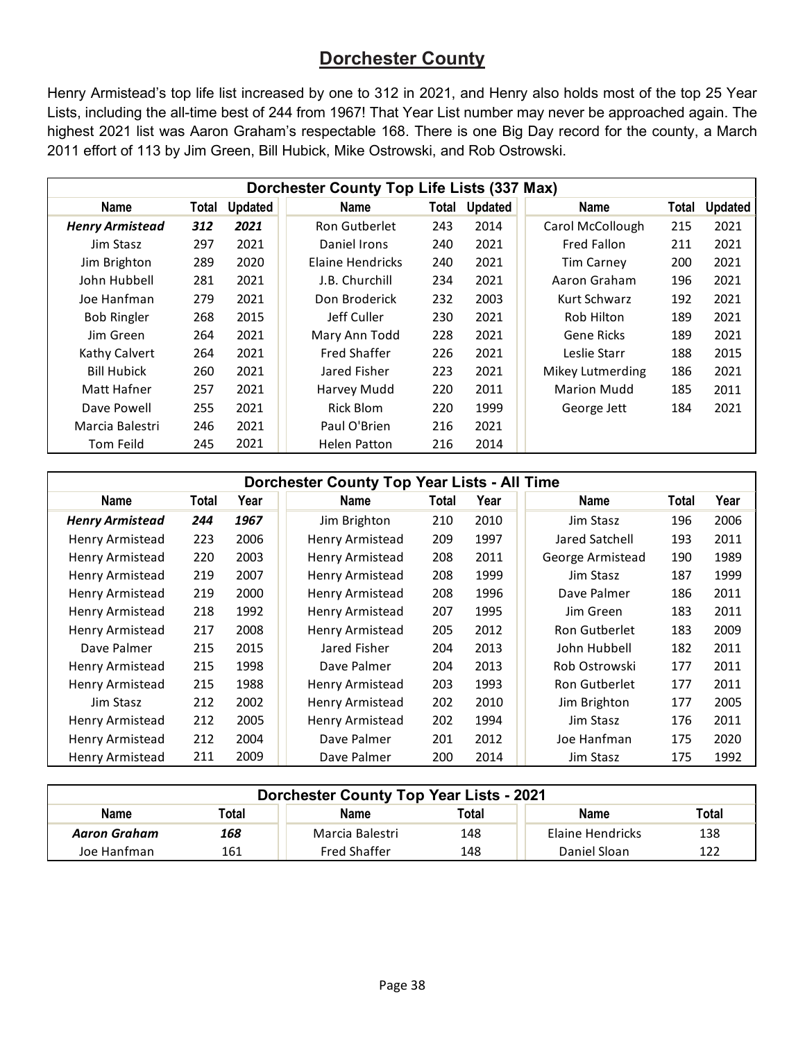## Dorchester County

Henry Armistead's top life list increased by one to 312 in 2021, and Henry also holds most of the top 25 Year Lists, including the all-time best of 244 from 1967! That Year List number may never be approached again. The highest 2021 list was Aaron Graham's respectable 168. There is one Big Day record for the county, a March 2011 effort of 113 by Jim Green, Bill Hubick, Mike Ostrowski, and Rob Ostrowski.

| Dorchester County Top Life Lists (337 Max) | | | | | | | | |
|---|---|---|---|---|---|---|---|---|
| Name | Total | Updated | Name | Total | Updated | Name | Total | Updated |
| ***Henry Armistead*** | ***312*** | ***2021*** | Ron Gutberlet | 243 | 2014 | Carol McCollough | 215 | 2021 |
| Jim Stasz | 297 | 2021 | Daniel Irons | 240 | 2021 | Fred Fallon | 211 | 2021 |
| Jim Brighton | 289 | 2020 | Elaine Hendricks | 240 | 2021 | Tim Carney | 200 | 2021 |
| John Hubbell | 281 | 2021 | J.B. Churchill | 234 | 2021 | Aaron Graham | 196 | 2021 |
| Joe Hanfman | 279 | 2021 | Don Broderick | 232 | 2003 | Kurt Schwarz | 192 | 2021 |
| Bob Ringler | 268 | 2015 | Jeff Culler | 230 | 2021 | Rob Hilton | 189 | 2021 |
| Jim Green | 264 | 2021 | Mary Ann Todd | 228 | 2021 | Gene Ricks | 189 | 2021 |
| Kathy Calvert | 264 | 2021 | Fred Shaffer | 226 | 2021 | Leslie Starr | 188 | 2015 |
| Bill Hubick | 260 | 2021 | Jared Fisher | 223 | 2021 | Mikey Lutmerding | 186 | 2021 |
| Matt Hafner | 257 | 2021 | Harvey Mudd | 220 | 2011 | Marion Mudd | 185 | 2011 |
| Dave Powell | 255 | 2021 | Rick Blom | 220 | 1999 | George Jett | 184 | 2021 |
| Marcia Balestri | 246 | 2021 | Paul O'Brien | 216 | 2021 | | | |
| Tom Feild | 245 | 2021 | Helen Patton | 216 | 2014 | | | |

| Dorchester County Top Year Lists - All Time | | | | | | | | |
|---|---|---|---|---|---|---|---|---|
| Name | Total | Year | Name | Total | Year | Name | Total | Year |
| ***Henry Armistead*** | ***244*** | ***1967*** | Jim Brighton | 210 | 2010 | Jim Stasz | 196 | 2006 |
| Henry Armistead | 223 | 2006 | Henry Armistead | 209 | 1997 | Jared Satchell | 193 | 2011 |
| Henry Armistead | 220 | 2003 | Henry Armistead | 208 | 2011 | George Armistead | 190 | 1989 |
| Henry Armistead | 219 | 2007 | Henry Armistead | 208 | 1999 | Jim Stasz | 187 | 1999 |
| Henry Armistead | 219 | 2000 | Henry Armistead | 208 | 1996 | Dave Palmer | 186 | 2011 |
| Henry Armistead | 218 | 1992 | Henry Armistead | 207 | 1995 | Jim Green | 183 | 2011 |
| Henry Armistead | 217 | 2008 | Henry Armistead | 205 | 2012 | Ron Gutberlet | 183 | 2009 |
| Dave Palmer | 215 | 2015 | Jared Fisher | 204 | 2013 | John Hubbell | 182 | 2011 |
| Henry Armistead | 215 | 1998 | Dave Palmer | 204 | 2013 | Rob Ostrowski | 177 | 2011 |
| Henry Armistead | 215 | 1988 | Henry Armistead | 203 | 1993 | Ron Gutberlet | 177 | 2011 |
| Jim Stasz | 212 | 2002 | Henry Armistead | 202 | 2010 | Jim Brighton | 177 | 2005 |
| Henry Armistead | 212 | 2005 | Henry Armistead | 202 | 1994 | Jim Stasz | 176 | 2011 |
| Henry Armistead | 212 | 2004 | Dave Palmer | 201 | 2012 | Joe Hanfman | 175 | 2020 |
| Henry Armistead | 211 | 2009 | Dave Palmer | 200 | 2014 | Jim Stasz | 175 | 1992 |

| Dorchester County Top Year Lists - 2021 | | | | | |
|---|---|---|---|---|---|
| Name | Total | Name | Total | Name | Total |
| ***Aaron Graham*** | ***168*** | Marcia Balestri | 148 | Elaine Hendricks | 138 |
| Joe Hanfman | 161 | Fred Shaffer | 148 | Daniel Sloan | 122 |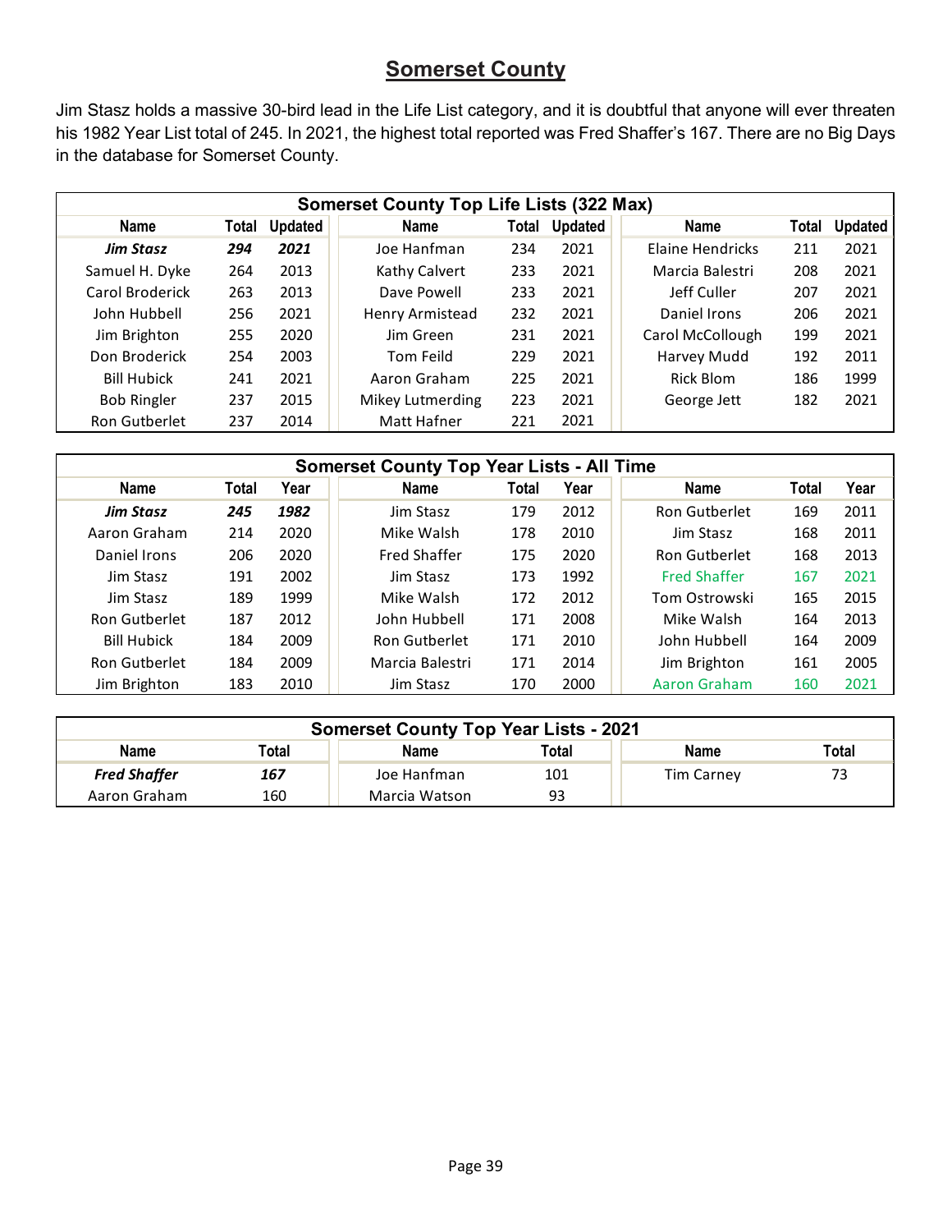## Somerset County

Jim Stasz holds a massive 30-bird lead in the Life List category, and it is doubtful that anyone will ever threaten his 1982 Year List total of 245. In 2021, the highest total reported was Fred Shaffer's 167. There are no Big Days in the database for Somerset County.

| Somerset County Top Life Lists (322 Max) | | | | | | | | |
|---|---|---|---|---|---|---|---|---|
| Name | Total | Updated | Name | Total | Updated | Name | Total | Updated |
| ***Jim Stasz*** | ***294*** | ***2021*** | Joe Hanfman | 234 | 2021 | Elaine Hendricks | 211 | 2021 |
| Samuel H. Dyke | 264 | 2013 | Kathy Calvert | 233 | 2021 | Marcia Balestri | 208 | 2021 |
| Carol Broderick | 263 | 2013 | Dave Powell | 233 | 2021 | Jeff Culler | 207 | 2021 |
| John Hubbell | 256 | 2021 | Henry Armistead | 232 | 2021 | Daniel Irons | 206 | 2021 |
| Jim Brighton | 255 | 2020 | Jim Green | 231 | 2021 | Carol McCollough | 199 | 2021 |
| Don Broderick | 254 | 2003 | Tom Feild | 229 | 2021 | Harvey Mudd | 192 | 2011 |
| Bill Hubick | 241 | 2021 | Aaron Graham | 225 | 2021 | Rick Blom | 186 | 1999 |
| Bob Ringler | 237 | 2015 | Mikey Lutmerding | 223 | 2021 | George Jett | 182 | 2021 |
| Ron Gutberlet | 237 | 2014 | Matt Hafner | 221 | 2021 | | | |

| Somerset County Top Year Lists - All Time | | | | | | | | |
|---|---|---|---|---|---|---|---|---|
| Name | Total | Year | Name | Total | Year | Name | Total | Year |
| ***Jim Stasz*** | ***245*** | ***1982*** | Jim Stasz | 179 | 2012 | Ron Gutberlet | 169 | 2011 |
| Aaron Graham | 214 | 2020 | Mike Walsh | 178 | 2010 | Jim Stasz | 168 | 2011 |
| Daniel Irons | 206 | 2020 | Fred Shaffer | 175 | 2020 | Ron Gutberlet | 168 | 2013 |
| Jim Stasz | 191 | 2002 | Jim Stasz | 173 | 1992 | Fred Shaffer | 167 | 2021 |
| Jim Stasz | 189 | 1999 | Mike Walsh | 172 | 2012 | Tom Ostrowski | 165 | 2015 |
| Ron Gutberlet | 187 | 2012 | John Hubbell | 171 | 2008 | Mike Walsh | 164 | 2013 |
| Bill Hubick | 184 | 2009 | Ron Gutberlet | 171 | 2010 | John Hubbell | 164 | 2009 |
| Ron Gutberlet | 184 | 2009 | Marcia Balestri | 171 | 2014 | Jim Brighton | 161 | 2005 |
| Jim Brighton | 183 | 2010 | Jim Stasz | 170 | 2000 | Aaron Graham | 160 | 2021 |

| Somerset County Top Year Lists - 2021 | | | | | |
|---|---|---|---|---|---|
| Name | Total | Name | Total | Name | Total |
| ***Fred Shaffer*** | ***167*** | Joe Hanfman | 101 | Tim Carney | 73 |
| Aaron Graham | 160 | Marcia Watson | 93 | | |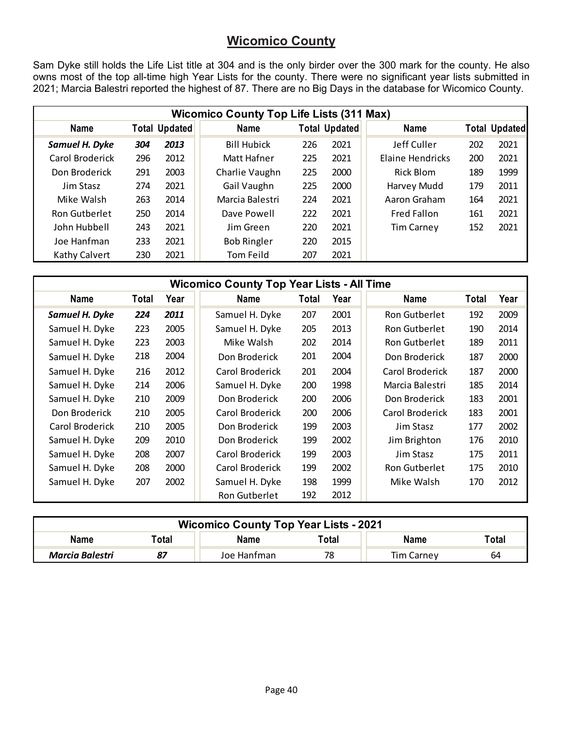## Wicomico County

Sam Dyke still holds the Life List title at 304 and is the only birder over the 300 mark for the county. He also owns most of the top all-time high Year Lists for the county. There were no significant year lists submitted in 2021; Marcia Balestri reported the highest of 87. There are no Big Days in the database for Wicomico County.

| Wicomico County Top Life Lists (311 Max) | | | | | | | | |
|---|---|---|---|---|---|---|---|---|
| Name | Total | Updated | Name | Total | Updated | Name | Total | Updated |
| ***Samuel H. Dyke*** | ***304*** | ***2013*** | Bill Hubick | 226 | 2021 | Jeff Culler | 202 | 2021 |
| Carol Broderick | 296 | 2012 | Matt Hafner | 225 | 2021 | Elaine Hendricks | 200 | 2021 |
| Don Broderick | 291 | 2003 | Charlie Vaughn | 225 | 2000 | Rick Blom | 189 | 1999 |
| Jim Stasz | 274 | 2021 | Gail Vaughn | 225 | 2000 | Harvey Mudd | 179 | 2011 |
| Mike Walsh | 263 | 2014 | Marcia Balestri | 224 | 2021 | Aaron Graham | 164 | 2021 |
| Ron Gutberlet | 250 | 2014 | Dave Powell | 222 | 2021 | Fred Fallon | 161 | 2021 |
| John Hubbell | 243 | 2021 | Jim Green | 220 | 2021 | Tim Carney | 152 | 2021 |
| Joe Hanfman | 233 | 2021 | Bob Ringler | 220 | 2015 | | | |
| Kathy Calvert | 230 | 2021 | Tom Feild | 207 | 2021 | | | |

| Wicomico County Top Year Lists - All Time | | | | | | | | |
|---|---|---|---|---|---|---|---|---|
| Name | Total | Year | Name | Total | Year | Name | Total | Year |
| ***Samuel H. Dyke*** | ***224*** | ***2011*** | Samuel H. Dyke | 207 | 2001 | Ron Gutberlet | 192 | 2009 |
| Samuel H. Dyke | 223 | 2005 | Samuel H. Dyke | 205 | 2013 | Ron Gutberlet | 190 | 2014 |
| Samuel H. Dyke | 223 | 2003 | Mike Walsh | 202 | 2014 | Ron Gutberlet | 189 | 2011 |
| Samuel H. Dyke | 218 | 2004 | Don Broderick | 201 | 2004 | Don Broderick | 187 | 2000 |
| Samuel H. Dyke | 216 | 2012 | Carol Broderick | 201 | 2004 | Carol Broderick | 187 | 2000 |
| Samuel H. Dyke | 214 | 2006 | Samuel H. Dyke | 200 | 1998 | Marcia Balestri | 185 | 2014 |
| Samuel H. Dyke | 210 | 2009 | Don Broderick | 200 | 2006 | Don Broderick | 183 | 2001 |
| Don Broderick | 210 | 2005 | Carol Broderick | 200 | 2006 | Carol Broderick | 183 | 2001 |
| Carol Broderick | 210 | 2005 | Don Broderick | 199 | 2003 | Jim Stasz | 177 | 2002 |
| Samuel H. Dyke | 209 | 2010 | Don Broderick | 199 | 2002 | Jim Brighton | 176 | 2010 |
| Samuel H. Dyke | 208 | 2007 | Carol Broderick | 199 | 2003 | Jim Stasz | 175 | 2011 |
| Samuel H. Dyke | 208 | 2000 | Carol Broderick | 199 | 2002 | Ron Gutberlet | 175 | 2010 |
| Samuel H. Dyke | 207 | 2002 | Samuel H. Dyke | 198 | 1999 | Mike Walsh | 170 | 2012 |
| | | | Ron Gutberlet | 192 | 2012 | | | |

| Wicomico County Top Year Lists - 2021 | | | | | |
|---|---|---|---|---|---|
| Name | Total | Name | Total | Name | Total |
| ***Marcia Balestri*** | ***87*** | Joe Hanfman | 78 | Tim Carney | 64 |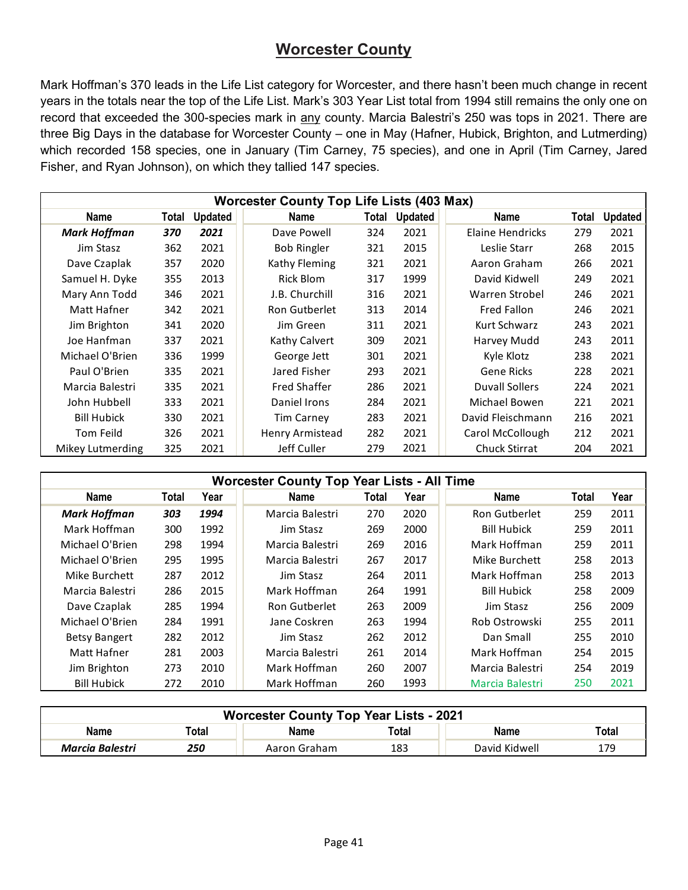# Worcester County

Mark Hoffman's 370 leads in the Life List category for Worcester, and there hasn't been much change in recent years in the totals near the top of the Life List. Mark's 303 Year List total from 1994 still remains the only one on record that exceeded the 300-species mark in <u>any</u> county. Marcia Balestri's 250 was tops in 2021. There are three Big Days in the database for Worcester County – one in May (Hafner, Hubick, Brighton, and Lutmerding) which recorded 158 species, one in January (Tim Carney, 75 species), and one in April (Tim Carney, Jared Fisher, and Ryan Johnson), on which they tallied 147 species.

**Worcester County Top Life Lists (403 Max)**

| Name | Total | Updated | Name | Total | Updated | Name | Total | Updated |
|---|---|---|---|---|---|---|---|---|
| ***Mark Hoffman*** | ***370*** | ***2021*** | Dave Powell | 324 | 2021 | Elaine Hendricks | 279 | 2021 |
| Jim Stasz | 362 | 2021 | Bob Ringler | 321 | 2015 | Leslie Starr | 268 | 2015 |
| Dave Czaplak | 357 | 2020 | Kathy Fleming | 321 | 2021 | Aaron Graham | 266 | 2021 |
| Samuel H. Dyke | 355 | 2013 | Rick Blom | 317 | 1999 | David Kidwell | 249 | 2021 |
| Mary Ann Todd | 346 | 2021 | J.B. Churchill | 316 | 2021 | Warren Strobel | 246 | 2021 |
| Matt Hafner | 342 | 2021 | Ron Gutberlet | 313 | 2014 | Fred Fallon | 246 | 2021 |
| Jim Brighton | 341 | 2020 | Jim Green | 311 | 2021 | Kurt Schwarz | 243 | 2021 |
| Joe Hanfman | 337 | 2021 | Kathy Calvert | 309 | 2021 | Harvey Mudd | 243 | 2011 |
| Michael O'Brien | 336 | 1999 | George Jett | 301 | 2021 | Kyle Klotz | 238 | 2021 |
| Paul O'Brien | 335 | 2021 | Jared Fisher | 293 | 2021 | Gene Ricks | 228 | 2021 |
| Marcia Balestri | 335 | 2021 | Fred Shaffer | 286 | 2021 | Duvall Sollers | 224 | 2021 |
| John Hubbell | 333 | 2021 | Daniel Irons | 284 | 2021 | Michael Bowen | 221 | 2021 |
| Bill Hubick | 330 | 2021 | Tim Carney | 283 | 2021 | David Fleischmann | 216 | 2021 |
| Tom Feild | 326 | 2021 | Henry Armistead | 282 | 2021 | Carol McCollough | 212 | 2021 |
| Mikey Lutmerding | 325 | 2021 | Jeff Culler | 279 | 2021 | Chuck Stirrat | 204 | 2021 |

**Worcester County Top Year Lists - All Time**

| Name | Total | Year | Name | Total | Year | Name | Total | Year |
|---|---|---|---|---|---|---|---|---|
| ***Mark Hoffman*** | ***303*** | ***1994*** | Marcia Balestri | 270 | 2020 | Ron Gutberlet | 259 | 2011 |
| Mark Hoffman | 300 | 1992 | Jim Stasz | 269 | 2000 | Bill Hubick | 259 | 2011 |
| Michael O'Brien | 298 | 1994 | Marcia Balestri | 269 | 2016 | Mark Hoffman | 259 | 2011 |
| Michael O'Brien | 295 | 1995 | Marcia Balestri | 267 | 2017 | Mike Burchett | 258 | 2013 |
| Mike Burchett | 287 | 2012 | Jim Stasz | 264 | 2011 | Mark Hoffman | 258 | 2013 |
| Marcia Balestri | 286 | 2015 | Mark Hoffman | 264 | 1991 | Bill Hubick | 258 | 2009 |
| Dave Czaplak | 285 | 1994 | Ron Gutberlet | 263 | 2009 | Jim Stasz | 256 | 2009 |
| Michael O'Brien | 284 | 1991 | Jane Coskren | 263 | 1994 | Rob Ostrowski | 255 | 2011 |
| Betsy Bangert | 282 | 2012 | Jim Stasz | 262 | 2012 | Dan Small | 255 | 2010 |
| Matt Hafner | 281 | 2003 | Marcia Balestri | 261 | 2014 | Mark Hoffman | 254 | 2015 |
| Jim Brighton | 273 | 2010 | Mark Hoffman | 260 | 2007 | Marcia Balestri | 254 | 2019 |
| Bill Hubick | 272 | 2010 | Mark Hoffman | 260 | 1993 | Marcia Balestri | 250 | 2021 |

**Worcester County Top Year Lists - 2021**

| Name | Total | Name | Total | Name | Total |
|---|---|---|---|---|---|
| ***Marcia Balestri*** | ***250*** | Aaron Graham | 183 | David Kidwell | 179 |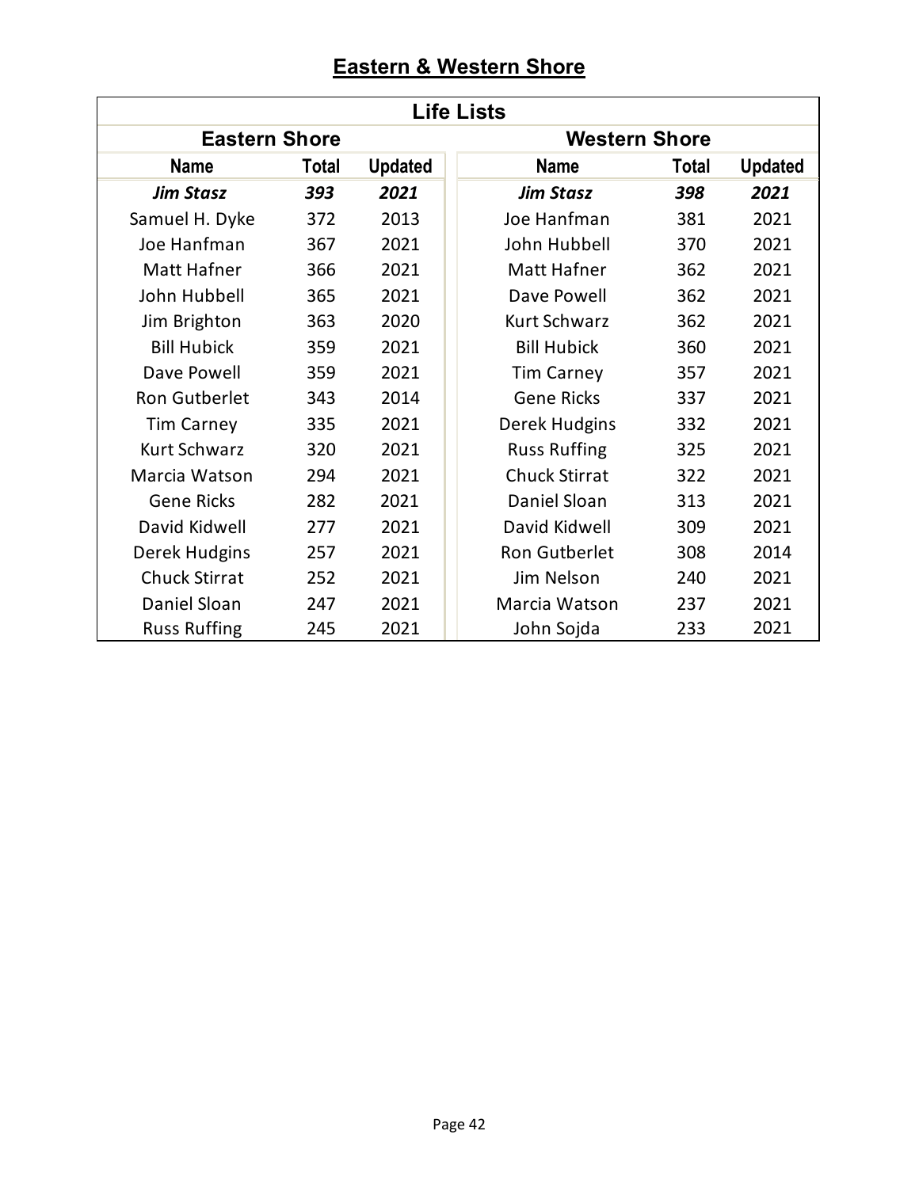## Eastern & Western Shore

| Life Lists | | | | | |
|---|---|---|---|---|---|
| **Eastern Shore** | | | **Western Shore** | | |
| **Name** | **Total** | **Updated** | **Name** | **Total** | **Updated** |
| ***Jim Stasz*** | ***393*** | ***2021*** | ***Jim Stasz*** | ***398*** | ***2021*** |
| Samuel H. Dyke | 372 | 2013 | Joe Hanfman | 381 | 2021 |
| Joe Hanfman | 367 | 2021 | John Hubbell | 370 | 2021 |
| Matt Hafner | 366 | 2021 | Matt Hafner | 362 | 2021 |
| John Hubbell | 365 | 2021 | Dave Powell | 362 | 2021 |
| Jim Brighton | 363 | 2020 | Kurt Schwarz | 362 | 2021 |
| Bill Hubick | 359 | 2021 | Bill Hubick | 360 | 2021 |
| Dave Powell | 359 | 2021 | Tim Carney | 357 | 2021 |
| Ron Gutberlet | 343 | 2014 | Gene Ricks | 337 | 2021 |
| Tim Carney | 335 | 2021 | Derek Hudgins | 332 | 2021 |
| Kurt Schwarz | 320 | 2021 | Russ Ruffing | 325 | 2021 |
| Marcia Watson | 294 | 2021 | Chuck Stirrat | 322 | 2021 |
| Gene Ricks | 282 | 2021 | Daniel Sloan | 313 | 2021 |
| David Kidwell | 277 | 2021 | David Kidwell | 309 | 2021 |
| Derek Hudgins | 257 | 2021 | Ron Gutberlet | 308 | 2014 |
| Chuck Stirrat | 252 | 2021 | Jim Nelson | 240 | 2021 |
| Daniel Sloan | 247 | 2021 | Marcia Watson | 237 | 2021 |
| Russ Ruffing | 245 | 2021 | John Sojda | 233 | 2021 |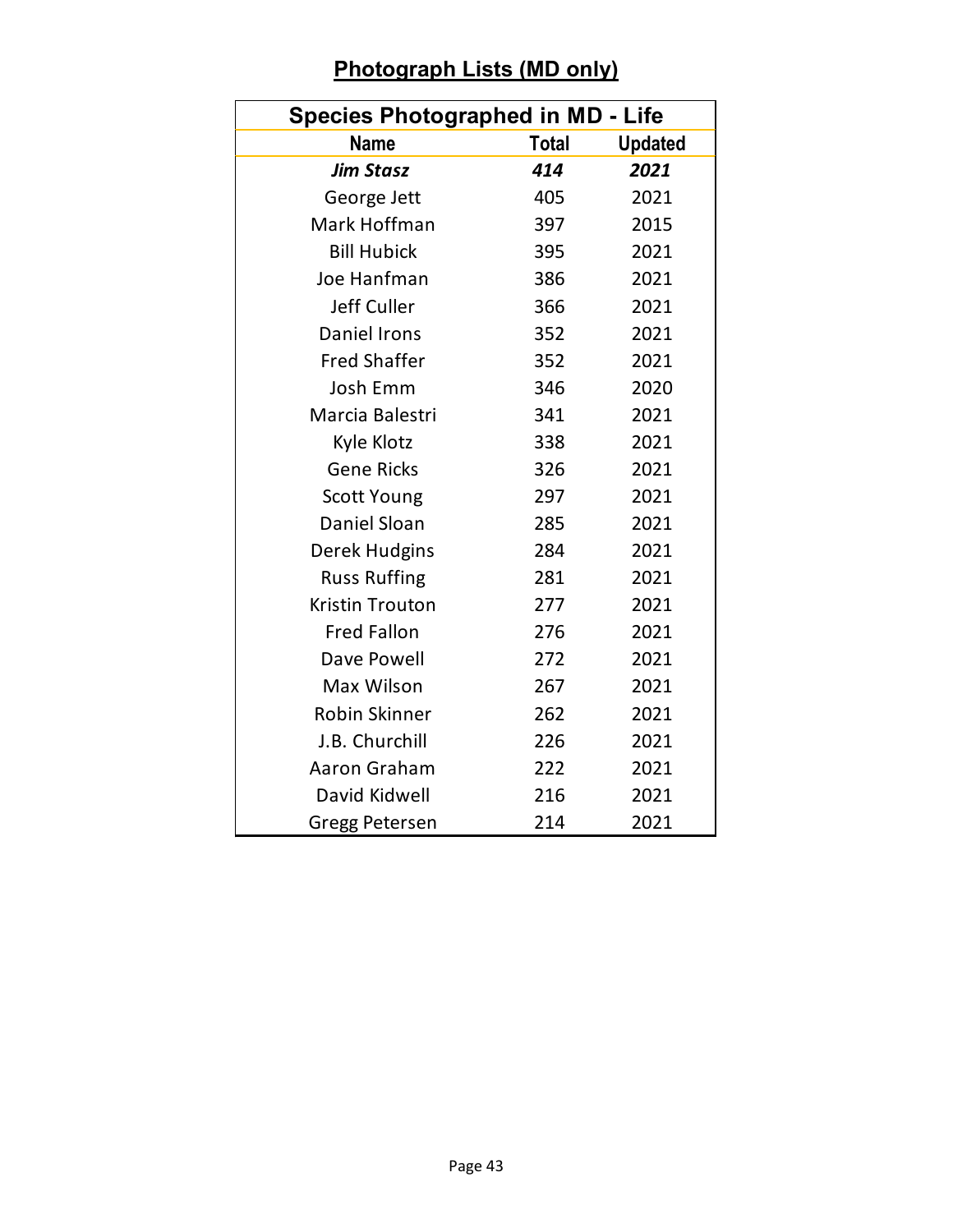## Photograph Lists (MD only)

| Species Photographed in MD - Life | | |
|---|---|---|
| **Name** | **Total** | **Updated** |
| ***Jim Stasz*** | ***414*** | ***2021*** |
| George Jett | 405 | 2021 |
| Mark Hoffman | 397 | 2015 |
| Bill Hubick | 395 | 2021 |
| Joe Hanfman | 386 | 2021 |
| Jeff Culler | 366 | 2021 |
| Daniel Irons | 352 | 2021 |
| Fred Shaffer | 352 | 2021 |
| Josh Emm | 346 | 2020 |
| Marcia Balestri | 341 | 2021 |
| Kyle Klotz | 338 | 2021 |
| Gene Ricks | 326 | 2021 |
| Scott Young | 297 | 2021 |
| Daniel Sloan | 285 | 2021 |
| Derek Hudgins | 284 | 2021 |
| Russ Ruffing | 281 | 2021 |
| Kristin Trouton | 277 | 2021 |
| Fred Fallon | 276 | 2021 |
| Dave Powell | 272 | 2021 |
| Max Wilson | 267 | 2021 |
| Robin Skinner | 262 | 2021 |
| J.B. Churchill | 226 | 2021 |
| Aaron Graham | 222 | 2021 |
| David Kidwell | 216 | 2021 |
| Gregg Petersen | 214 | 2021 |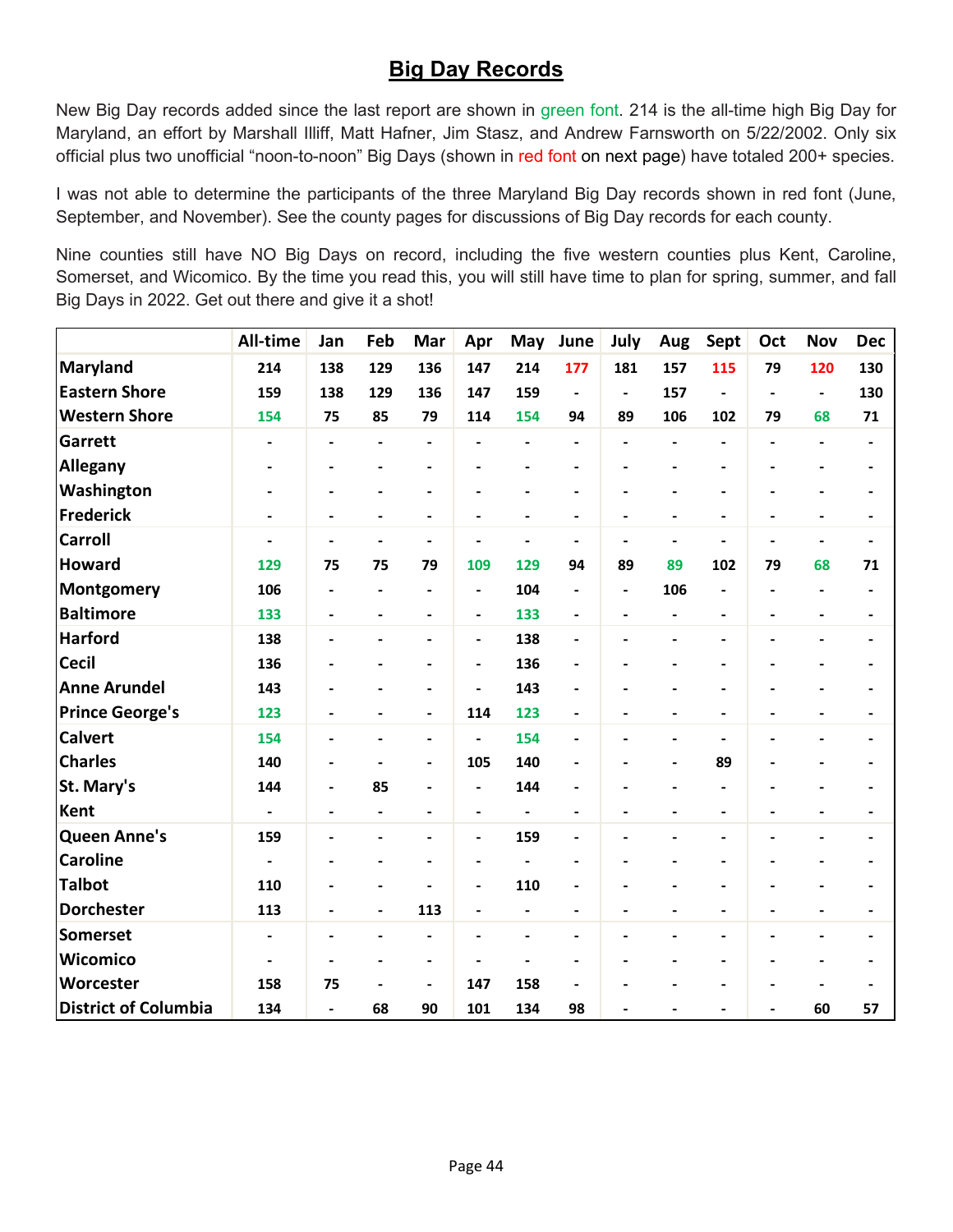## Big Day Records

New Big Day records added since the last report are shown in green font. 214 is the all-time high Big Day for Maryland, an effort by Marshall Illiff, Matt Hafner, Jim Stasz, and Andrew Farnsworth on 5/22/2002. Only six official plus two unofficial "noon-to-noon" Big Days (shown in red font on next page) have totaled 200+ species.

I was not able to determine the participants of the three Maryland Big Day records shown in red font (June, September, and November). See the county pages for discussions of Big Day records for each county.

Nine counties still have NO Big Days on record, including the five western counties plus Kent, Caroline, Somerset, and Wicomico. By the time you read this, you will still have time to plan for spring, summer, and fall Big Days in 2022. Get out there and give it a shot!

| | All-time | Jan | Feb | Mar | Apr | May | June | July | Aug | Sept | Oct | Nov | Dec |
|---|---|---|---|---|---|---|---|---|---|---|---|---|---|
| **Maryland** | 214 | 138 | 129 | 136 | 147 | 214 | 177 | 181 | 157 | 115 | 79 | 120 | 130 |
| **Eastern Shore** | 159 | 138 | 129 | 136 | 147 | 159 | - | - | 157 | - | - | - | 130 |
| **Western Shore** | 154 | 75 | 85 | 79 | 114 | 154 | 94 | 89 | 106 | 102 | 79 | 68 | 71 |
| **Garrett** | - | - | - | - | - | - | - | - | - | - | - | - | - |
| **Allegany** | - | - | - | - | - | - | - | - | - | - | - | - | - |
| **Washington** | - | - | - | - | - | - | - | - | - | - | - | - | - |
| **Frederick** | - | - | - | - | - | - | - | - | - | - | - | - | - |
| **Carroll** | - | - | - | - | - | - | - | - | - | - | - | - | - |
| **Howard** | 129 | 75 | 75 | 79 | 109 | 129 | 94 | 89 | 89 | 102 | 79 | 68 | 71 |
| **Montgomery** | 106 | - | - | - | - | 104 | - | - | 106 | - | - | - | - |
| **Baltimore** | 133 | - | - | - | - | 133 | - | - | - | - | - | - | - |
| **Harford** | 138 | - | - | - | - | 138 | - | - | - | - | - | - | - |
| **Cecil** | 136 | - | - | - | - | 136 | - | - | - | - | - | - | - |
| **Anne Arundel** | 143 | - | - | - | - | 143 | - | - | - | - | - | - | - |
| **Prince George's** | 123 | - | - | - | 114 | 123 | - | - | - | - | - | - | - |
| **Calvert** | 154 | - | - | - | - | 154 | - | - | - | - | - | - | - |
| **Charles** | 140 | - | - | - | 105 | 140 | - | - | - | 89 | - | - | - |
| **St. Mary's** | 144 | - | 85 | - | - | 144 | - | - | - | - | - | - | - |
| **Kent** | - | - | - | - | - | - | - | - | - | - | - | - | - |
| **Queen Anne's** | 159 | - | - | - | - | 159 | - | - | - | - | - | - | - |
| **Caroline** | - | - | - | - | - | - | - | - | - | - | - | - | - |
| **Talbot** | 110 | - | - | - | - | 110 | - | - | - | - | - | - | - |
| **Dorchester** | 113 | - | - | 113 | - | - | - | - | - | - | - | - | - |
| **Somerset** | - | - | - | - | - | - | - | - | - | - | - | - | - |
| **Wicomico** | - | - | - | - | - | - | - | - | - | - | - | - | - |
| **Worcester** | 158 | 75 | - | - | 147 | 158 | - | - | - | - | - | - | - |
| **District of Columbia** | 134 | - | 68 | 90 | 101 | 134 | 98 | - | - | - | - | 60 | 57 |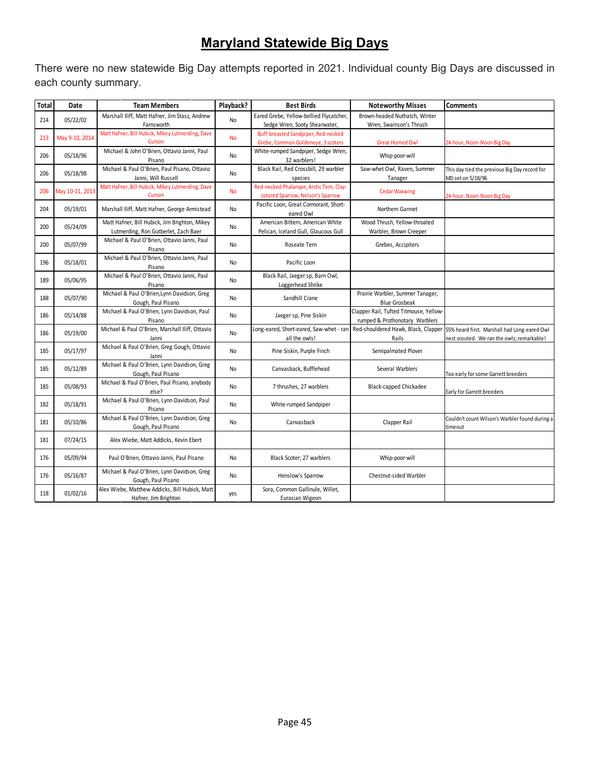# Maryland Statewide Big Days

There were no new statewide Big Day attempts reported in 2021. Individual county Big Days are discussed in each county summary.

| Total | Date | Team Members | Playback? | Best Birds | Noteworthy Misses | Comments |
|---|---|---|---|---|---|---|
| 214 | 05/22/02 | Marshall Iliff, Matt Hafner, Jim Stasz, Andrew Farnsworth | No | Eared Grebe, Yellow-bellied Flycatcher, Sedge Wren, Sooty Shearwater, | Brown-headed Nuthatch, Winter Wren, Swainson's Thrush | |
| 213 | May 9-10, 2014 | Matt Hafner, Bill Hubick, Mikey Lutmerding, Dave Curson | No | Buff-breasted Sandpiper, Red-necked Grebe, Common Goldeneye, 3 scoters | Great Horned Owl | 24-hour, Noon-Noon Big Day |
| 206 | 05/18/96 | Michael & John O'Brien, Ottavio Janni, Paul Pisano | No | White-rumped Sandpiper, Sedge Wren, 32 warblers! | Whip-poor-will | |
| 206 | 05/18/98 | Michael & Paul O'Brien, Paul Pisano, Ottavio Janni, Will Russell | No | Black Rail, Red Crossbill, 29 warbler species | Saw-whet Owl, Raven, Summer Tanager | This day tied the previous Big Day record for MD set on 5/18/96 |
| 206 | May 10-11, 2013 | Matt Hafner, Bill Hubick, Mikey Lutmerding, Dave Curson | No | Red-necked Phalarope, Arctic Tern, Clay-colored Sparrow, Nelson's Sparrow | Cedar Waxwing | 24-hour, Noon-Noon Big Day |
| 204 | 05/19/01 | Marshall Iliff, Matt Hafner, George Armistead | No | Pacific Loon, Great Cormorant, Short-eared Owl | Northern Gannet | |
| 200 | 05/24/09 | Matt Hafner, Bill Hubick, Jim Brighton, Mikey Lutmerding, Ron Gutberlet, Zach Baer | No | American Bittern, American White Pelican, Iceland Gull, Glaucous Gull | Wood Thrush, Yellow-throated Warbler, Brown Creeper | |
| 200 | 05/07/99 | Michael & Paul O'Brien, Ottavio Janni, Paul Pisano | No | Roseate Tern | Grebes, Accipiters | |
| 196 | 05/18/01 | Michael & Paul O'Brien, Ottavio Janni, Paul Pisano | No | Pacific Loon | | |
| 189 | 05/06/95 | Michael & Paul O'Brien, Ottavio Janni, Paul Pisano | No | Black Rail, Jaeger sp, Barn Owl, Loggerhead Shrike | | |
| 188 | 05/07/90 | Michael & Paul O'Brien,Lynn Davidson, Greg Gough, Paul Pisano | No | Sandhill Crane | Prairie Warbler, Summer Tanager, Blue Grosbeak | |
| 186 | 05/14/88 | Michael & Paul O'Brien, Lynn Davidson, Paul Pisano | No | Jaeger sp, Pine Siskin | Clapper Rail, Tufted Titmouse, Yellow-rumped & Prothonotary Warblers | |
| 186 | 05/19/00 | Michael & Paul O'Brien, Marshall Iliff, Ottavio Janni | No | Long-eared, Short-eared, Saw-whet - ran all the owls! | Red-shouldered Hawk, Black, Clapper Rails | 55% heard first. Marshall had Long-eared Owl nest scouted. We ran the owls; remarkable! |
| 185 | 05/17/97 | Michael & Paul O'Brien, Greg Gough, Ottavio Janni | No | Pine Siskin, Purple Finch | Semipalmated Plover | |
| 185 | 05/12/89 | Michael & Paul O'Brien, Lynn Davidson, Greg Gough, Paul Pisano | No | Canvasback, Bufflehead | Several Warblers | Too early for some Garrett breeders |
| 185 | 05/08/93 | Michael & Paul O'Brien, Paul Pisano, anybody else? | No | 7 thrushes, 27 warblers | Black-capped Chickadee | Early for Garrett breeders |
| 182 | 05/18/91 | Michael & Paul O'Brien, Lynn Davidson, Paul Pisano | No | White-rumped Sandpiper | | |
| 181 | 05/10/86 | Michael & Paul O'Brien, Lynn Davidson, Greg Gough, Paul Pisano | No | Canvasback | Clapper Rail | Couldn't count Wilson's Warbler found during a timeout |
| 181 | 07/24/15 | Alex Wiebe, Matt Addicks, Kevin Ebert | | | | |
| 176 | 05/09/94 | Paul O'Brien, Ottavio Janni, Paul Pisano | No | Black Scoter; 27 warblers | Whip-poor-will | |
| 176 | 05/16/87 | Michael & Paul O'Brien, Lynn Davidson, Greg Gough, Paul Pisano | No | Henslow's Sparrow | Chestnut-sided Warbler | |
| 118 | 01/02/16 | Alex Wiebe, Matthew Addicks, Bill Hubick, Matt Hafner, Jim Brighton | yes | Sora, Common Gallinule, Willet, Eurasian Wigeon | | |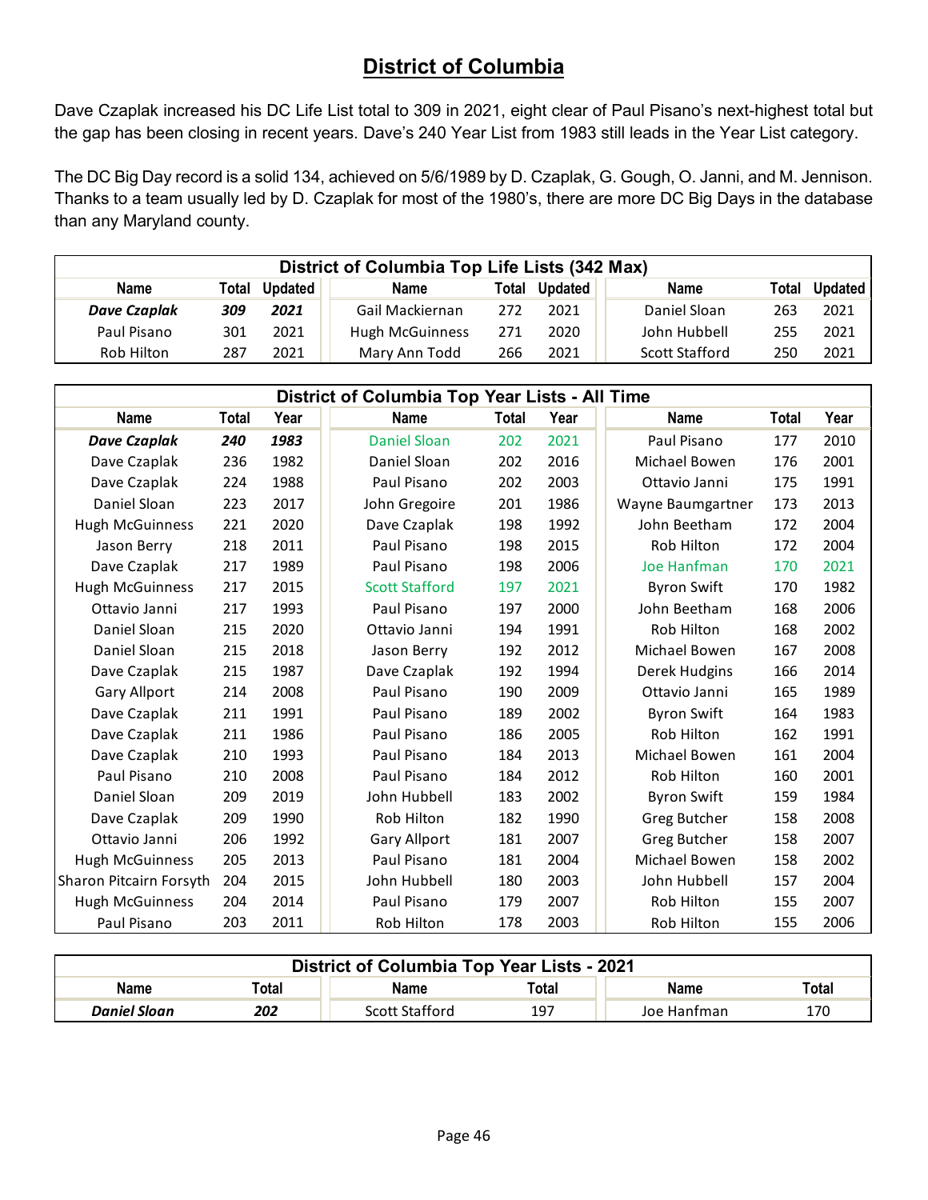# District of Columbia

Dave Czaplak increased his DC Life List total to 309 in 2021, eight clear of Paul Pisano's next-highest total but the gap has been closing in recent years. Dave's 240 Year List from 1983 still leads in the Year List category.

The DC Big Day record is a solid 134, achieved on 5/6/1989 by D. Czaplak, G. Gough, O. Janni, and M. Jennison. Thanks to a team usually led by D. Czaplak for most of the 1980's, there are more DC Big Days in the database than any Maryland county.

**District of Columbia Top Life Lists (342 Max)**

| Name | Total | Updated | Name | Total | Updated | Name | Total | Updated |
|---|---|---|---|---|---|---|---|---|
| ***Dave Czaplak*** | ***309*** | ***2021*** | Gail Mackiernan | 272 | 2021 | Daniel Sloan | 263 | 2021 |
| Paul Pisano | 301 | 2021 | Hugh McGuinness | 271 | 2020 | John Hubbell | 255 | 2021 |
| Rob Hilton | 287 | 2021 | Mary Ann Todd | 266 | 2021 | Scott Stafford | 250 | 2021 |

**District of Columbia Top Year Lists - All Time**

| Name | Total | Year | Name | Total | Year | Name | Total | Year |
|---|---|---|---|---|---|---|---|---|
| ***Dave Czaplak*** | ***240*** | ***1983*** | Daniel Sloan | 202 | 2021 | Paul Pisano | 177 | 2010 |
| Dave Czaplak | 236 | 1982 | Daniel Sloan | 202 | 2016 | Michael Bowen | 176 | 2001 |
| Dave Czaplak | 224 | 1988 | Paul Pisano | 202 | 2003 | Ottavio Janni | 175 | 1991 |
| Daniel Sloan | 223 | 2017 | John Gregoire | 201 | 1986 | Wayne Baumgartner | 173 | 2013 |
| Hugh McGuinness | 221 | 2020 | Dave Czaplak | 198 | 1992 | John Beetham | 172 | 2004 |
| Jason Berry | 218 | 2011 | Paul Pisano | 198 | 2015 | Rob Hilton | 172 | 2004 |
| Dave Czaplak | 217 | 1989 | Paul Pisano | 198 | 2006 | Joe Hanfman | 170 | 2021 |
| Hugh McGuinness | 217 | 2015 | Scott Stafford | 197 | 2021 | Byron Swift | 170 | 1982 |
| Ottavio Janni | 217 | 1993 | Paul Pisano | 197 | 2000 | John Beetham | 168 | 2006 |
| Daniel Sloan | 215 | 2020 | Ottavio Janni | 194 | 1991 | Rob Hilton | 168 | 2002 |
| Daniel Sloan | 215 | 2018 | Jason Berry | 192 | 2012 | Michael Bowen | 167 | 2008 |
| Dave Czaplak | 215 | 1987 | Dave Czaplak | 192 | 1994 | Derek Hudgins | 166 | 2014 |
| Gary Allport | 214 | 2008 | Paul Pisano | 190 | 2009 | Ottavio Janni | 165 | 1989 |
| Dave Czaplak | 211 | 1991 | Paul Pisano | 189 | 2002 | Byron Swift | 164 | 1983 |
| Dave Czaplak | 211 | 1986 | Paul Pisano | 186 | 2005 | Rob Hilton | 162 | 1991 |
| Dave Czaplak | 210 | 1993 | Paul Pisano | 184 | 2013 | Michael Bowen | 161 | 2004 |
| Paul Pisano | 210 | 2008 | Paul Pisano | 184 | 2012 | Rob Hilton | 160 | 2001 |
| Daniel Sloan | 209 | 2019 | John Hubbell | 183 | 2002 | Byron Swift | 159 | 1984 |
| Dave Czaplak | 209 | 1990 | Rob Hilton | 182 | 1990 | Greg Butcher | 158 | 2008 |
| Ottavio Janni | 206 | 1992 | Gary Allport | 181 | 2007 | Greg Butcher | 158 | 2007 |
| Hugh McGuinness | 205 | 2013 | Paul Pisano | 181 | 2004 | Michael Bowen | 158 | 2002 |
| Sharon Pitcairn Forsyth | 204 | 2015 | John Hubbell | 180 | 2003 | John Hubbell | 157 | 2004 |
| Hugh McGuinness | 204 | 2014 | Paul Pisano | 179 | 2007 | Rob Hilton | 155 | 2007 |
| Paul Pisano | 203 | 2011 | Rob Hilton | 178 | 2003 | Rob Hilton | 155 | 2006 |

**District of Columbia Top Year Lists - 2021**

| Name | Total | Name | Total | Name | Total |
|---|---|---|---|---|---|
| ***Daniel Sloan*** | ***202*** | Scott Stafford | 197 | Joe Hanfman | 170 |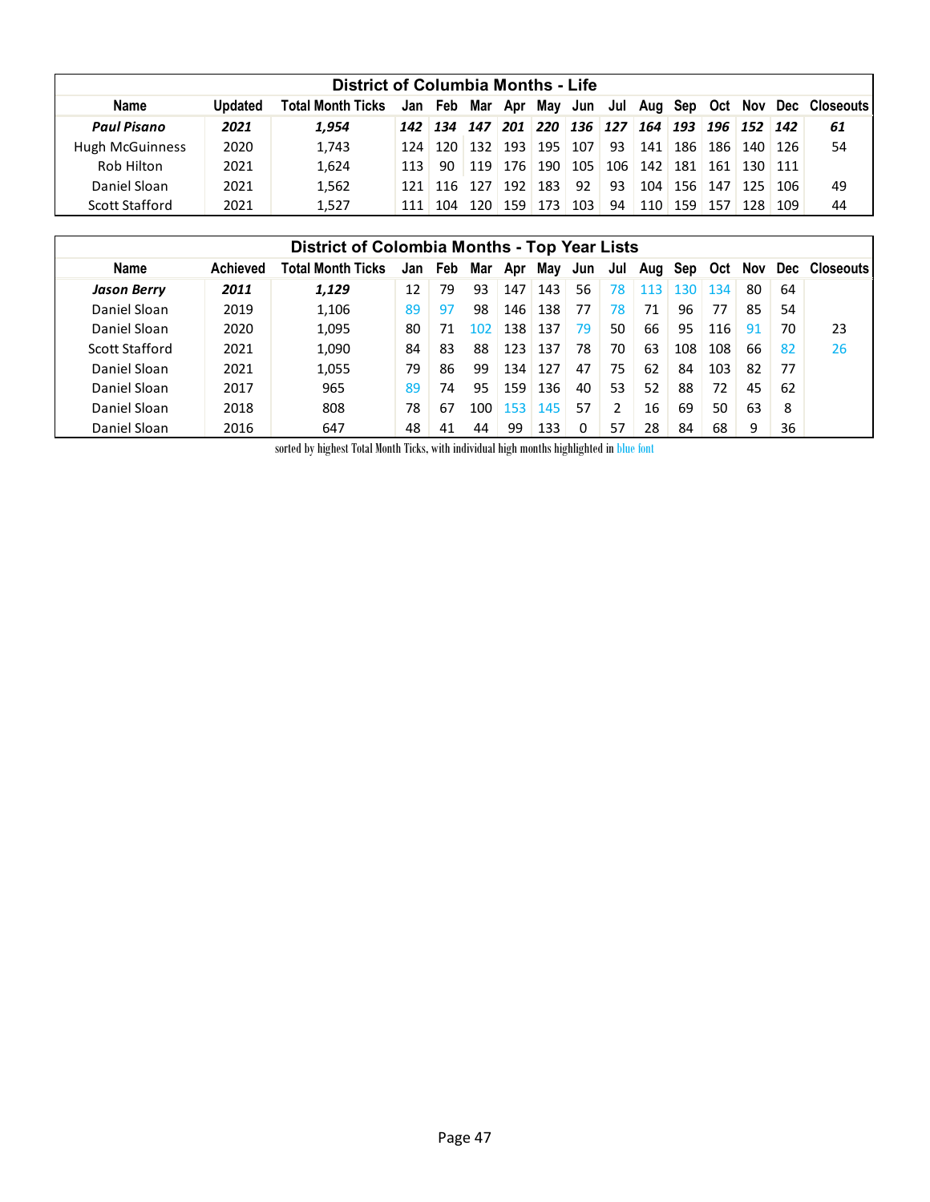## District of Columbia Months - Life

| Name | Updated | Total Month Ticks | Jan | Feb | Mar | Apr | May | Jun | Jul | Aug | Sep | Oct | Nov | Dec | Closeouts |
|---|---|---|---|---|---|---|---|---|---|---|---|---|---|---|---|
| ***Paul Pisano*** | ***2021*** | ***1,954*** | ***142*** | ***134*** | ***147*** | ***201*** | ***220*** | ***136*** | ***127*** | ***164*** | ***193*** | ***196*** | ***152*** | ***142*** | ***61*** |
| Hugh McGuinness | 2020 | 1,743 | 124 | 120 | 132 | 193 | 195 | 107 | 93 | 141 | 186 | 186 | 140 | 126 | 54 |
| Rob Hilton | 2021 | 1,624 | 113 | 90 | 119 | 176 | 190 | 105 | 106 | 142 | 181 | 161 | 130 | 111 | |
| Daniel Sloan | 2021 | 1,562 | 121 | 116 | 127 | 192 | 183 | 92 | 93 | 104 | 156 | 147 | 125 | 106 | 49 |
| Scott Stafford | 2021 | 1,527 | 111 | 104 | 120 | 159 | 173 | 103 | 94 | 110 | 159 | 157 | 128 | 109 | 44 |

## District of Colombia Months - Top Year Lists

| Name | Achieved | Total Month Ticks | Jan | Feb | Mar | Apr | May | Jun | Jul | Aug | Sep | Oct | Nov | Dec | Closeouts |
|---|---|---|---|---|---|---|---|---|---|---|---|---|---|---|---|
| ***Jason Berry*** | ***2011*** | ***1,129*** | 12 | 79 | 93 | 147 | 143 | 56 | 78 | 113 | 130 | 134 | 80 | 64 | |
| Daniel Sloan | 2019 | 1,106 | 89 | 97 | 98 | 146 | 138 | 77 | 78 | 71 | 96 | 77 | 85 | 54 | |
| Daniel Sloan | 2020 | 1,095 | 80 | 71 | 102 | 138 | 137 | 79 | 50 | 66 | 95 | 116 | 91 | 70 | 23 |
| Scott Stafford | 2021 | 1,090 | 84 | 83 | 88 | 123 | 137 | 78 | 70 | 63 | 108 | 108 | 66 | 82 | 26 |
| Daniel Sloan | 2021 | 1,055 | 79 | 86 | 99 | 134 | 127 | 47 | 75 | 62 | 84 | 103 | 82 | 77 | |
| Daniel Sloan | 2017 | 965 | 89 | 74 | 95 | 159 | 136 | 40 | 53 | 52 | 88 | 72 | 45 | 62 | |
| Daniel Sloan | 2018 | 808 | 78 | 67 | 100 | 153 | 145 | 57 | 2 | 16 | 69 | 50 | 63 | 8 | |
| Daniel Sloan | 2016 | 647 | 48 | 41 | 44 | 99 | 133 | 0 | 57 | 28 | 84 | 68 | 9 | 36 | |

sorted by highest Total Month Ticks, with individual high months highlighted in blue font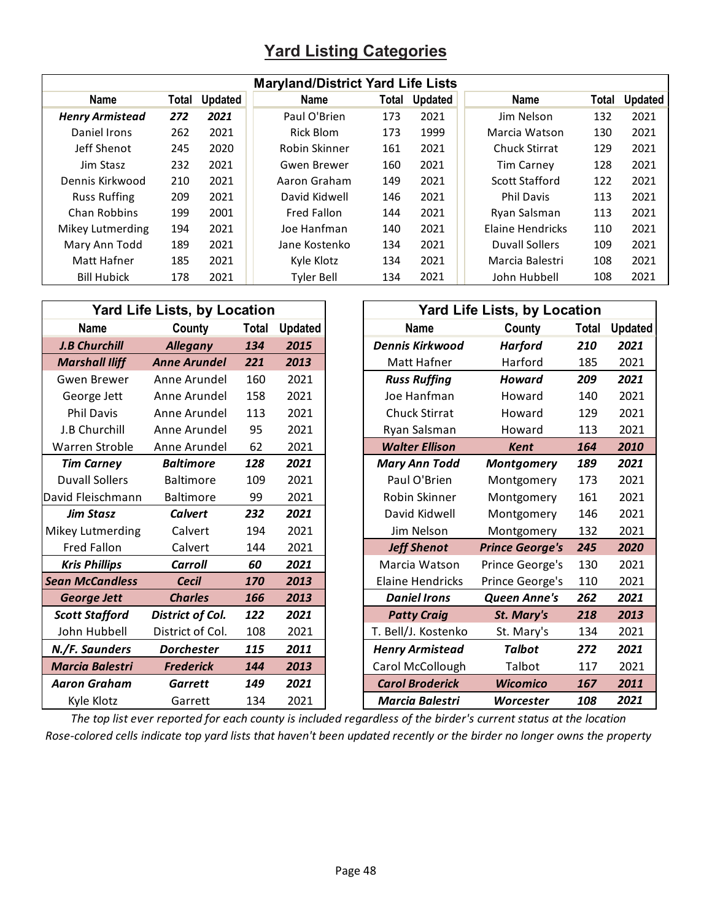# Yard Listing Categories

| Maryland/District Yard Life Lists | | | | | | | | |
|---|---|---|---|---|---|---|---|---|
| Name | Total | Updated | Name | Total | Updated | Name | Total | Updated |
| ***Henry Armistead*** | ***272*** | ***2021*** | Paul O'Brien | 173 | 2021 | Jim Nelson | 132 | 2021 |
| Daniel Irons | 262 | 2021 | Rick Blom | 173 | 1999 | Marcia Watson | 130 | 2021 |
| Jeff Shenot | 245 | 2020 | Robin Skinner | 161 | 2021 | Chuck Stirrat | 129 | 2021 |
| Jim Stasz | 232 | 2021 | Gwen Brewer | 160 | 2021 | Tim Carney | 128 | 2021 |
| Dennis Kirkwood | 210 | 2021 | Aaron Graham | 149 | 2021 | Scott Stafford | 122 | 2021 |
| Russ Ruffing | 209 | 2021 | David Kidwell | 146 | 2021 | Phil Davis | 113 | 2021 |
| Chan Robbins | 199 | 2001 | Fred Fallon | 144 | 2021 | Ryan Salsman | 113 | 2021 |
| Mikey Lutmerding | 194 | 2021 | Joe Hanfman | 140 | 2021 | Elaine Hendricks | 110 | 2021 |
| Mary Ann Todd | 189 | 2021 | Jane Kostenko | 134 | 2021 | Duvall Sollers | 109 | 2021 |
| Matt Hafner | 185 | 2021 | Kyle Klotz | 134 | 2021 | Marcia Balestri | 108 | 2021 |
| Bill Hubick | 178 | 2021 | Tyler Bell | 134 | 2021 | John Hubbell | 108 | 2021 |

| Yard Life Lists, by Location | | | |
|---|---|---|---|
| Name | County | Total | Updated |
| ***J.B Churchill*** | ***Allegany*** | ***134*** | ***2015*** |
| ***Marshall Iliff*** | ***Anne Arundel*** | ***221*** | ***2013*** |
| Gwen Brewer | Anne Arundel | 160 | 2021 |
| George Jett | Anne Arundel | 158 | 2021 |
| Phil Davis | Anne Arundel | 113 | 2021 |
| J.B Churchill | Anne Arundel | 95 | 2021 |
| Warren Stroble | Anne Arundel | 62 | 2021 |
| ***Tim Carney*** | ***Baltimore*** | ***128*** | ***2021*** |
| Duvall Sollers | Baltimore | 109 | 2021 |
| David Fleischmann | Baltimore | 99 | 2021 |
| ***Jim Stasz*** | ***Calvert*** | ***232*** | ***2021*** |
| Mikey Lutmerding | Calvert | 194 | 2021 |
| Fred Fallon | Calvert | 144 | 2021 |
| ***Kris Phillips*** | ***Carroll*** | ***60*** | ***2021*** |
| ***Sean McCandless*** | ***Cecil*** | ***170*** | ***2013*** |
| ***George Jett*** | ***Charles*** | ***166*** | ***2013*** |
| ***Scott Stafford*** | ***District of Col.*** | ***122*** | ***2021*** |
| John Hubbell | District of Col. | 108 | 2021 |
| ***N./F. Saunders*** | ***Dorchester*** | ***115*** | ***2011*** |
| ***Marcia Balestri*** | ***Frederick*** | ***144*** | ***2013*** |
| ***Aaron Graham*** | ***Garrett*** | ***149*** | ***2021*** |
| Kyle Klotz | Garrett | 134 | 2021 |

| Yard Life Lists, by Location | | | |
|---|---|---|---|
| Name | County | Total | Updated |
| ***Dennis Kirkwood*** | ***Harford*** | ***210*** | ***2021*** |
| Matt Hafner | Harford | 185 | 2021 |
| ***Russ Ruffing*** | ***Howard*** | ***209*** | ***2021*** |
| Joe Hanfman | Howard | 140 | 2021 |
| Chuck Stirrat | Howard | 129 | 2021 |
| Ryan Salsman | Howard | 113 | 2021 |
| ***Walter Ellison*** | ***Kent*** | ***164*** | ***2010*** |
| ***Mary Ann Todd*** | ***Montgomery*** | ***189*** | ***2021*** |
| Paul O'Brien | Montgomery | 173 | 2021 |
| Robin Skinner | Montgomery | 161 | 2021 |
| David Kidwell | Montgomery | 146 | 2021 |
| Jim Nelson | Montgomery | 132 | 2021 |
| ***Jeff Shenot*** | ***Prince George's*** | ***245*** | ***2020*** |
| Marcia Watson | Prince George's | 130 | 2021 |
| Elaine Hendricks | Prince George's | 110 | 2021 |
| ***Daniel Irons*** | ***Queen Anne's*** | ***262*** | ***2021*** |
| ***Patty Craig*** | ***St. Mary's*** | ***218*** | ***2013*** |
| T. Bell/J. Kostenko | St. Mary's | 134 | 2021 |
| ***Henry Armistead*** | ***Talbot*** | ***272*** | ***2021*** |
| Carol McCollough | Talbot | 117 | 2021 |
| ***Carol Broderick*** | ***Wicomico*** | ***167*** | ***2011*** |
| ***Marcia Balestri*** | ***Worcester*** | ***108*** | ***2021*** |

*The top list ever reported for each county is included regardless of the birder's current status at the location*

*Rose-colored cells indicate top yard lists that haven't been updated recently or the birder no longer owns the property*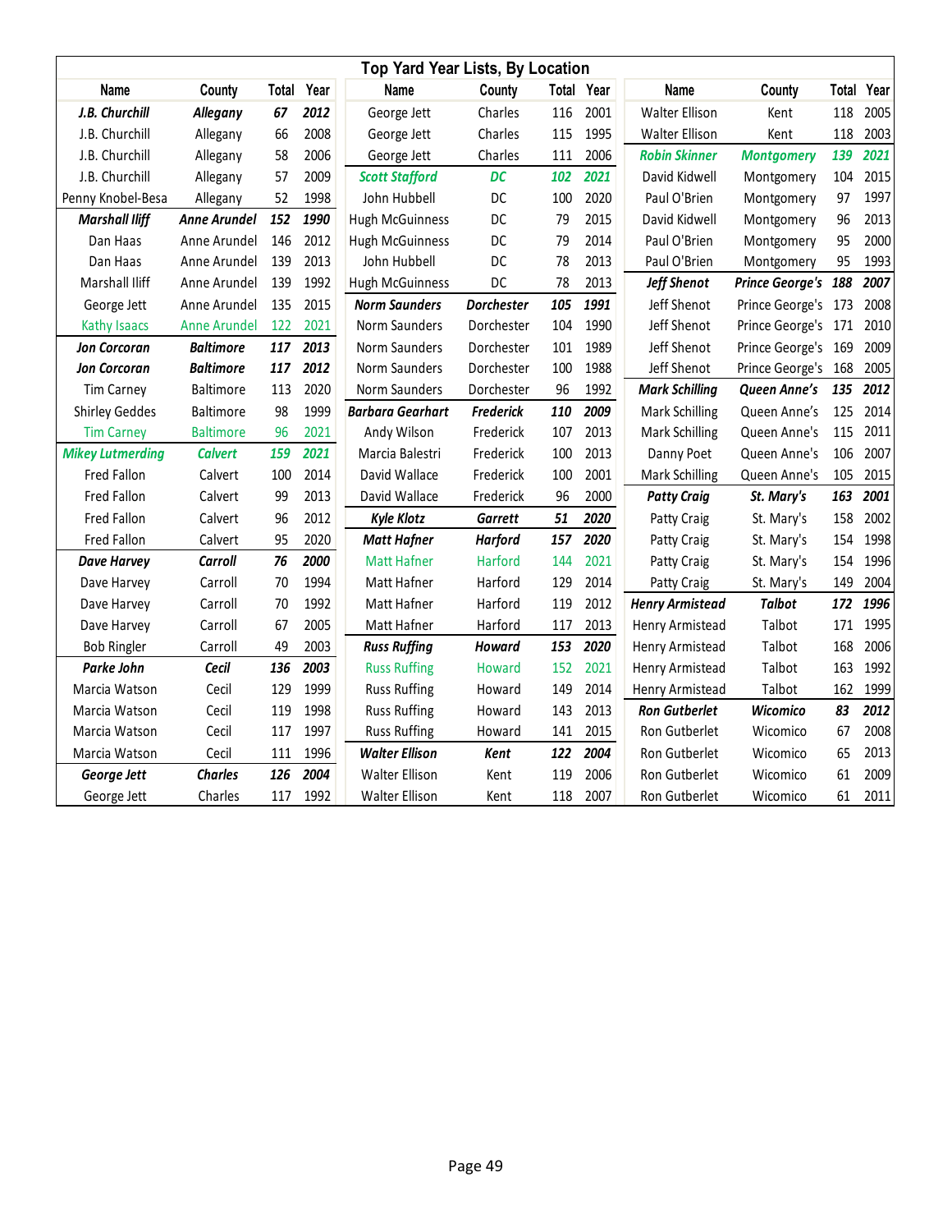# Top Yard Year Lists, By Location

| Name | County | Total | Year | Name | County | Total | Year | Name | County | Total | Year |
|---|---|---|---|---|---|---|---|---|---|---|---|
| ***J.B. Churchill*** | ***Allegany*** | ***67*** | ***2012*** | George Jett | Charles | 116 | 2001 | Walter Ellison | Kent | 118 | 2005 |
| J.B. Churchill | Allegany | 66 | 2008 | George Jett | Charles | 115 | 1995 | Walter Ellison | Kent | 118 | 2003 |
| J.B. Churchill | Allegany | 58 | 2006 | George Jett | Charles | 111 | 2006 | ***Robin Skinner*** | ***Montgomery*** | ***139*** | ***2021*** |
| J.B. Churchill | Allegany | 57 | 2009 | ***Scott Stafford*** | ***DC*** | ***102*** | ***2021*** | David Kidwell | Montgomery | 104 | 2015 |
| Penny Knobel-Besa | Allegany | 52 | 1998 | John Hubbell | DC | 100 | 2020 | Paul O'Brien | Montgomery | 97 | 1997 |
| ***Marshall Iliff*** | ***Anne Arundel*** | ***152*** | ***1990*** | Hugh McGuinness | DC | 79 | 2015 | David Kidwell | Montgomery | 96 | 2013 |
| Dan Haas | Anne Arundel | 146 | 2012 | Hugh McGuinness | DC | 79 | 2014 | Paul O'Brien | Montgomery | 95 | 2000 |
| Dan Haas | Anne Arundel | 139 | 2013 | John Hubbell | DC | 78 | 2013 | Paul O'Brien | Montgomery | 95 | 1993 |
| Marshall Iliff | Anne Arundel | 139 | 1992 | Hugh McGuinness | DC | 78 | 2013 | ***Jeff Shenot*** | ***Prince George's*** | ***188*** | ***2007*** |
| George Jett | Anne Arundel | 135 | 2015 | ***Norm Saunders*** | ***Dorchester*** | ***105*** | ***1991*** | Jeff Shenot | Prince George's | 173 | 2008 |
| Kathy Isaacs | Anne Arundel | 122 | 2021 | Norm Saunders | Dorchester | 104 | 1990 | Jeff Shenot | Prince George's | 171 | 2010 |
| ***Jon Corcoran*** | ***Baltimore*** | ***117*** | ***2013*** | Norm Saunders | Dorchester | 101 | 1989 | Jeff Shenot | Prince George's | 169 | 2009 |
| ***Jon Corcoran*** | ***Baltimore*** | ***117*** | ***2012*** | Norm Saunders | Dorchester | 100 | 1988 | Jeff Shenot | Prince George's | 168 | 2005 |
| Tim Carney | Baltimore | 113 | 2020 | Norm Saunders | Dorchester | 96 | 1992 | ***Mark Schilling*** | ***Queen Anne's*** | ***135*** | ***2012*** |
| Shirley Geddes | Baltimore | 98 | 1999 | ***Barbara Gearhart*** | ***Frederick*** | ***110*** | ***2009*** | Mark Schilling | Queen Anne's | 125 | 2014 |
| Tim Carney | Baltimore | 96 | 2021 | Andy Wilson | Frederick | 107 | 2013 | Mark Schilling | Queen Anne's | 115 | 2011 |
| ***Mikey Lutmerding*** | ***Calvert*** | ***159*** | ***2021*** | Marcia Balestri | Frederick | 100 | 2013 | Danny Poet | Queen Anne's | 106 | 2007 |
| Fred Fallon | Calvert | 100 | 2014 | David Wallace | Frederick | 100 | 2001 | Mark Schilling | Queen Anne's | 105 | 2015 |
| Fred Fallon | Calvert | 99 | 2013 | David Wallace | Frederick | 96 | 2000 | ***Patty Craig*** | ***St. Mary's*** | ***163*** | ***2001*** |
| Fred Fallon | Calvert | 96 | 2012 | ***Kyle Klotz*** | ***Garrett*** | ***51*** | ***2020*** | Patty Craig | St. Mary's | 158 | 2002 |
| Fred Fallon | Calvert | 95 | 2020 | ***Matt Hafner*** | ***Harford*** | ***157*** | ***2020*** | Patty Craig | St. Mary's | 154 | 1998 |
| ***Dave Harvey*** | ***Carroll*** | ***76*** | ***2000*** | Matt Hafner | Harford | 144 | 2021 | Patty Craig | St. Mary's | 154 | 1996 |
| Dave Harvey | Carroll | 70 | 1994 | Matt Hafner | Harford | 129 | 2014 | Patty Craig | St. Mary's | 149 | 2004 |
| Dave Harvey | Carroll | 70 | 1992 | Matt Hafner | Harford | 119 | 2012 | ***Henry Armistead*** | ***Talbot*** | ***172*** | ***1996*** |
| Dave Harvey | Carroll | 67 | 2005 | Matt Hafner | Harford | 117 | 2013 | Henry Armistead | Talbot | 171 | 1995 |
| Bob Ringler | Carroll | 49 | 2003 | ***Russ Ruffing*** | ***Howard*** | ***153*** | ***2020*** | Henry Armistead | Talbot | 168 | 2006 |
| ***Parke John*** | ***Cecil*** | ***136*** | ***2003*** | Russ Ruffing | Howard | 152 | 2021 | Henry Armistead | Talbot | 163 | 1992 |
| Marcia Watson | Cecil | 129 | 1999 | Russ Ruffing | Howard | 149 | 2014 | Henry Armistead | Talbot | 162 | 1999 |
| Marcia Watson | Cecil | 119 | 1998 | Russ Ruffing | Howard | 143 | 2013 | ***Ron Gutberlet*** | ***Wicomico*** | ***83*** | ***2012*** |
| Marcia Watson | Cecil | 117 | 1997 | Russ Ruffing | Howard | 141 | 2015 | Ron Gutberlet | Wicomico | 67 | 2008 |
| Marcia Watson | Cecil | 111 | 1996 | ***Walter Ellison*** | ***Kent*** | ***122*** | ***2004*** | Ron Gutberlet | Wicomico | 65 | 2013 |
| ***George Jett*** | ***Charles*** | ***126*** | ***2004*** | Walter Ellison | Kent | 119 | 2006 | Ron Gutberlet | Wicomico | 61 | 2009 |
| George Jett | Charles | 117 | 1992 | Walter Ellison | Kent | 118 | 2007 | Ron Gutberlet | Wicomico | 61 | 2011 |